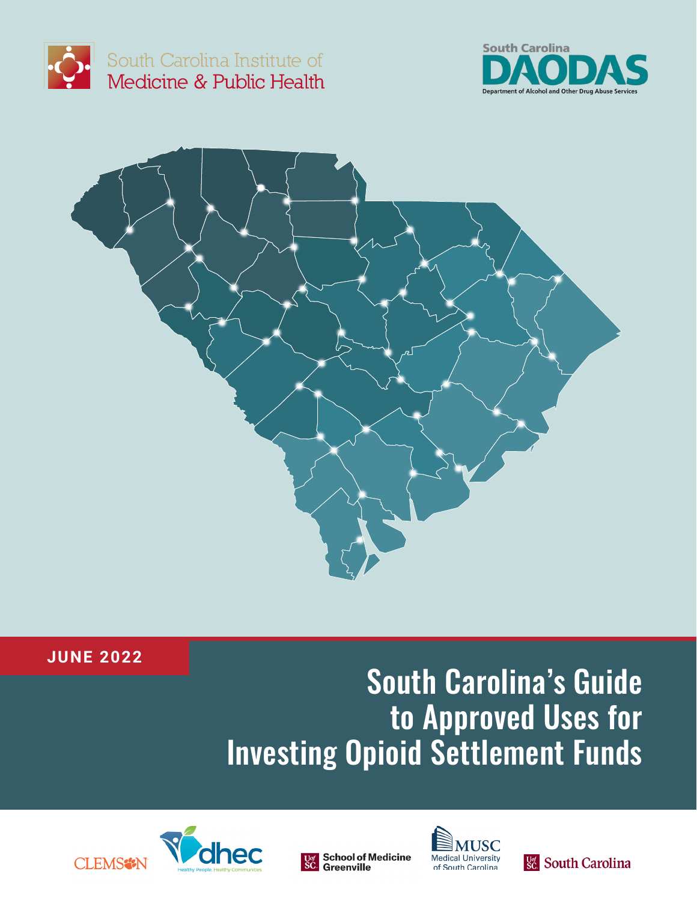South Carolina Institute of Medicine & Public Health

South Carolina DAODAS

Department of Alcohol and Other Drug Abuse Services

JUNE 2022

# South Carolina's Guide to Approved Uses for Investing Opioid Settlement Funds

CLEMSON

dhec

Healthy People. Healthy Communities.

UofSC School of Medicine Greenville

MUSC Medical University of South Carolina

UofSC South Carolina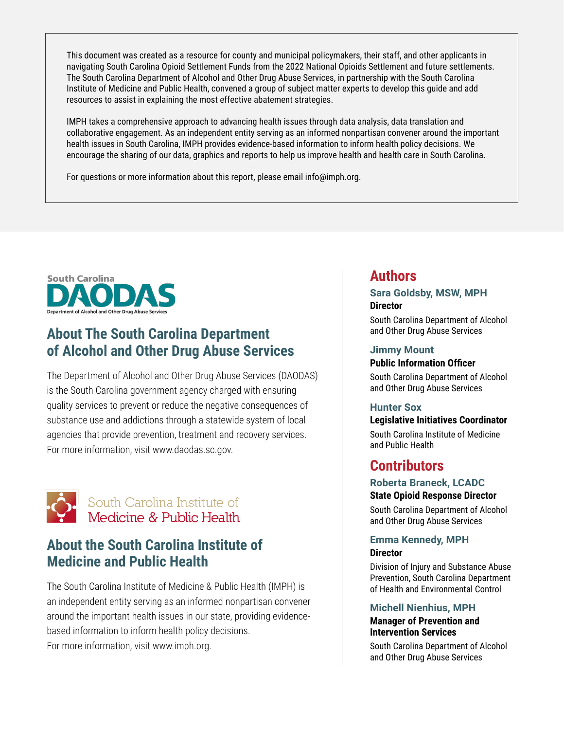This document was created as a resource for county and municipal policymakers, their staff, and other applicants in navigating South Carolina Opioid Settlement Funds from the 2022 National Opioids Settlement and future settlements. The South Carolina Department of Alcohol and Other Drug Abuse Services, in partnership with the South Carolina Institute of Medicine and Public Health, convened a group of subject matter experts to develop this guide and add resources to assist in explaining the most effective abatement strategies.

IMPH takes a comprehensive approach to advancing health issues through data analysis, data translation and collaborative engagement. As an independent entity serving as an informed nonpartisan convener around the important health issues in South Carolina, IMPH provides evidence-based information to inform health policy decisions. We encourage the sharing of our data, graphics and reports to help us improve health and health care in South Carolina.

For questions or more information about this report, please email info@imph.org.

## About The South Carolina Department of Alcohol and Other Drug Abuse Services

The Department of Alcohol and Other Drug Abuse Services (DAODAS) is the South Carolina government agency charged with ensuring quality services to prevent or reduce the negative consequences of substance use and addictions through a statewide system of local agencies that provide prevention, treatment and recovery services. For more information, visit www.daodas.sc.gov.

## About the South Carolina Institute of Medicine and Public Health

The South Carolina Institute of Medicine & Public Health (IMPH) is an independent entity serving as an informed nonpartisan convener around the important health issues in our state, providing evidence-based information to inform health policy decisions. For more information, visit www.imph.org.

## Authors

**Sara Goldsby, MSW, MPH**
**Director**
South Carolina Department of Alcohol and Other Drug Abuse Services

**Jimmy Mount**
**Public Information Officer**
South Carolina Department of Alcohol and Other Drug Abuse Services

**Hunter Sox**
**Legislative Initiatives Coordinator**
South Carolina Institute of Medicine and Public Health

## Contributors

**Roberta Braneck, LCADC**
**State Opioid Response Director**
South Carolina Department of Alcohol and Other Drug Abuse Services

**Emma Kennedy, MPH**
**Director**
Division of Injury and Substance Abuse Prevention, South Carolina Department of Health and Environmental Control

**Michell Nienhius, MPH**
**Manager of Prevention and Intervention Services**
South Carolina Department of Alcohol and Other Drug Abuse Services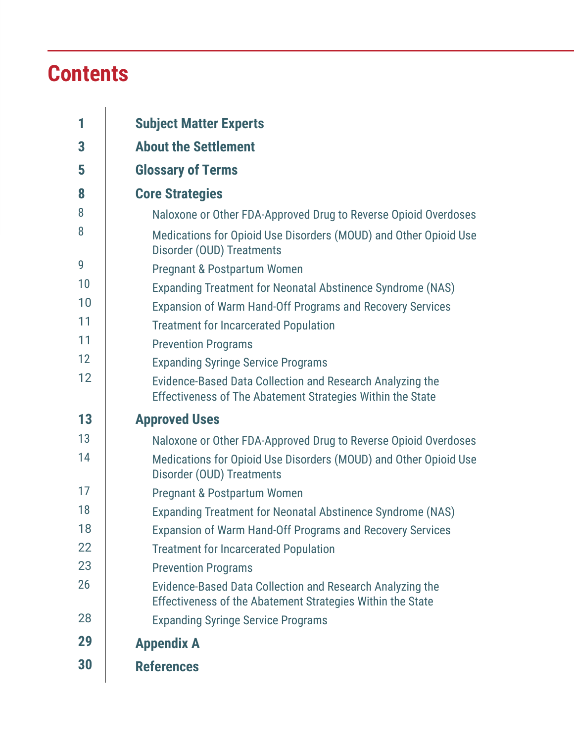# Contents

| | |
|---|---|
| **1** | **Subject Matter Experts** |
| **3** | **About the Settlement** |
| **5** | **Glossary of Terms** |
| **8** | **Core Strategies** |
| 8 | Naloxone or Other FDA-Approved Drug to Reverse Opioid Overdoses |
| 8 | Medications for Opioid Use Disorders (MOUD) and Other Opioid Use Disorder (OUD) Treatments |
| 9 | Pregnant & Postpartum Women |
| 10 | Expanding Treatment for Neonatal Abstinence Syndrome (NAS) |
| 10 | Expansion of Warm Hand-Off Programs and Recovery Services |
| 11 | Treatment for Incarcerated Population |
| 11 | Prevention Programs |
| 12 | Expanding Syringe Service Programs |
| 12 | Evidence-Based Data Collection and Research Analyzing the Effectiveness of The Abatement Strategies Within the State |
| **13** | **Approved Uses** |
| 13 | Naloxone or Other FDA-Approved Drug to Reverse Opioid Overdoses |
| 14 | Medications for Opioid Use Disorders (MOUD) and Other Opioid Use Disorder (OUD) Treatments |
| 17 | Pregnant & Postpartum Women |
| 18 | Expanding Treatment for Neonatal Abstinence Syndrome (NAS) |
| 18 | Expansion of Warm Hand-Off Programs and Recovery Services |
| 22 | Treatment for Incarcerated Population |
| 23 | Prevention Programs |
| 26 | Evidence-Based Data Collection and Research Analyzing the Effectiveness of the Abatement Strategies Within the State |
| 28 | Expanding Syringe Service Programs |
| **29** | **Appendix A** |
| **30** | **References** |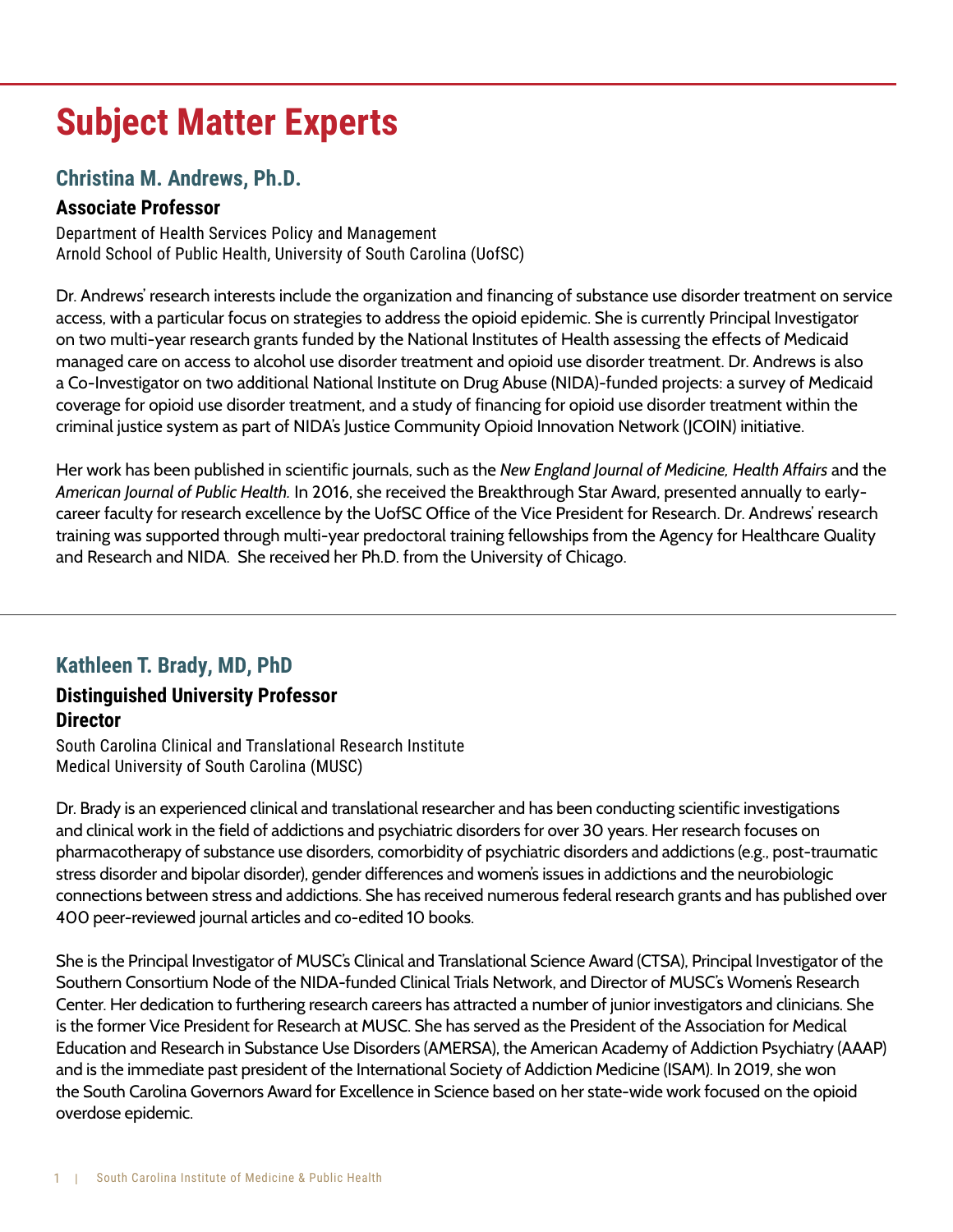# Subject Matter Experts

## Christina M. Andrews, Ph.D.

### Associate Professor

Department of Health Services Policy and Management
Arnold School of Public Health, University of South Carolina (UofSC)

Dr. Andrews' research interests include the organization and financing of substance use disorder treatment on service access, with a particular focus on strategies to address the opioid epidemic. She is currently Principal Investigator on two multi-year research grants funded by the National Institutes of Health assessing the effects of Medicaid managed care on access to alcohol use disorder treatment and opioid use disorder treatment. Dr. Andrews is also a Co-Investigator on two additional National Institute on Drug Abuse (NIDA)-funded projects: a survey of Medicaid coverage for opioid use disorder treatment, and a study of financing for opioid use disorder treatment within the criminal justice system as part of NIDA's Justice Community Opioid Innovation Network (JCOIN) initiative.

Her work has been published in scientific journals, such as the *New England Journal of Medicine, Health Affairs* and the *American Journal of Public Health.* In 2016, she received the Breakthrough Star Award, presented annually to early-career faculty for research excellence by the UofSC Office of the Vice President for Research. Dr. Andrews' research training was supported through multi-year predoctoral training fellowships from the Agency for Healthcare Quality and Research and NIDA. She received her Ph.D. from the University of Chicago.

---

## Kathleen T. Brady, MD, PhD

### Distinguished University Professor
### Director

South Carolina Clinical and Translational Research Institute
Medical University of South Carolina (MUSC)

Dr. Brady is an experienced clinical and translational researcher and has been conducting scientific investigations and clinical work in the field of addictions and psychiatric disorders for over 30 years. Her research focuses on pharmacotherapy of substance use disorders, comorbidity of psychiatric disorders and addictions (e.g., post-traumatic stress disorder and bipolar disorder), gender differences and women's issues in addictions and the neurobiologic connections between stress and addictions. She has received numerous federal research grants and has published over 400 peer-reviewed journal articles and co-edited 10 books.

She is the Principal Investigator of MUSC's Clinical and Translational Science Award (CTSA), Principal Investigator of the Southern Consortium Node of the NIDA-funded Clinical Trials Network, and Director of MUSC's Women's Research Center. Her dedication to furthering research careers has attracted a number of junior investigators and clinicians. She is the former Vice President for Research at MUSC. She has served as the President of the Association for Medical Education and Research in Substance Use Disorders (AMERSA), the American Academy of Addiction Psychiatry (AAAP) and is the immediate past president of the International Society of Addiction Medicine (ISAM). In 2019, she won the South Carolina Governors Award for Excellence in Science based on her state-wide work focused on the opioid overdose epidemic.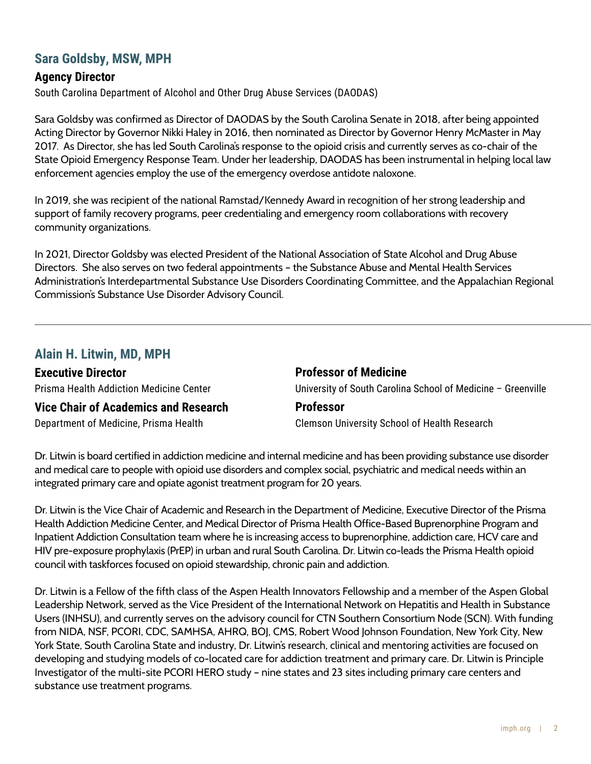## Sara Goldsby, MSW, MPH

**Agency Director**

South Carolina Department of Alcohol and Other Drug Abuse Services (DAODAS)

Sara Goldsby was confirmed as Director of DAODAS by the South Carolina Senate in 2018, after being appointed Acting Director by Governor Nikki Haley in 2016, then nominated as Director by Governor Henry McMaster in May 2017. As Director, she has led South Carolina's response to the opioid crisis and currently serves as co-chair of the State Opioid Emergency Response Team. Under her leadership, DAODAS has been instrumental in helping local law enforcement agencies employ the use of the emergency overdose antidote naloxone.

In 2019, she was recipient of the national Ramstad/Kennedy Award in recognition of her strong leadership and support of family recovery programs, peer credentialing and emergency room collaborations with recovery community organizations.

In 2021, Director Goldsby was elected President of the National Association of State Alcohol and Drug Abuse Directors. She also serves on two federal appointments – the Substance Abuse and Mental Health Services Administration's Interdepartmental Substance Use Disorders Coordinating Committee, and the Appalachian Regional Commission's Substance Use Disorder Advisory Council.

---

## Alain H. Litwin, MD, MPH

**Executive Director**

Prisma Health Addiction Medicine Center

**Vice Chair of Academics and Research**

Department of Medicine, Prisma Health

**Professor of Medicine**

University of South Carolina School of Medicine – Greenville

**Professor**

Clemson University School of Health Research

Dr. Litwin is board certified in addiction medicine and internal medicine and has been providing substance use disorder and medical care to people with opioid use disorders and complex social, psychiatric and medical needs within an integrated primary care and opiate agonist treatment program for 20 years.

Dr. Litwin is the Vice Chair of Academic and Research in the Department of Medicine, Executive Director of the Prisma Health Addiction Medicine Center, and Medical Director of Prisma Health Office-Based Buprenorphine Program and Inpatient Addiction Consultation team where he is increasing access to buprenorphine, addiction care, HCV care and HIV pre-exposure prophylaxis (PrEP) in urban and rural South Carolina. Dr. Litwin co-leads the Prisma Health opioid council with taskforces focused on opioid stewardship, chronic pain and addiction.

Dr. Litwin is a Fellow of the fifth class of the Aspen Health Innovators Fellowship and a member of the Aspen Global Leadership Network, served as the Vice President of the International Network on Hepatitis and Health in Substance Users (INHSU), and currently serves on the advisory council for CTN Southern Consortium Node (SCN). With funding from NIDA, NSF, PCORI, CDC, SAMHSA, AHRQ, BOJ, CMS, Robert Wood Johnson Foundation, New York City, New York State, South Carolina State and industry, Dr. Litwin's research, clinical and mentoring activities are focused on developing and studying models of co-located care for addiction treatment and primary care. Dr. Litwin is Principle Investigator of the multi-site PCORI HERO study – nine states and 23 sites including primary care centers and substance use treatment programs.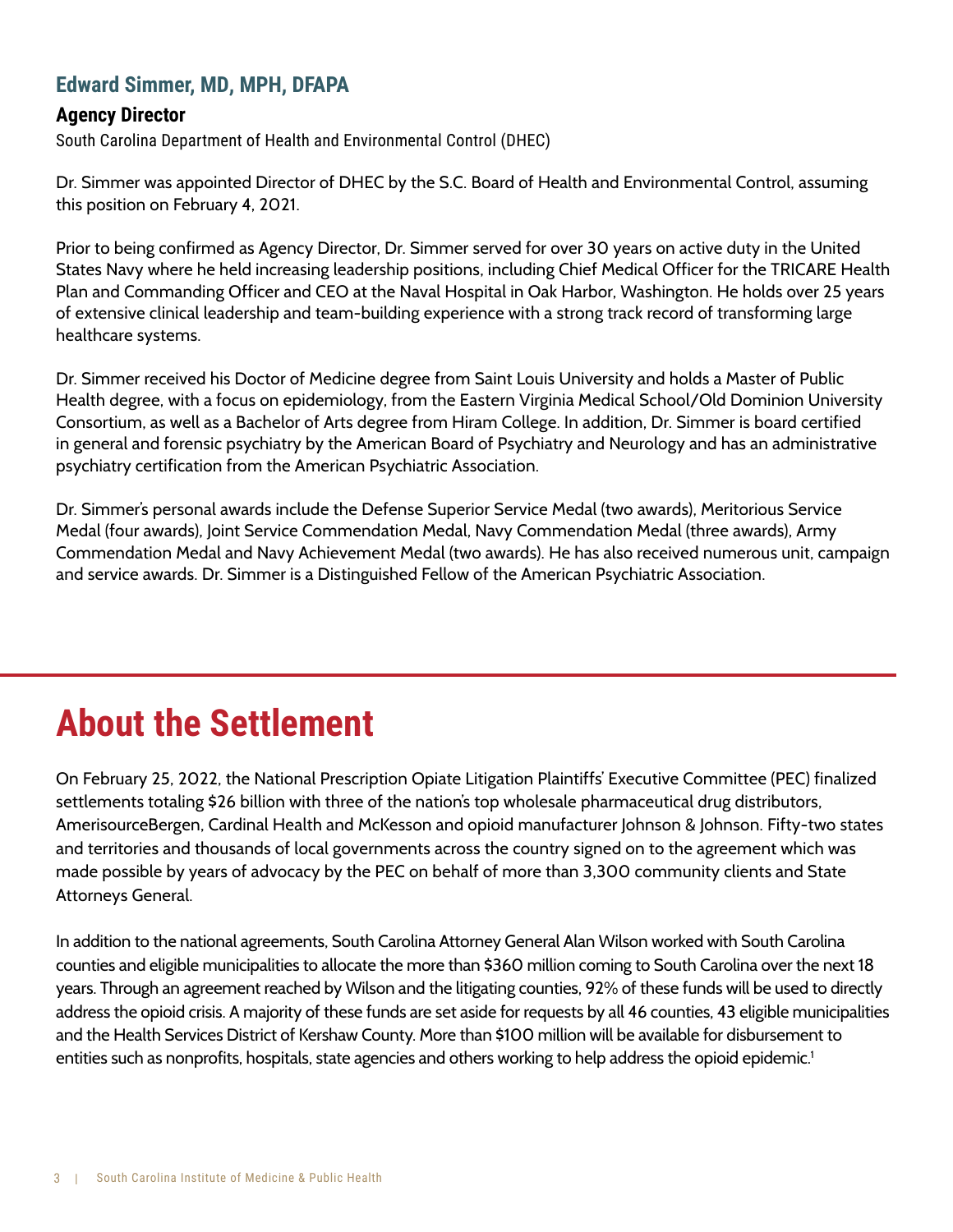### Edward Simmer, MD, MPH, DFAPA

**Agency Director**

South Carolina Department of Health and Environmental Control (DHEC)

Dr. Simmer was appointed Director of DHEC by the S.C. Board of Health and Environmental Control, assuming this position on February 4, 2021.

Prior to being confirmed as Agency Director, Dr. Simmer served for over 30 years on active duty in the United States Navy where he held increasing leadership positions, including Chief Medical Officer for the TRICARE Health Plan and Commanding Officer and CEO at the Naval Hospital in Oak Harbor, Washington. He holds over 25 years of extensive clinical leadership and team-building experience with a strong track record of transforming large healthcare systems.

Dr. Simmer received his Doctor of Medicine degree from Saint Louis University and holds a Master of Public Health degree, with a focus on epidemiology, from the Eastern Virginia Medical School/Old Dominion University Consortium, as well as a Bachelor of Arts degree from Hiram College. In addition, Dr. Simmer is board certified in general and forensic psychiatry by the American Board of Psychiatry and Neurology and has an administrative psychiatry certification from the American Psychiatric Association.

Dr. Simmer's personal awards include the Defense Superior Service Medal (two awards), Meritorious Service Medal (four awards), Joint Service Commendation Medal, Navy Commendation Medal (three awards), Army Commendation Medal and Navy Achievement Medal (two awards). He has also received numerous unit, campaign and service awards. Dr. Simmer is a Distinguished Fellow of the American Psychiatric Association.

# About the Settlement

On February 25, 2022, the National Prescription Opiate Litigation Plaintiffs' Executive Committee (PEC) finalized settlements totaling $26 billion with three of the nation's top wholesale pharmaceutical drug distributors, AmerisourceBergen, Cardinal Health and McKesson and opioid manufacturer Johnson & Johnson. Fifty-two states and territories and thousands of local governments across the country signed on to the agreement which was made possible by years of advocacy by the PEC on behalf of more than 3,300 community clients and State Attorneys General.

In addition to the national agreements, South Carolina Attorney General Alan Wilson worked with South Carolina counties and eligible municipalities to allocate the more than $360 million coming to South Carolina over the next 18 years. Through an agreement reached by Wilson and the litigating counties, 92% of these funds will be used to directly address the opioid crisis. A majority of these funds are set aside for requests by all 46 counties, 43 eligible municipalities and the Health Services District of Kershaw County. More than $100 million will be available for disbursement to entities such as nonprofits, hospitals, state agencies and others working to help address the opioid epidemic.[1]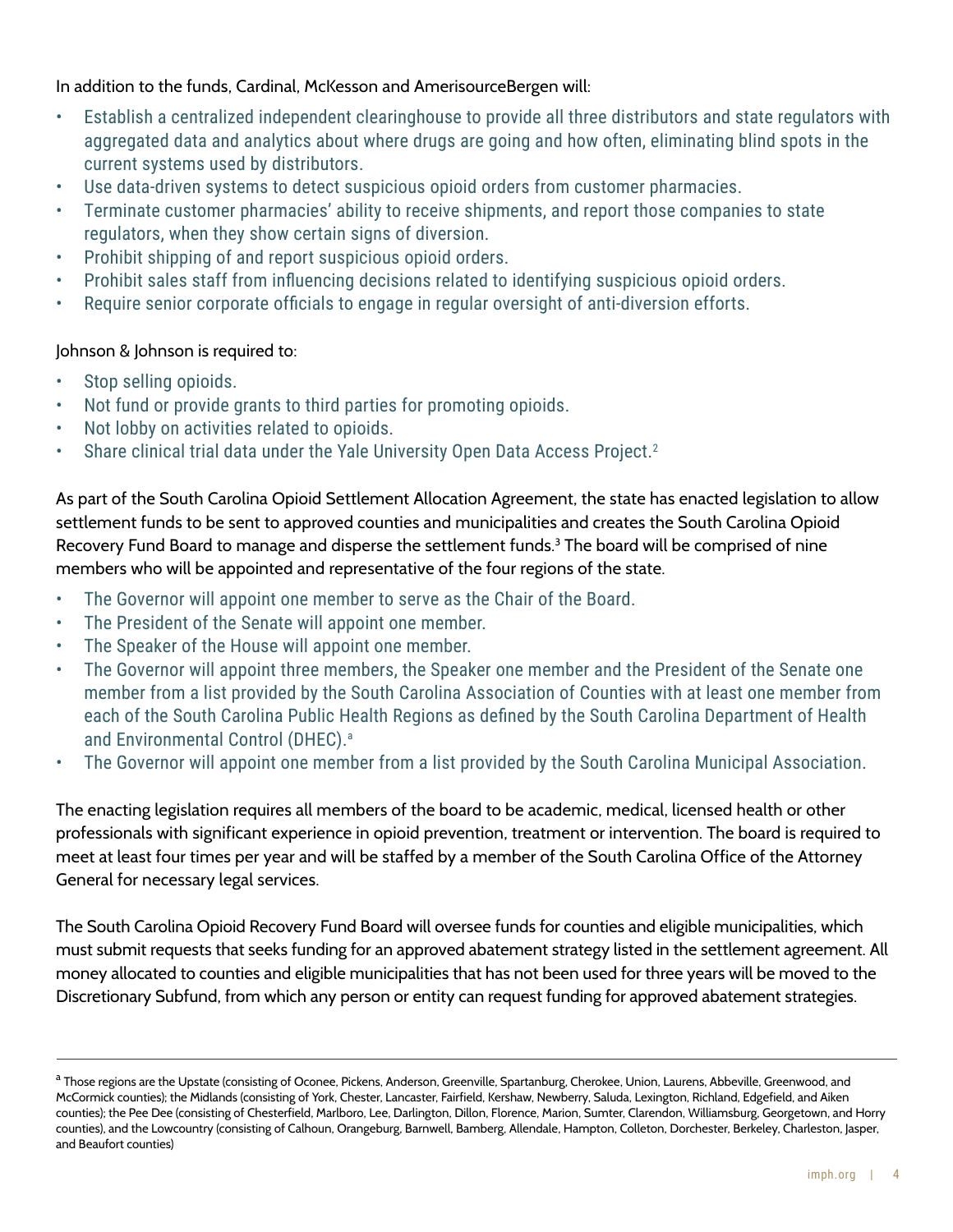In addition to the funds, Cardinal, McKesson and AmerisourceBergen will:

- Establish a centralized independent clearinghouse to provide all three distributors and state regulators with aggregated data and analytics about where drugs are going and how often, eliminating blind spots in the current systems used by distributors.
- Use data-driven systems to detect suspicious opioid orders from customer pharmacies.
- Terminate customer pharmacies' ability to receive shipments, and report those companies to state regulators, when they show certain signs of diversion.
- Prohibit shipping of and report suspicious opioid orders.
- Prohibit sales staff from influencing decisions related to identifying suspicious opioid orders.
- Require senior corporate officials to engage in regular oversight of anti-diversion efforts.

Johnson & Johnson is required to:

- Stop selling opioids.
- Not fund or provide grants to third parties for promoting opioids.
- Not lobby on activities related to opioids.
- Share clinical trial data under the Yale University Open Data Access Project.[2]

As part of the South Carolina Opioid Settlement Allocation Agreement, the state has enacted legislation to allow settlement funds to be sent to approved counties and municipalities and creates the South Carolina Opioid Recovery Fund Board to manage and disperse the settlement funds.[3] The board will be comprised of nine members who will be appointed and representative of the four regions of the state.

- The Governor will appoint one member to serve as the Chair of the Board.
- The President of the Senate will appoint one member.
- The Speaker of the House will appoint one member.
- The Governor will appoint three members, the Speaker one member and the President of the Senate one member from a list provided by the South Carolina Association of Counties with at least one member from each of the South Carolina Public Health Regions as defined by the South Carolina Department of Health and Environmental Control (DHEC).[a]
- The Governor will appoint one member from a list provided by the South Carolina Municipal Association.

The enacting legislation requires all members of the board to be academic, medical, licensed health or other professionals with significant experience in opioid prevention, treatment or intervention. The board is required to meet at least four times per year and will be staffed by a member of the South Carolina Office of the Attorney General for necessary legal services.

The South Carolina Opioid Recovery Fund Board will oversee funds for counties and eligible municipalities, which must submit requests that seeks funding for an approved abatement strategy listed in the settlement agreement. All money allocated to counties and eligible municipalities that has not been used for three years will be moved to the Discretionary Subfund, from which any person or entity can request funding for approved abatement strategies.

---

[a] Those regions are the Upstate (consisting of Oconee, Pickens, Anderson, Greenville, Spartanburg, Cherokee, Union, Laurens, Abbeville, Greenwood, and McCormick counties); the Midlands (consisting of York, Chester, Lancaster, Fairfield, Kershaw, Newberry, Saluda, Lexington, Richland, Edgefield, and Aiken counties); the Pee Dee (consisting of Chesterfield, Marlboro, Lee, Darlington, Dillon, Florence, Marion, Sumter, Clarendon, Williamsburg, Georgetown, and Horry counties), and the Lowcountry (consisting of Calhoun, Orangeburg, Barnwell, Bamberg, Allendale, Hampton, Colleton, Dorchester, Berkeley, Charleston, Jasper, and Beaufort counties)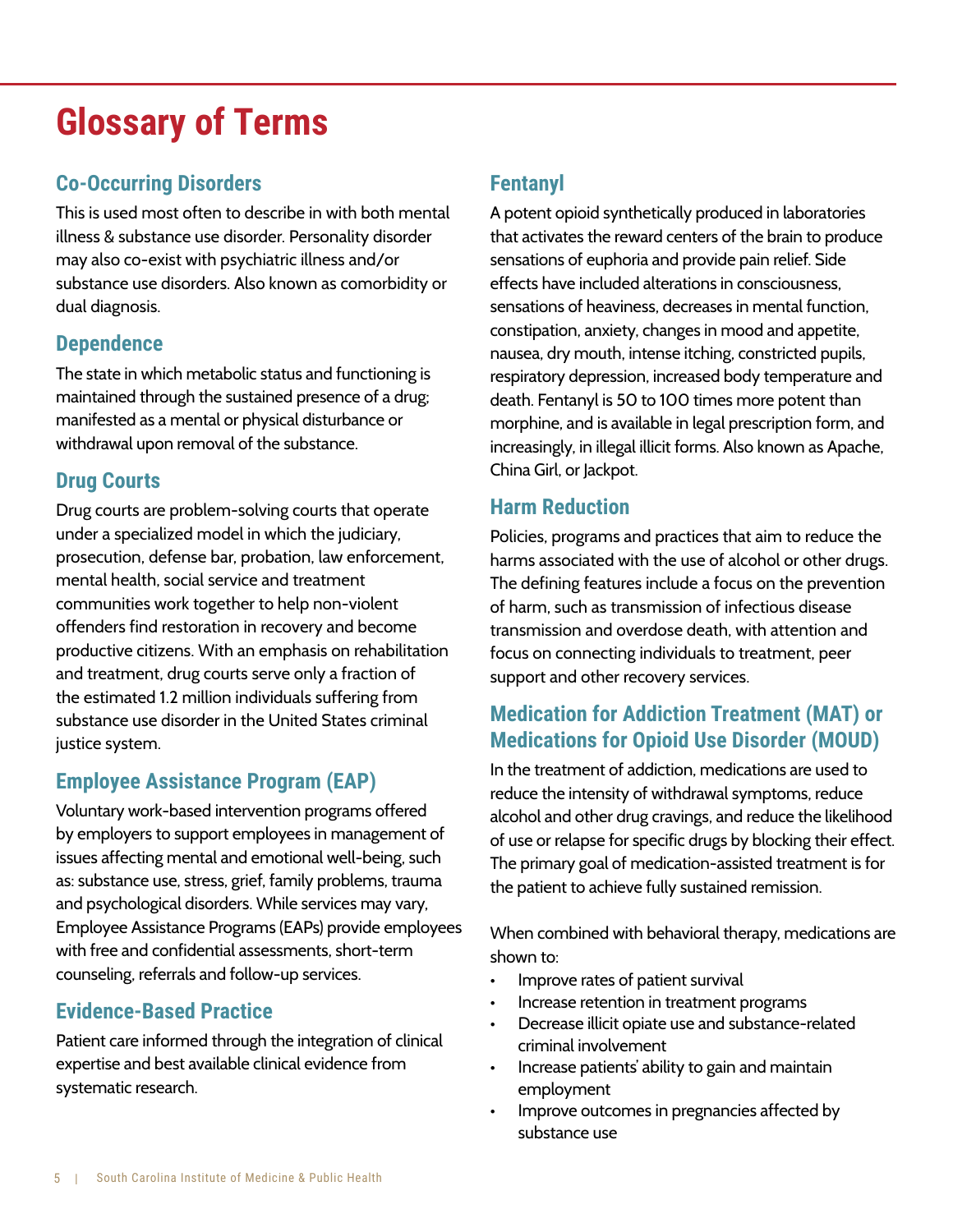# Glossary of Terms

## Co-Occurring Disorders

This is used most often to describe in with both mental illness & substance use disorder. Personality disorder may also co-exist with psychiatric illness and/or substance use disorders. Also known as comorbidity or dual diagnosis.

## Dependence

The state in which metabolic status and functioning is maintained through the sustained presence of a drug; manifested as a mental or physical disturbance or withdrawal upon removal of the substance.

## Drug Courts

Drug courts are problem-solving courts that operate under a specialized model in which the judiciary, prosecution, defense bar, probation, law enforcement, mental health, social service and treatment communities work together to help non-violent offenders find restoration in recovery and become productive citizens. With an emphasis on rehabilitation and treatment, drug courts serve only a fraction of the estimated 1.2 million individuals suffering from substance use disorder in the United States criminal justice system.

## Employee Assistance Program (EAP)

Voluntary work-based intervention programs offered by employers to support employees in management of issues affecting mental and emotional well-being, such as: substance use, stress, grief, family problems, trauma and psychological disorders. While services may vary, Employee Assistance Programs (EAPs) provide employees with free and confidential assessments, short-term counseling, referrals and follow-up services.

## Evidence-Based Practice

Patient care informed through the integration of clinical expertise and best available clinical evidence from systematic research.

## Fentanyl

A potent opioid synthetically produced in laboratories that activates the reward centers of the brain to produce sensations of euphoria and provide pain relief. Side effects have included alterations in consciousness, sensations of heaviness, decreases in mental function, constipation, anxiety, changes in mood and appetite, nausea, dry mouth, intense itching, constricted pupils, respiratory depression, increased body temperature and death. Fentanyl is 50 to 100 times more potent than morphine, and is available in legal prescription form, and increasingly, in illegal illicit forms. Also known as Apache, China Girl, or Jackpot.

## Harm Reduction

Policies, programs and practices that aim to reduce the harms associated with the use of alcohol or other drugs. The defining features include a focus on the prevention of harm, such as transmission of infectious disease transmission and overdose death, with attention and focus on connecting individuals to treatment, peer support and other recovery services.

## Medication for Addiction Treatment (MAT) or Medications for Opioid Use Disorder (MOUD)

In the treatment of addiction, medications are used to reduce the intensity of withdrawal symptoms, reduce alcohol and other drug cravings, and reduce the likelihood of use or relapse for specific drugs by blocking their effect. The primary goal of medication-assisted treatment is for the patient to achieve fully sustained remission.

When combined with behavioral therapy, medications are shown to:

- Improve rates of patient survival
- Increase retention in treatment programs
- Decrease illicit opiate use and substance-related criminal involvement
- Increase patients' ability to gain and maintain employment
- Improve outcomes in pregnancies affected by substance use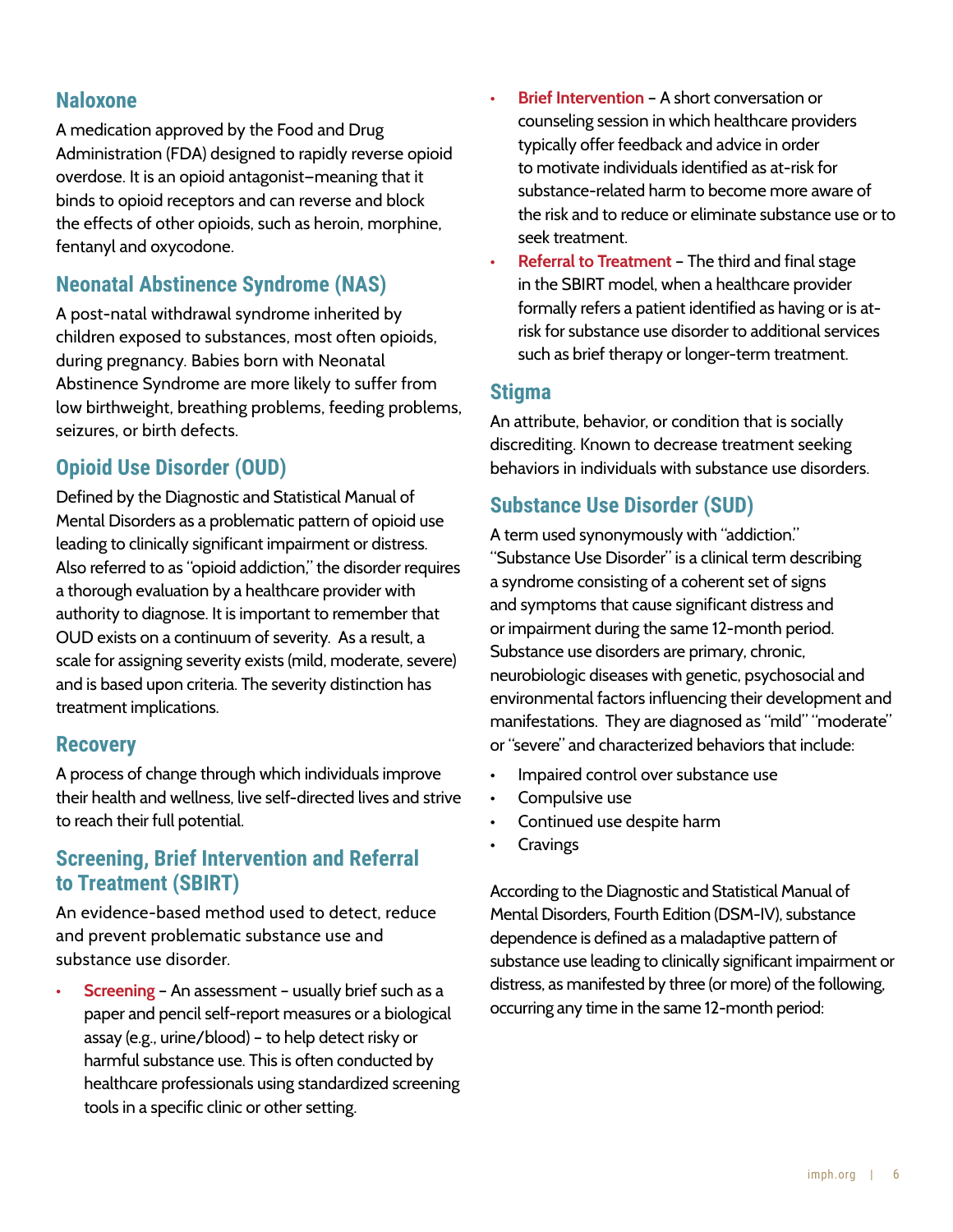## Naloxone

A medication approved by the Food and Drug Administration (FDA) designed to rapidly reverse opioid overdose. It is an opioid antagonist–meaning that it binds to opioid receptors and can reverse and block the effects of other opioids, such as heroin, morphine, fentanyl and oxycodone.

## Neonatal Abstinence Syndrome (NAS)

A post-natal withdrawal syndrome inherited by children exposed to substances, most often opioids, during pregnancy. Babies born with Neonatal Abstinence Syndrome are more likely to suffer from low birthweight, breathing problems, feeding problems, seizures, or birth defects.

## Opioid Use Disorder (OUD)

Defined by the Diagnostic and Statistical Manual of Mental Disorders as a problematic pattern of opioid use leading to clinically significant impairment or distress. Also referred to as "opioid addiction," the disorder requires a thorough evaluation by a healthcare provider with authority to diagnose. It is important to remember that OUD exists on a continuum of severity. As a result, a scale for assigning severity exists (mild, moderate, severe) and is based upon criteria. The severity distinction has treatment implications.

## Recovery

A process of change through which individuals improve their health and wellness, live self-directed lives and strive to reach their full potential.

## Screening, Brief Intervention and Referral to Treatment (SBIRT)

An evidence-based method used to detect, reduce and prevent problematic substance use and substance use disorder.

- **Screening** – An assessment – usually brief such as a paper and pencil self-report measures or a biological assay (e.g., urine/blood) – to help detect risky or harmful substance use. This is often conducted by healthcare professionals using standardized screening tools in a specific clinic or other setting.
- **Brief Intervention** – A short conversation or counseling session in which healthcare providers typically offer feedback and advice in order to motivate individuals identified as at-risk for substance-related harm to become more aware of the risk and to reduce or eliminate substance use or to seek treatment.
- **Referral to Treatment** – The third and final stage in the SBIRT model, when a healthcare provider formally refers a patient identified as having or is at-risk for substance use disorder to additional services such as brief therapy or longer-term treatment.

## Stigma

An attribute, behavior, or condition that is socially discrediting. Known to decrease treatment seeking behaviors in individuals with substance use disorders.

## Substance Use Disorder (SUD)

A term used synonymously with "addiction." "Substance Use Disorder" is a clinical term describing a syndrome consisting of a coherent set of signs and symptoms that cause significant distress and or impairment during the same 12-month period. Substance use disorders are primary, chronic, neurobiologic diseases with genetic, psychosocial and environmental factors influencing their development and manifestations. They are diagnosed as "mild" "moderate" or "severe" and characterized behaviors that include:

- Impaired control over substance use
- Compulsive use
- Continued use despite harm
- Cravings

According to the Diagnostic and Statistical Manual of Mental Disorders, Fourth Edition (DSM-IV), substance dependence is defined as a maladaptive pattern of substance use leading to clinically significant impairment or distress, as manifested by three (or more) of the following, occurring any time in the same 12-month period: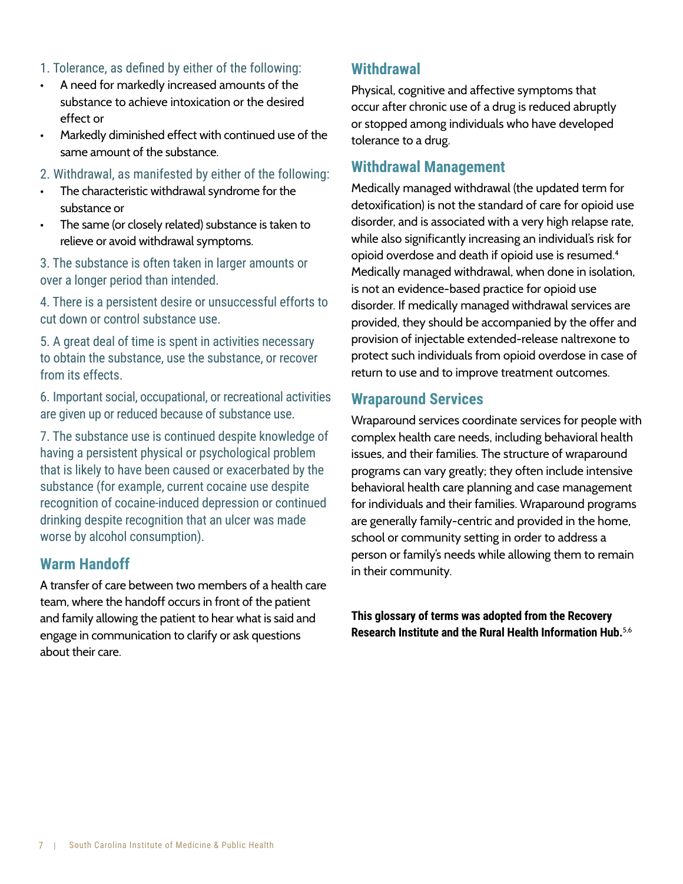1. Tolerance, as defined by either of the following:

- A need for markedly increased amounts of the substance to achieve intoxication or the desired effect or
- Markedly diminished effect with continued use of the same amount of the substance.

2. Withdrawal, as manifested by either of the following:

- The characteristic withdrawal syndrome for the substance or
- The same (or closely related) substance is taken to relieve or avoid withdrawal symptoms.

3. The substance is often taken in larger amounts or over a longer period than intended.

4. There is a persistent desire or unsuccessful efforts to cut down or control substance use.

5. A great deal of time is spent in activities necessary to obtain the substance, use the substance, or recover from its effects.

6. Important social, occupational, or recreational activities are given up or reduced because of substance use.

7. The substance use is continued despite knowledge of having a persistent physical or psychological problem that is likely to have been caused or exacerbated by the substance (for example, current cocaine use despite recognition of cocaine-induced depression or continued drinking despite recognition that an ulcer was made worse by alcohol consumption).

## Warm Handoff

A transfer of care between two members of a health care team, where the handoff occurs in front of the patient and family allowing the patient to hear what is said and engage in communication to clarify or ask questions about their care.

## Withdrawal

Physical, cognitive and affective symptoms that occur after chronic use of a drug is reduced abruptly or stopped among individuals who have developed tolerance to a drug.

## Withdrawal Management

Medically managed withdrawal (the updated term for detoxification) is not the standard of care for opioid use disorder, and is associated with a very high relapse rate, while also significantly increasing an individual's risk for opioid overdose and death if opioid use is resumed.[4] Medically managed withdrawal, when done in isolation, is not an evidence-based practice for opioid use disorder. If medically managed withdrawal services are provided, they should be accompanied by the offer and provision of injectable extended-release naltrexone to protect such individuals from opioid overdose in case of return to use and to improve treatment outcomes.

## Wraparound Services

Wraparound services coordinate services for people with complex health care needs, including behavioral health issues, and their families. The structure of wraparound programs can vary greatly; they often include intensive behavioral health care planning and case management for individuals and their families. Wraparound programs are generally family-centric and provided in the home, school or community setting in order to address a person or family's needs while allowing them to remain in their community.

**This glossary of terms was adopted from the Recovery Research Institute and the Rural Health Information Hub.**[5,6]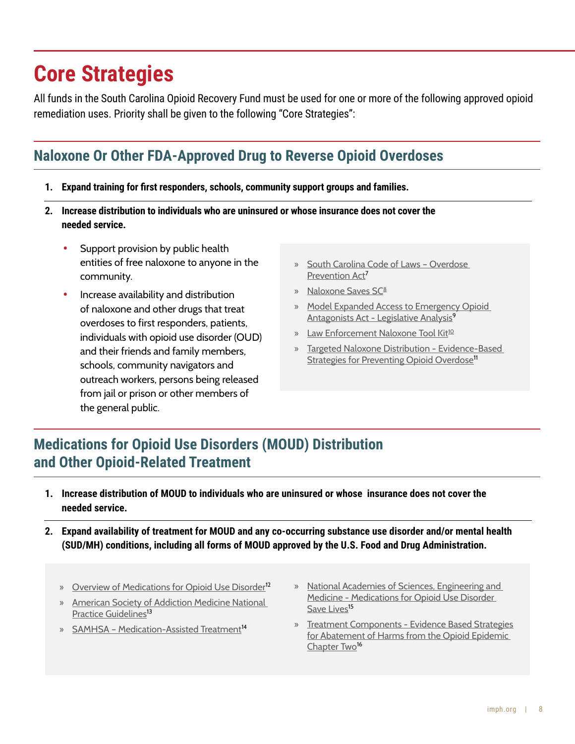# Core Strategies

All funds in the South Carolina Opioid Recovery Fund must be used for one or more of the following approved opioid remediation uses. Priority shall be given to the following "Core Strategies":

## Naloxone Or Other FDA-Approved Drug to Reverse Opioid Overdoses

1. **Expand training for first responders, schools, community support groups and families.**
2. **Increase distribution to individuals who are uninsured or whose insurance does not cover the needed service.**
   - Support provision by public health entities of free naloxone to anyone in the community.
   - Increase availability and distribution of naloxone and other drugs that treat overdoses to first responders, patients, individuals with opioid use disorder (OUD) and their friends and family members, schools, community navigators and outreach workers, persons being released from jail or prison or other members of the general public.

- » South Carolina Code of Laws – Overdose Prevention Act[7]
- » Naloxone Saves SC[8]
- » Model Expanded Access to Emergency Opioid Antagonists Act - Legislative Analysis[9]
- » Law Enforcement Naloxone Tool Kit[10]
- » Targeted Naloxone Distribution - Evidence-Based Strategies for Preventing Opioid Overdose[11]

## Medications for Opioid Use Disorders (MOUD) Distribution and Other Opioid-Related Treatment

1. **Increase distribution of MOUD to individuals who are uninsured or whose insurance does not cover the needed service.**
2. **Expand availability of treatment for MOUD and any co-occurring substance use disorder and/or mental health (SUD/MH) conditions, including all forms of MOUD approved by the U.S. Food and Drug Administration.**

- » Overview of Medications for Opioid Use Disorder[12]
- » American Society of Addiction Medicine National Practice Guidelines[13]
- » SAMHSA – Medication-Assisted Treatment[14]
- » National Academies of Sciences, Engineering and Medicine - Medications for Opioid Use Disorder Save Lives[15]
- » Treatment Components - Evidence Based Strategies for Abatement of Harms from the Opioid Epidemic Chapter Two[16]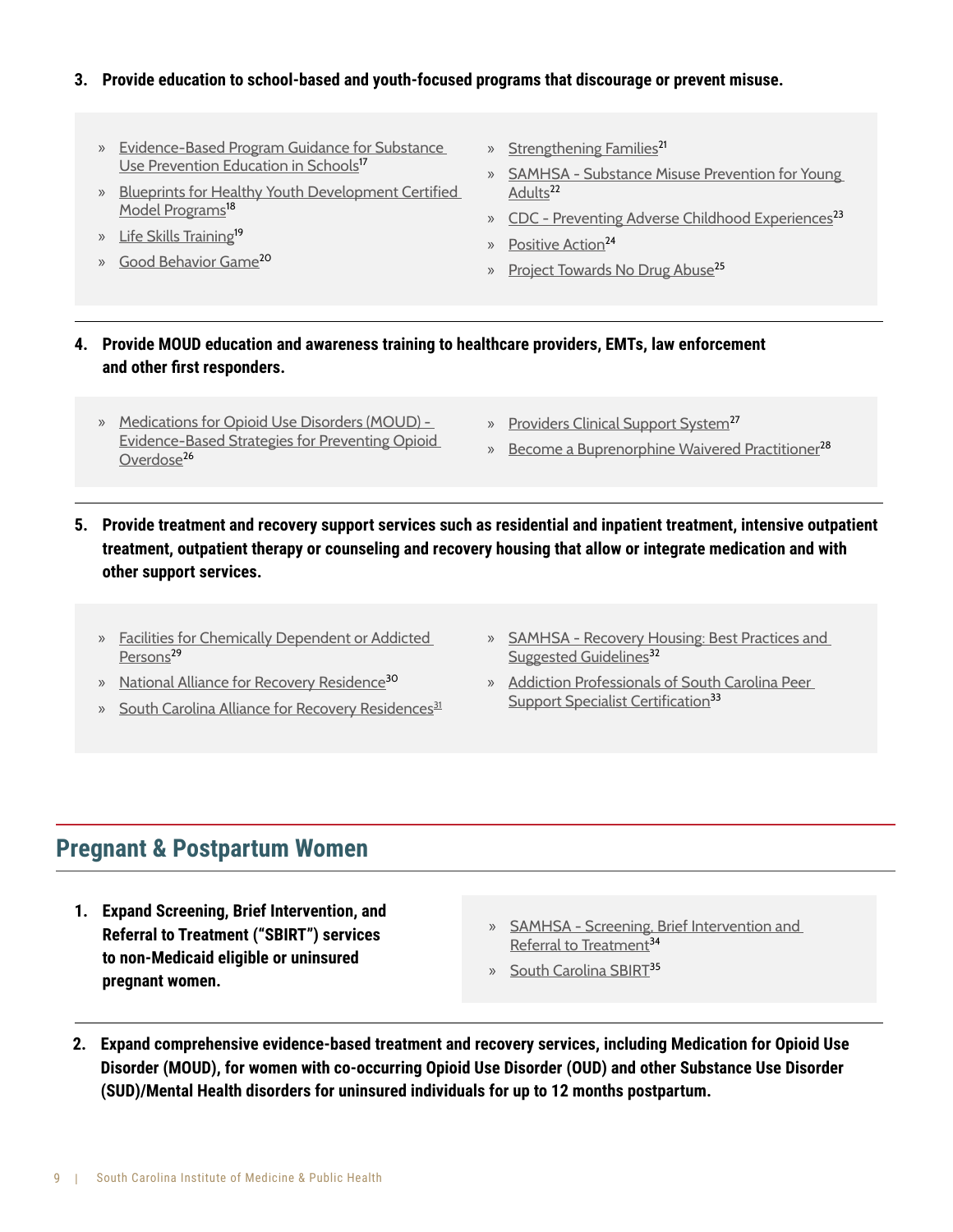3. **Provide education to school-based and youth-focused programs that discourage or prevent misuse.**

- Evidence-Based Program Guidance for Substance Use Prevention Education in Schools[17]
- Blueprints for Healthy Youth Development Certified Model Programs[18]
- Life Skills Training[19]
- Good Behavior Game[20]
- Strengthening Families[21]
- SAMHSA - Substance Misuse Prevention for Young Adults[22]
- CDC - Preventing Adverse Childhood Experiences[23]
- Positive Action[24]
- Project Towards No Drug Abuse[25]

4. **Provide MOUD education and awareness training to healthcare providers, EMTs, law enforcement and other first responders.**

- Medications for Opioid Use Disorders (MOUD) - Evidence-Based Strategies for Preventing Opioid Overdose[26]
- Providers Clinical Support System[27]
- Become a Buprenorphine Waivered Practitioner[28]

5. **Provide treatment and recovery support services such as residential and inpatient treatment, intensive outpatient treatment, outpatient therapy or counseling and recovery housing that allow or integrate medication and with other support services.**

- Facilities for Chemically Dependent or Addicted Persons[29]
- National Alliance for Recovery Residence[30]
- South Carolina Alliance for Recovery Residences[31]
- SAMHSA - Recovery Housing: Best Practices and Suggested Guidelines[32]
- Addiction Professionals of South Carolina Peer Support Specialist Certification[33]

## Pregnant & Postpartum Women

1. **Expand Screening, Brief Intervention, and Referral to Treatment ("SBIRT") services to non-Medicaid eligible or uninsured pregnant women.**

- SAMHSA - Screening, Brief Intervention and Referral to Treatment[34]
- South Carolina SBIRT[35]

2. **Expand comprehensive evidence-based treatment and recovery services, including Medication for Opioid Use Disorder (MOUD), for women with co-occurring Opioid Use Disorder (OUD) and other Substance Use Disorder (SUD)/Mental Health disorders for uninsured individuals for up to 12 months postpartum.**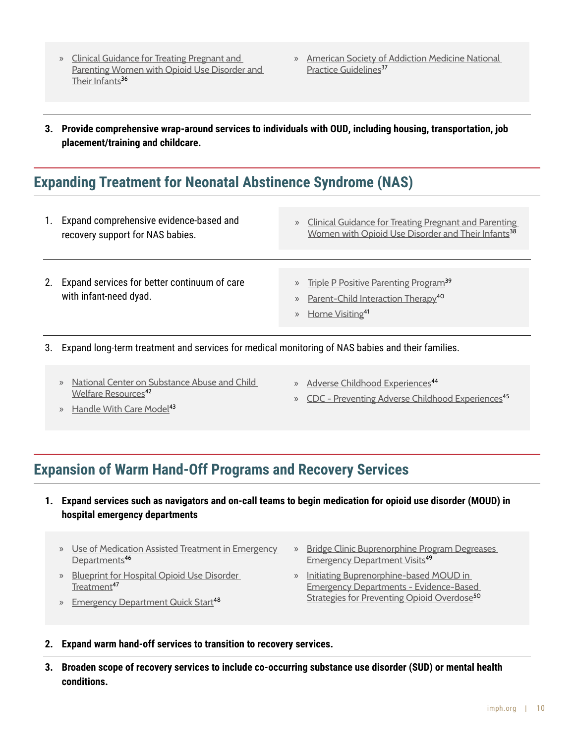- Clinical Guidance for Treating Pregnant and Parenting Women with Opioid Use Disorder and Their Infants[36]
- American Society of Addiction Medicine National Practice Guidelines[37]

**3. Provide comprehensive wrap-around services to individuals with OUD, including housing, transportation, job placement/training and childcare.**

## Expanding Treatment for Neonatal Abstinence Syndrome (NAS)

1. Expand comprehensive evidence-based and recovery support for NAS babies.
   - Clinical Guidance for Treating Pregnant and Parenting Women with Opioid Use Disorder and Their Infants[38]

2. Expand services for better continuum of care with infant-need dyad.
   - Triple P Positive Parenting Program[39]
   - Parent-Child Interaction Therapy[40]
   - Home Visiting[41]

3. Expand long-term treatment and services for medical monitoring of NAS babies and their families.
   - National Center on Substance Abuse and Child Welfare Resources[42]
   - Handle With Care Model[43]
   - Adverse Childhood Experiences[44]
   - CDC - Preventing Adverse Childhood Experiences[45]

## Expansion of Warm Hand-Off Programs and Recovery Services

**1. Expand services such as navigators and on-call teams to begin medication for opioid use disorder (MOUD) in hospital emergency departments**
   - Use of Medication Assisted Treatment in Emergency Departments[46]
   - Blueprint for Hospital Opioid Use Disorder Treatment[47]
   - Emergency Department Quick Start[48]
   - Bridge Clinic Buprenorphine Program Degreases Emergency Department Visits[49]
   - Initiating Buprenorphine-based MOUD in Emergency Departments - Evidence-Based Strategies for Preventing Opioid Overdose[50]

**2. Expand warm hand-off services to transition to recovery services.**

**3. Broaden scope of recovery services to include co-occurring substance use disorder (SUD) or mental health conditions.**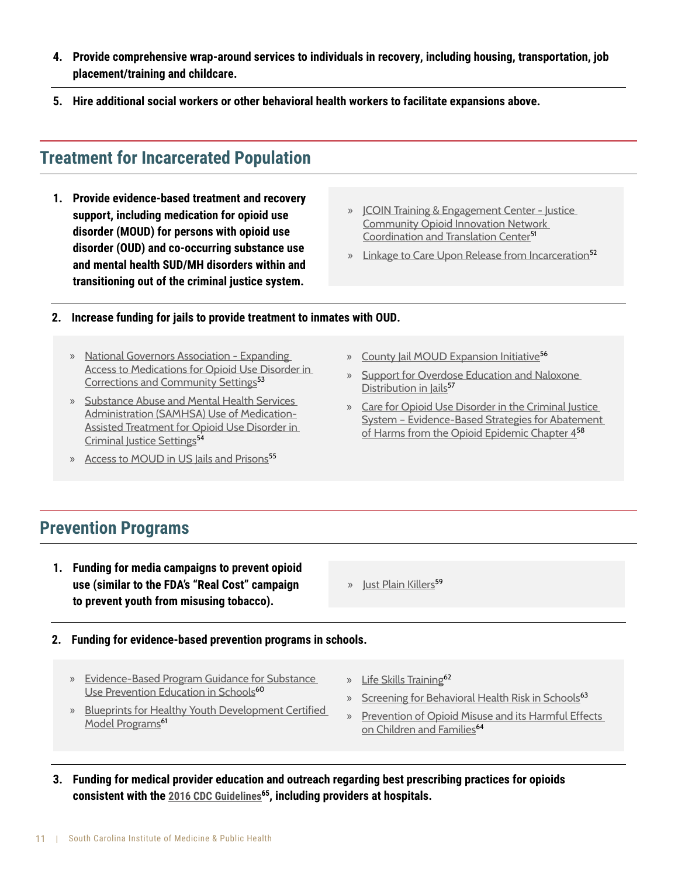4. **Provide comprehensive wrap-around services to individuals in recovery, including housing, transportation, job placement/training and childcare.**

5. **Hire additional social workers or other behavioral health workers to facilitate expansions above.**

## Treatment for Incarcerated Population

1. **Provide evidence-based treatment and recovery support, including medication for opioid use disorder (MOUD) for persons with opioid use disorder (OUD) and co-occurring substance use and mental health SUD/MH disorders within and transitioning out of the criminal justice system.**

   - JCOIN Training & Engagement Center - Justice Community Opioid Innovation Network Coordination and Translation Center[51]
   - Linkage to Care Upon Release from Incarceration[52]

2. **Increase funding for jails to provide treatment to inmates with OUD.**

   - National Governors Association - Expanding Access to Medications for Opioid Use Disorder in Corrections and Community Settings[53]
   - Substance Abuse and Mental Health Services Administration (SAMHSA) Use of Medication-Assisted Treatment for Opioid Use Disorder in Criminal Justice Settings[54]
   - Access to MOUD in US Jails and Prisons[55]
   - County Jail MOUD Expansion Initiative[56]
   - Support for Overdose Education and Naloxone Distribution in Jails[57]
   - Care for Opioid Use Disorder in the Criminal Justice System - Evidence-Based Strategies for Abatement of Harms from the Opioid Epidemic Chapter 4[58]

## Prevention Programs

1. **Funding for media campaigns to prevent opioid use (similar to the FDA's "Real Cost" campaign to prevent youth from misusing tobacco).**

   - Just Plain Killers[59]

2. **Funding for evidence-based prevention programs in schools.**

   - Evidence-Based Program Guidance for Substance Use Prevention Education in Schools[60]
   - Blueprints for Healthy Youth Development Certified Model Programs[61]
   - Life Skills Training[62]
   - Screening for Behavioral Health Risk in Schools[63]
   - Prevention of Opioid Misuse and its Harmful Effects on Children and Families[64]

3. **Funding for medical provider education and outreach regarding best prescribing practices for opioids consistent with the 2016 CDC Guidelines[65], including providers at hospitals.**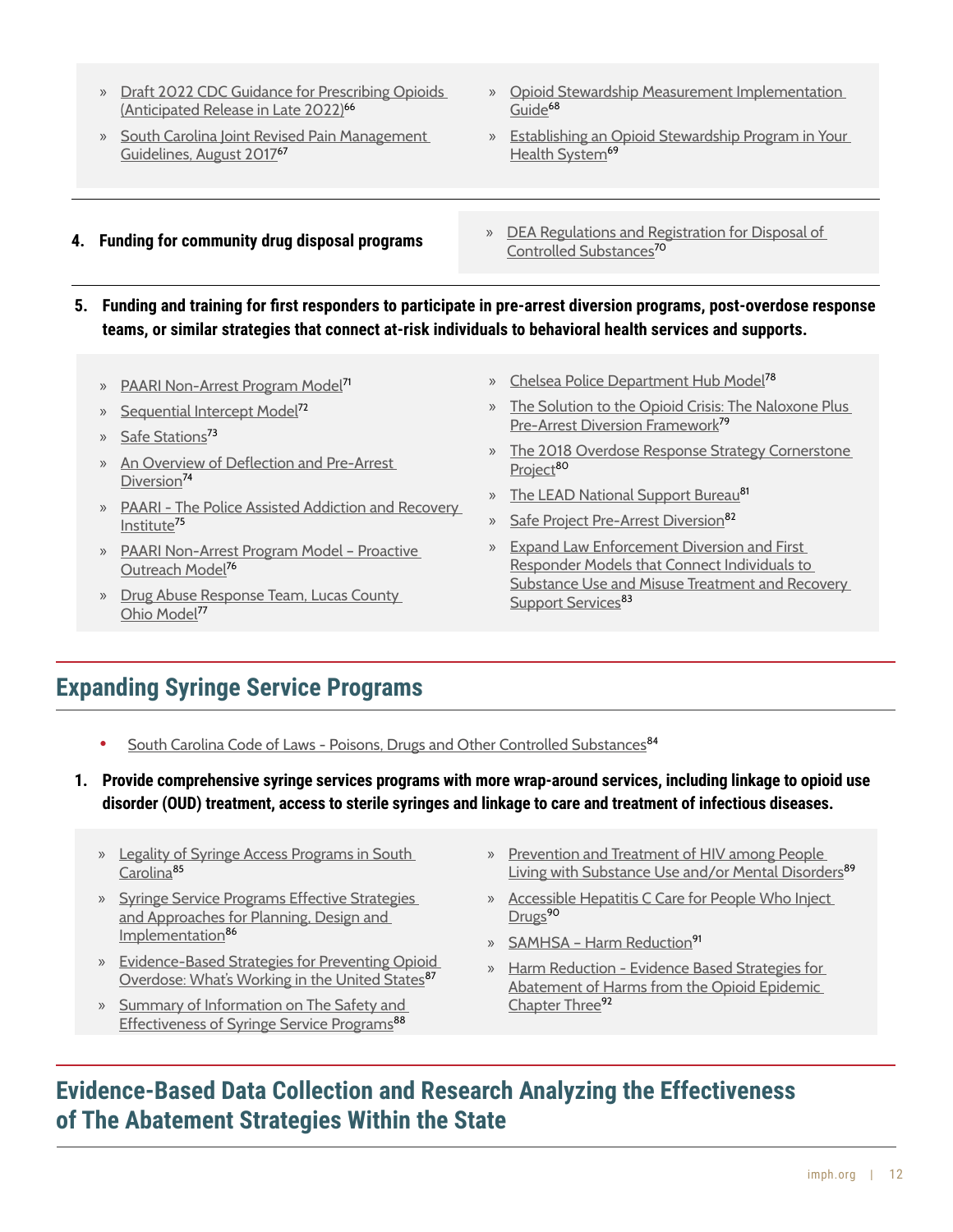- Draft 2022 CDC Guidance for Prescribing Opioids (Anticipated Release in Late 2022)[66]
- South Carolina Joint Revised Pain Management Guidelines, August 2017[67]
- Opioid Stewardship Measurement Implementation Guide[68]
- Establishing an Opioid Stewardship Program in Your Health System[69]

**4. Funding for community drug disposal programs**

- DEA Regulations and Registration for Disposal of Controlled Substances[70]

**5. Funding and training for first responders to participate in pre-arrest diversion programs, post-overdose response teams, or similar strategies that connect at-risk individuals to behavioral health services and supports.**

- PAARI Non-Arrest Program Model[71]
- Sequential Intercept Model[72]
- Safe Stations[73]
- An Overview of Deflection and Pre-Arrest Diversion[74]
- PAARI - The Police Assisted Addiction and Recovery Institute[75]
- PAARI Non-Arrest Program Model – Proactive Outreach Model[76]
- Drug Abuse Response Team, Lucas County Ohio Model[77]
- Chelsea Police Department Hub Model[78]
- The Solution to the Opioid Crisis: The Naloxone Plus Pre-Arrest Diversion Framework[79]
- The 2018 Overdose Response Strategy Cornerstone Project[80]
- The LEAD National Support Bureau[81]
- Safe Project Pre-Arrest Diversion[82]
- Expand Law Enforcement Diversion and First Responder Models that Connect Individuals to Substance Use and Misuse Treatment and Recovery Support Services[83]

## Expanding Syringe Service Programs

- South Carolina Code of Laws - Poisons, Drugs and Other Controlled Substances[84]

**1. Provide comprehensive syringe services programs with more wrap-around services, including linkage to opioid use disorder (OUD) treatment, access to sterile syringes and linkage to care and treatment of infectious diseases.**

- Legality of Syringe Access Programs in South Carolina[85]
- Syringe Service Programs Effective Strategies and Approaches for Planning, Design and Implementation[86]
- Evidence-Based Strategies for Preventing Opioid Overdose: What's Working in the United States[87]
- Summary of Information on The Safety and Effectiveness of Syringe Service Programs[88]
- Prevention and Treatment of HIV among People Living with Substance Use and/or Mental Disorders[89]
- Accessible Hepatitis C Care for People Who Inject Drugs[90]
- SAMHSA – Harm Reduction[91]
- Harm Reduction - Evidence Based Strategies for Abatement of Harms from the Opioid Epidemic Chapter Three[92]

## Evidence-Based Data Collection and Research Analyzing the Effectiveness of The Abatement Strategies Within the State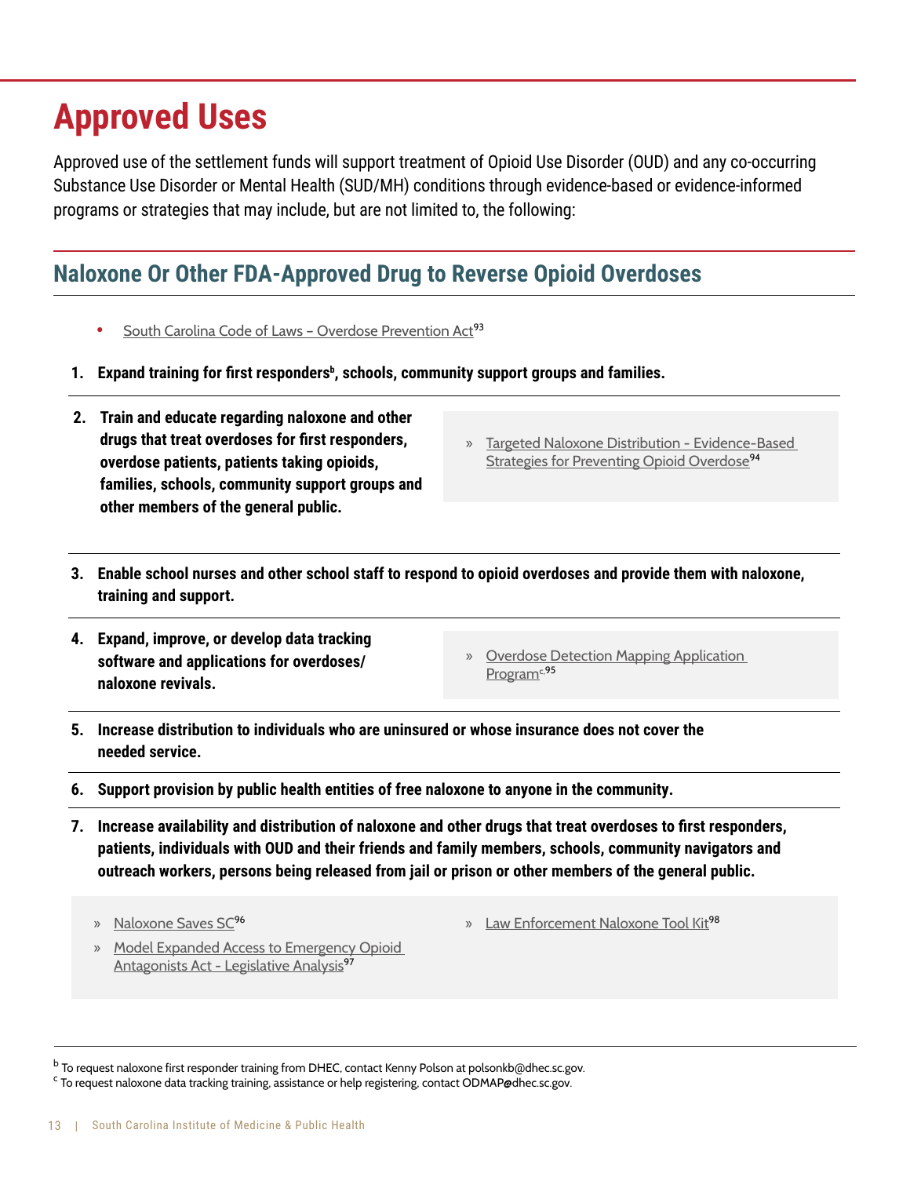# Approved Uses

Approved use of the settlement funds will support treatment of Opioid Use Disorder (OUD) and any co-occurring Substance Use Disorder or Mental Health (SUD/MH) conditions through evidence-based or evidence-informed programs or strategies that may include, but are not limited to, the following:

## Naloxone Or Other FDA-Approved Drug to Reverse Opioid Overdoses

- South Carolina Code of Laws – Overdose Prevention Act[93]

1. **Expand training for first responders[b], schools, community support groups and families.**

2. **Train and educate regarding naloxone and other drugs that treat overdoses for first responders, overdose patients, patients taking opioids, families, schools, community support groups and other members of the general public.**
   - Targeted Naloxone Distribution - Evidence-Based Strategies for Preventing Opioid Overdose[94]

3. **Enable school nurses and other school staff to respond to opioid overdoses and provide them with naloxone, training and support.**

4. **Expand, improve, or develop data tracking software and applications for overdoses/ naloxone revivals.**
   - Overdose Detection Mapping Application Program[c,95]

5. **Increase distribution to individuals who are uninsured or whose insurance does not cover the needed service.**

6. **Support provision by public health entities of free naloxone to anyone in the community.**

7. **Increase availability and distribution of naloxone and other drugs that treat overdoses to first responders, patients, individuals with OUD and their friends and family members, schools, community navigators and outreach workers, persons being released from jail or prison or other members of the general public.**
   - Naloxone Saves SC[96]
   - Model Expanded Access to Emergency Opioid Antagonists Act - Legislative Analysis[97]
   - Law Enforcement Naloxone Tool Kit[98]

---

[b] To request naloxone first responder training from DHEC, contact Kenny Polson at polsonkb@dhec.sc.gov.

[c] To request naloxone data tracking training, assistance or help registering, contact ODMAP@dhec.sc.gov.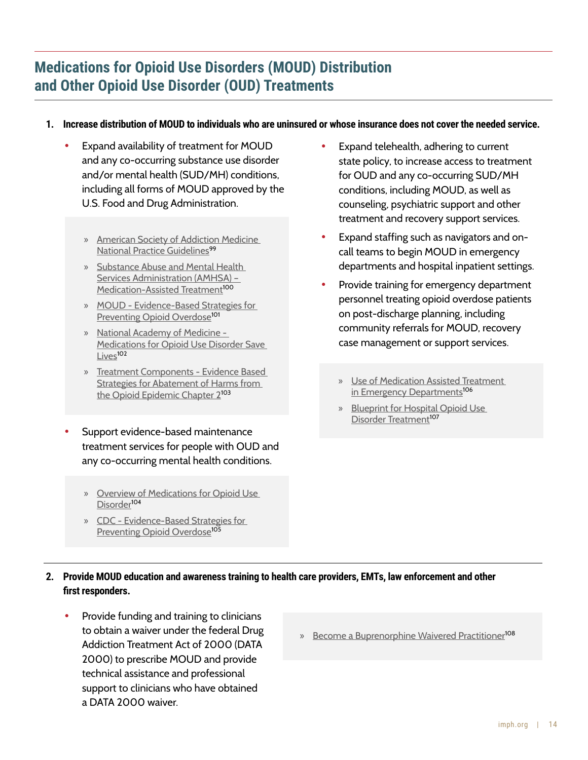## Medications for Opioid Use Disorders (MOUD) Distribution and Other Opioid Use Disorder (OUD) Treatments

1. **Increase distribution of MOUD to individuals who are uninsured or whose insurance does not cover the needed service.**

- Expand availability of treatment for MOUD and any co-occurring substance use disorder and/or mental health (SUD/MH) conditions, including all forms of MOUD approved by the U.S. Food and Drug Administration.

  » American Society of Addiction Medicine National Practice Guidelines[99]

  » Substance Abuse and Mental Health Services Administration (AMHSA) – Medication-Assisted Treatment[100]

  » MOUD - Evidence-Based Strategies for Preventing Opioid Overdose[101]

  » National Academy of Medicine - Medications for Opioid Use Disorder Save Lives[102]

  » Treatment Components - Evidence Based Strategies for Abatement of Harms from the Opioid Epidemic Chapter 2[103]

- Support evidence-based maintenance treatment services for people with OUD and any co-occurring mental health conditions.

  » Overview of Medications for Opioid Use Disorder[104]

  » CDC - Evidence-Based Strategies for Preventing Opioid Overdose[105]

- Expand telehealth, adhering to current state policy, to increase access to treatment for OUD and any co-occurring SUD/MH conditions, including MOUD, as well as counseling, psychiatric support and other treatment and recovery support services.

- Expand staffing such as navigators and on-call teams to begin MOUD in emergency departments and hospital inpatient settings.

- Provide training for emergency department personnel treating opioid overdose patients on post-discharge planning, including community referrals for MOUD, recovery case management or support services.

  » Use of Medication Assisted Treatment in Emergency Departments[106]

  » Blueprint for Hospital Opioid Use Disorder Treatment[107]

2. **Provide MOUD education and awareness training to health care providers, EMTs, law enforcement and other first responders.**

- Provide funding and training to clinicians to obtain a waiver under the federal Drug Addiction Treatment Act of 2000 (DATA 2000) to prescribe MOUD and provide technical assistance and professional support to clinicians who have obtained a DATA 2000 waiver.

  » Become a Buprenorphine Waivered Practitioner[108]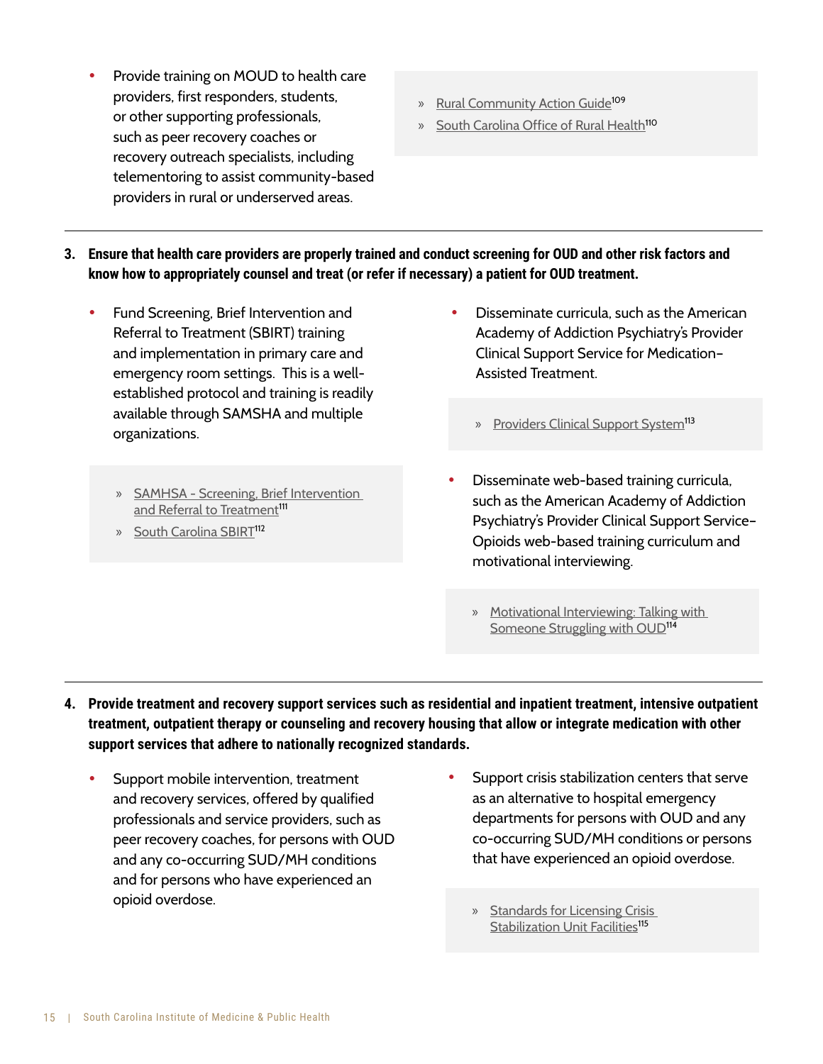- Provide training on MOUD to health care providers, first responders, students, or other supporting professionals, such as peer recovery coaches or recovery outreach specialists, including telementoring to assist community-based providers in rural or underserved areas.

    » Rural Community Action Guide[109]
    » South Carolina Office of Rural Health[110]

**3. Ensure that health care providers are properly trained and conduct screening for OUD and other risk factors and know how to appropriately counsel and treat (or refer if necessary) a patient for OUD treatment.**

- Fund Screening, Brief Intervention and Referral to Treatment (SBIRT) training and implementation in primary care and emergency room settings. This is a well-established protocol and training is readily available through SAMSHA and multiple organizations.

    » SAMHSA - Screening, Brief Intervention and Referral to Treatment[111]
    » South Carolina SBIRT[112]

- Disseminate curricula, such as the American Academy of Addiction Psychiatry's Provider Clinical Support Service for Medication-Assisted Treatment.

    » Providers Clinical Support System[113]

- Disseminate web-based training curricula, such as the American Academy of Addiction Psychiatry's Provider Clinical Support Service-Opioids web-based training curriculum and motivational interviewing.

    » Motivational Interviewing: Talking with Someone Struggling with OUD[114]

**4. Provide treatment and recovery support services such as residential and inpatient treatment, intensive outpatient treatment, outpatient therapy or counseling and recovery housing that allow or integrate medication with other support services that adhere to nationally recognized standards.**

- Support mobile intervention, treatment and recovery services, offered by qualified professionals and service providers, such as peer recovery coaches, for persons with OUD and any co-occurring SUD/MH conditions and for persons who have experienced an opioid overdose.

- Support crisis stabilization centers that serve as an alternative to hospital emergency departments for persons with OUD and any co-occurring SUD/MH conditions or persons that have experienced an opioid overdose.

    » Standards for Licensing Crisis Stabilization Unit Facilities[115]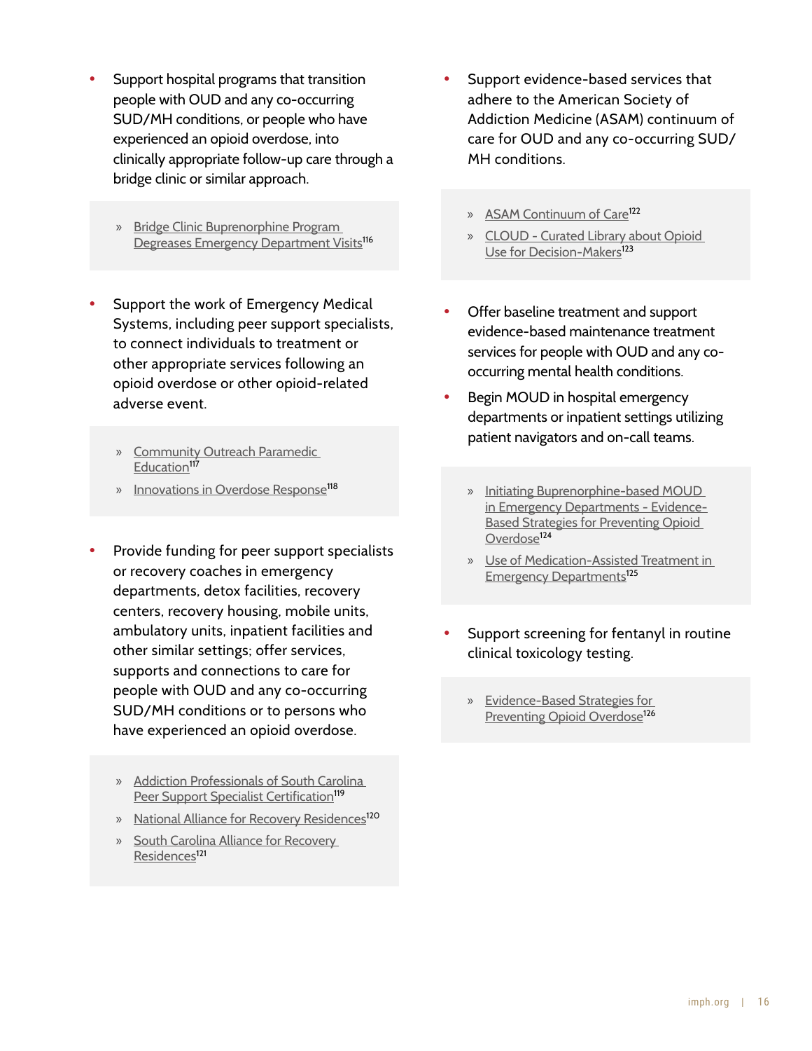- Support hospital programs that transition people with OUD and any co-occurring SUD/MH conditions, or people who have experienced an opioid overdose, into clinically appropriate follow-up care through a bridge clinic or similar approach.

  » Bridge Clinic Buprenorphine Program Degreases Emergency Department Visits[116]

- Support the work of Emergency Medical Systems, including peer support specialists, to connect individuals to treatment or other appropriate services following an opioid overdose or other opioid-related adverse event.

  » Community Outreach Paramedic Education[117]

  » Innovations in Overdose Response[118]

- Provide funding for peer support specialists or recovery coaches in emergency departments, detox facilities, recovery centers, recovery housing, mobile units, ambulatory units, inpatient facilities and other similar settings; offer services, supports and connections to care for people with OUD and any co-occurring SUD/MH conditions or to persons who have experienced an opioid overdose.

  » Addiction Professionals of South Carolina Peer Support Specialist Certification[119]

  » National Alliance for Recovery Residences[120]

  » South Carolina Alliance for Recovery Residences[121]

- Support evidence-based services that adhere to the American Society of Addiction Medicine (ASAM) continuum of care for OUD and any co-occurring SUD/MH conditions.

  » ASAM Continuum of Care[122]

  » CLOUD - Curated Library about Opioid Use for Decision-Makers[123]

- Offer baseline treatment and support evidence-based maintenance treatment services for people with OUD and any co-occurring mental health conditions.
- Begin MOUD in hospital emergency departments or inpatient settings utilizing patient navigators and on-call teams.

  » Initiating Buprenorphine-based MOUD in Emergency Departments - Evidence-Based Strategies for Preventing Opioid Overdose[124]

  » Use of Medication-Assisted Treatment in Emergency Departments[125]

- Support screening for fentanyl in routine clinical toxicology testing.

  » Evidence-Based Strategies for Preventing Opioid Overdose[126]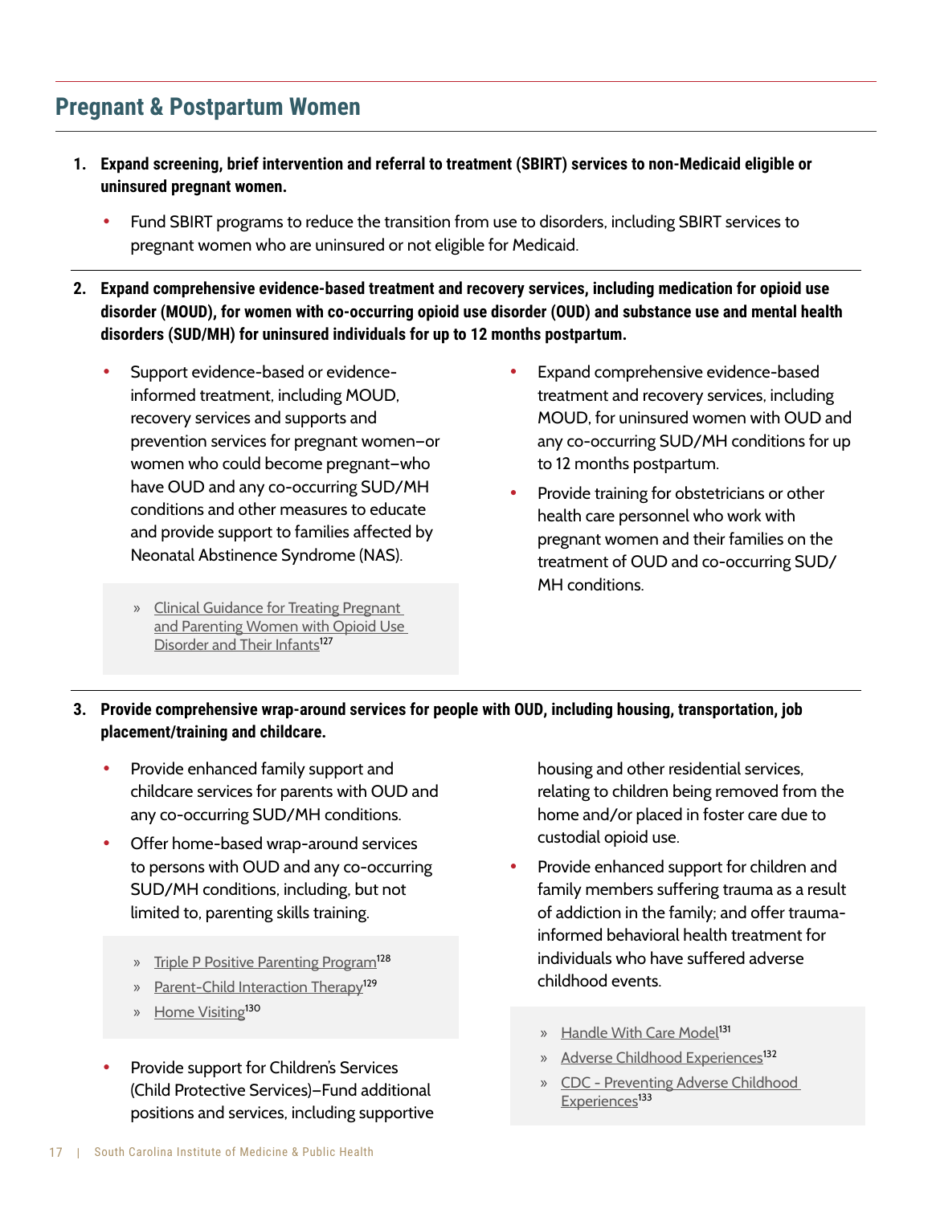## Pregnant & Postpartum Women

1. **Expand screening, brief intervention and referral to treatment (SBIRT) services to non-Medicaid eligible or uninsured pregnant women.**
   - Fund SBIRT programs to reduce the transition from use to disorders, including SBIRT services to pregnant women who are uninsured or not eligible for Medicaid.

2. **Expand comprehensive evidence-based treatment and recovery services, including medication for opioid use disorder (MOUD), for women with co-occurring opioid use disorder (OUD) and substance use and mental health disorders (SUD/MH) for uninsured individuals for up to 12 months postpartum.**
   - Support evidence-based or evidence-informed treatment, including MOUD, recovery services and supports and prevention services for pregnant women–or women who could become pregnant–who have OUD and any co-occurring SUD/MH conditions and other measures to educate and provide support to families affected by Neonatal Abstinence Syndrome (NAS).
     - » Clinical Guidance for Treating Pregnant and Parenting Women with Opioid Use Disorder and Their Infants[127]
   - Expand comprehensive evidence-based treatment and recovery services, including MOUD, for uninsured women with OUD and any co-occurring SUD/MH conditions for up to 12 months postpartum.
   - Provide training for obstetricians or other health care personnel who work with pregnant women and their families on the treatment of OUD and co-occurring SUD/MH conditions.

3. **Provide comprehensive wrap-around services for people with OUD, including housing, transportation, job placement/training and childcare.**
   - Provide enhanced family support and childcare services for parents with OUD and any co-occurring SUD/MH conditions.
   - Offer home-based wrap-around services to persons with OUD and any co-occurring SUD/MH conditions, including, but not limited to, parenting skills training.
     - » Triple P Positive Parenting Program[128]
     - » Parent-Child Interaction Therapy[129]
     - » Home Visiting[130]
   - Provide support for Children's Services (Child Protective Services)–Fund additional positions and services, including supportive housing and other residential services, relating to children being removed from the home and/or placed in foster care due to custodial opioid use.
   - Provide enhanced support for children and family members suffering trauma as a result of addiction in the family; and offer trauma-informed behavioral health treatment for individuals who have suffered adverse childhood events.
     - » Handle With Care Model[131]
     - » Adverse Childhood Experiences[132]
     - » CDC - Preventing Adverse Childhood Experiences[133]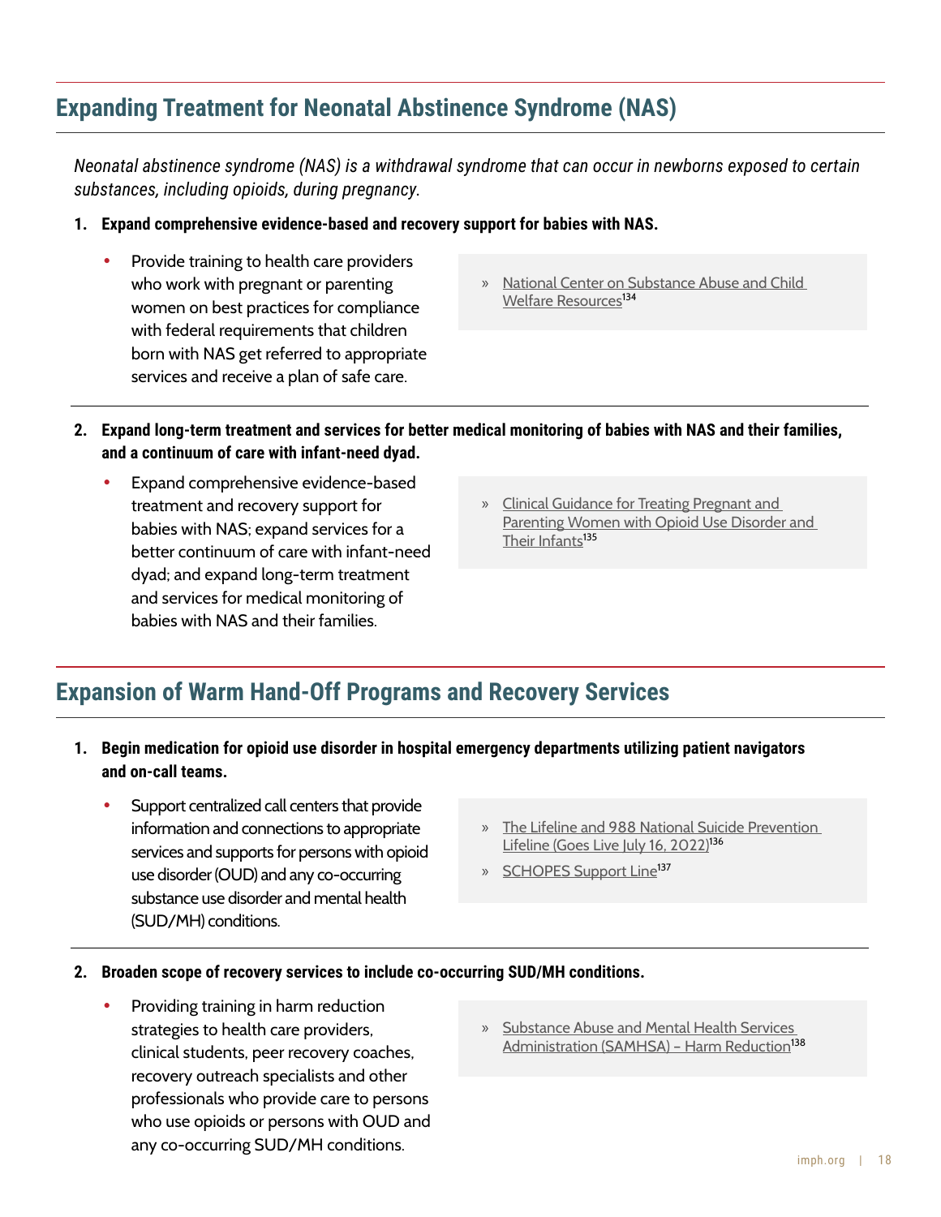## Expanding Treatment for Neonatal Abstinence Syndrome (NAS)

*Neonatal abstinence syndrome (NAS) is a withdrawal syndrome that can occur in newborns exposed to certain substances, including opioids, during pregnancy.*

1. **Expand comprehensive evidence-based and recovery support for babies with NAS.**

   - Provide training to health care providers who work with pregnant or parenting women on best practices for compliance with federal requirements that children born with NAS get referred to appropriate services and receive a plan of safe care.

   » National Center on Substance Abuse and Child Welfare Resources[134]

2. **Expand long-term treatment and services for better medical monitoring of babies with NAS and their families, and a continuum of care with infant-need dyad.**

   - Expand comprehensive evidence-based treatment and recovery support for babies with NAS; expand services for a better continuum of care with infant-need dyad; and expand long-term treatment and services for medical monitoring of babies with NAS and their families.

   » Clinical Guidance for Treating Pregnant and Parenting Women with Opioid Use Disorder and Their Infants[135]

## Expansion of Warm Hand-Off Programs and Recovery Services

1. **Begin medication for opioid use disorder in hospital emergency departments utilizing patient navigators and on-call teams.**

   - Support centralized call centers that provide information and connections to appropriate services and supports for persons with opioid use disorder (OUD) and any co-occurring substance use disorder and mental health (SUD/MH) conditions.

   » The Lifeline and 988 National Suicide Prevention Lifeline (Goes Live July 16, 2022)[136]

   » SCHOPES Support Line[137]

2. **Broaden scope of recovery services to include co-occurring SUD/MH conditions.**

   - Providing training in harm reduction strategies to health care providers, clinical students, peer recovery coaches, recovery outreach specialists and other professionals who provide care to persons who use opioids or persons with OUD and any co-occurring SUD/MH conditions.

   » Substance Abuse and Mental Health Services Administration (SAMHSA) – Harm Reduction[138]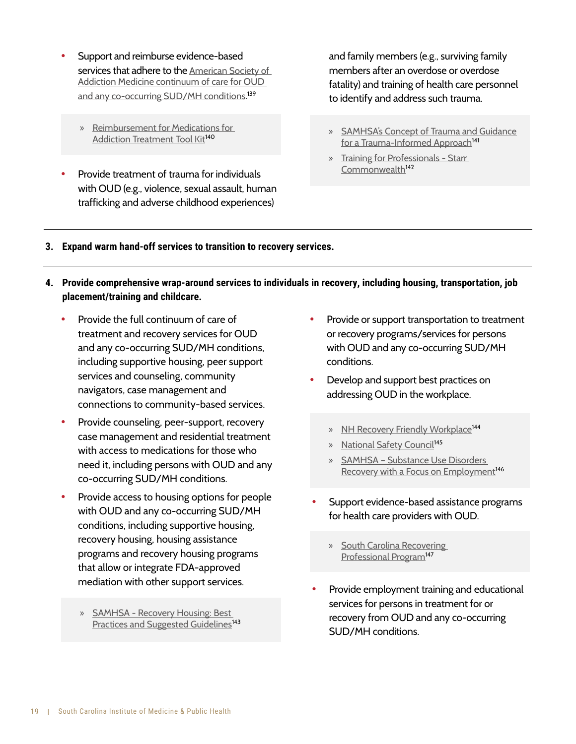- Support and reimburse evidence-based services that adhere to the American Society of Addiction Medicine continuum of care for OUD and any co-occurring SUD/MH conditions.[139]

  » Reimbursement for Medications for Addiction Treatment Tool Kit[140]

- Provide treatment of trauma for individuals with OUD (e.g., violence, sexual assault, human trafficking and adverse childhood experiences) and family members (e.g., surviving family members after an overdose or overdose fatality) and training of health care personnel to identify and address such trauma.

  » SAMHSA's Concept of Trauma and Guidance for a Trauma-Informed Approach[141]

  » Training for Professionals - Starr Commonwealth[142]

**3. Expand warm hand-off services to transition to recovery services.**

**4. Provide comprehensive wrap-around services to individuals in recovery, including housing, transportation, job placement/training and childcare.**

- Provide the full continuum of care of treatment and recovery services for OUD and any co-occurring SUD/MH conditions, including supportive housing, peer support services and counseling, community navigators, case management and connections to community-based services.
- Provide counseling, peer-support, recovery case management and residential treatment with access to medications for those who need it, including persons with OUD and any co-occurring SUD/MH conditions.
- Provide access to housing options for people with OUD and any co-occurring SUD/MH conditions, including supportive housing, recovery housing, housing assistance programs and recovery housing programs that allow or integrate FDA-approved mediation with other support services.

  » SAMHSA - Recovery Housing: Best Practices and Suggested Guidelines[143]

- Provide or support transportation to treatment or recovery programs/services for persons with OUD and any co-occurring SUD/MH conditions.
- Develop and support best practices on addressing OUD in the workplace.

  » NH Recovery Friendly Workplace[144]

  » National Safety Council[145]

  » SAMHSA – Substance Use Disorders Recovery with a Focus on Employment[146]

- Support evidence-based assistance programs for health care providers with OUD.

  » South Carolina Recovering Professional Program[147]

- Provide employment training and educational services for persons in treatment for or recovery from OUD and any co-occurring SUD/MH conditions.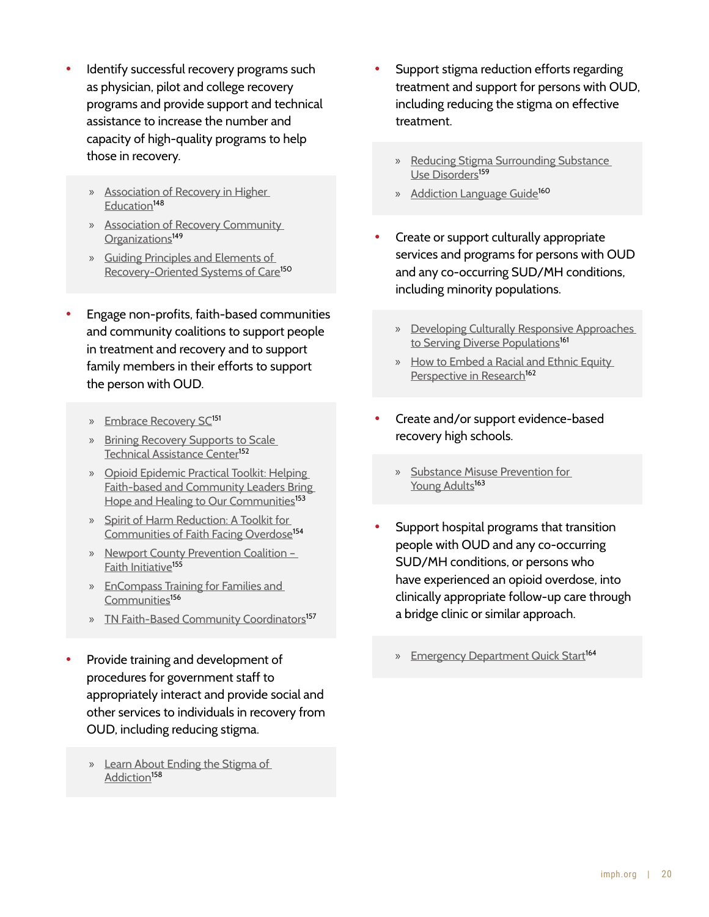- Identify successful recovery programs such as physician, pilot and college recovery programs and provide support and technical assistance to increase the number and capacity of high-quality programs to help those in recovery.

  - Association of Recovery in Higher Education[148]
  - Association of Recovery Community Organizations[149]
  - Guiding Principles and Elements of Recovery-Oriented Systems of Care[150]

- Engage non-profits, faith-based communities and community coalitions to support people in treatment and recovery and to support family members in their efforts to support the person with OUD.

  - Embrace Recovery SC[151]
  - Brining Recovery Supports to Scale Technical Assistance Center[152]
  - Opioid Epidemic Practical Toolkit: Helping Faith-based and Community Leaders Bring Hope and Healing to Our Communities[153]
  - Spirit of Harm Reduction: A Toolkit for Communities of Faith Facing Overdose[154]
  - Newport County Prevention Coalition – Faith Initiative[155]
  - EnCompass Training for Families and Communities[156]
  - TN Faith-Based Community Coordinators[157]

- Provide training and development of procedures for government staff to appropriately interact and provide social and other services to individuals in recovery from OUD, including reducing stigma.

  - Learn About Ending the Stigma of Addiction[158]

- Support stigma reduction efforts regarding treatment and support for persons with OUD, including reducing the stigma on effective treatment.

  - Reducing Stigma Surrounding Substance Use Disorders[159]
  - Addiction Language Guide[160]

- Create or support culturally appropriate services and programs for persons with OUD and any co-occurring SUD/MH conditions, including minority populations.

  - Developing Culturally Responsive Approaches to Serving Diverse Populations[161]
  - How to Embed a Racial and Ethnic Equity Perspective in Research[162]

- Create and/or support evidence-based recovery high schools.

  - Substance Misuse Prevention for Young Adults[163]

- Support hospital programs that transition people with OUD and any co-occurring SUD/MH conditions, or persons who have experienced an opioid overdose, into clinically appropriate follow-up care through a bridge clinic or similar approach.

  - Emergency Department Quick Start[164]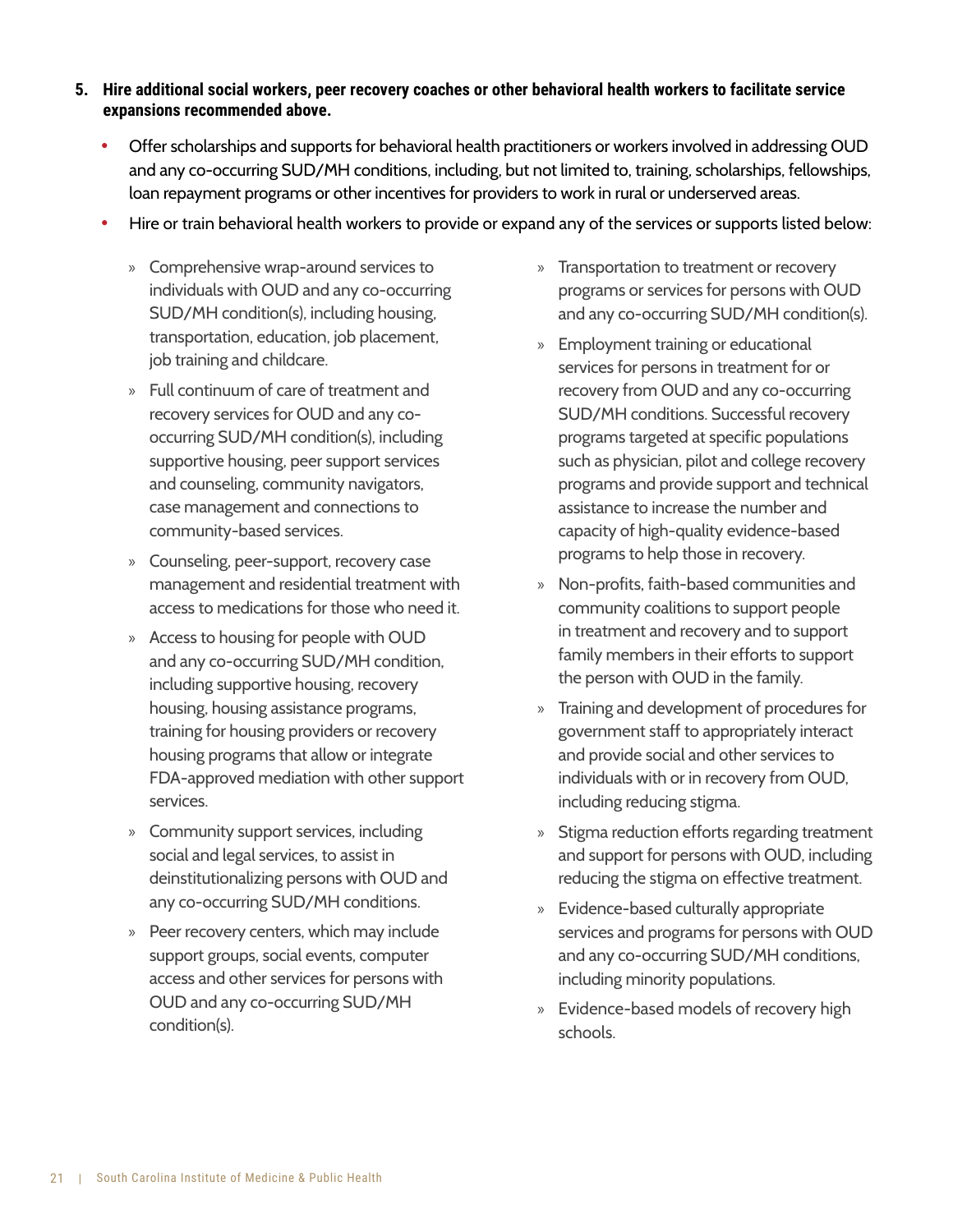5. **Hire additional social workers, peer recovery coaches or other behavioral health workers to facilitate service expansions recommended above.**
    - Offer scholarships and supports for behavioral health practitioners or workers involved in addressing OUD and any co-occurring SUD/MH conditions, including, but not limited to, training, scholarships, fellowships, loan repayment programs or other incentives for providers to work in rural or underserved areas.
    - Hire or train behavioral health workers to provide or expand any of the services or supports listed below:
        - Comprehensive wrap-around services to individuals with OUD and any co-occurring SUD/MH condition(s), including housing, transportation, education, job placement, job training and childcare.
        - Full continuum of care of treatment and recovery services for OUD and any co-occurring SUD/MH condition(s), including supportive housing, peer support services and counseling, community navigators, case management and connections to community-based services.
        - Counseling, peer-support, recovery case management and residential treatment with access to medications for those who need it.
        - Access to housing for people with OUD and any co-occurring SUD/MH condition, including supportive housing, recovery housing, housing assistance programs, training for housing providers or recovery housing programs that allow or integrate FDA-approved mediation with other support services.
        - Community support services, including social and legal services, to assist in deinstitutionalizing persons with OUD and any co-occurring SUD/MH conditions.
        - Peer recovery centers, which may include support groups, social events, computer access and other services for persons with OUD and any co-occurring SUD/MH condition(s).
        - Transportation to treatment or recovery programs or services for persons with OUD and any co-occurring SUD/MH condition(s).
        - Employment training or educational services for persons in treatment for or recovery from OUD and any co-occurring SUD/MH conditions. Successful recovery programs targeted at specific populations such as physician, pilot and college recovery programs and provide support and technical assistance to increase the number and capacity of high-quality evidence-based programs to help those in recovery.
        - Non-profits, faith-based communities and community coalitions to support people in treatment and recovery and to support family members in their efforts to support the person with OUD in the family.
        - Training and development of procedures for government staff to appropriately interact and provide social and other services to individuals with or in recovery from OUD, including reducing stigma.
        - Stigma reduction efforts regarding treatment and support for persons with OUD, including reducing the stigma on effective treatment.
        - Evidence-based culturally appropriate services and programs for persons with OUD and any co-occurring SUD/MH conditions, including minority populations.
        - Evidence-based models of recovery high schools.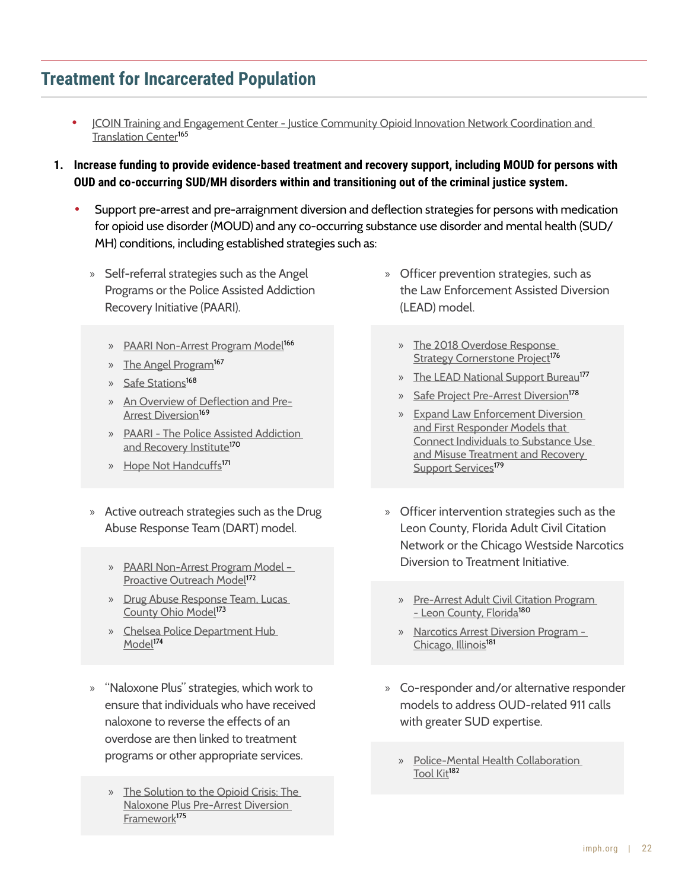## Treatment for Incarcerated Population

- JCOIN Training and Engagement Center - Justice Community Opioid Innovation Network Coordination and Translation Center[165]

1. **Increase funding to provide evidence-based treatment and recovery support, including MOUD for persons with OUD and co-occurring SUD/MH disorders within and transitioning out of the criminal justice system.**

- Support pre-arrest and pre-arraignment diversion and deflection strategies for persons with medication for opioid use disorder (MOUD) and any co-occurring substance use disorder and mental health (SUD/MH) conditions, including established strategies such as:

  - Self-referral strategies such as the Angel Programs or the Police Assisted Addiction Recovery Initiative (PAARI).
    - PAARI Non-Arrest Program Model[166]
    - The Angel Program[167]
    - Safe Stations[168]
    - An Overview of Deflection and Pre-Arrest Diversion[169]
    - PAARI - The Police Assisted Addiction and Recovery Institute[170]
    - Hope Not Handcuffs[171]

  - Active outreach strategies such as the Drug Abuse Response Team (DART) model.
    - PAARI Non-Arrest Program Model – Proactive Outreach Model[172]
    - Drug Abuse Response Team, Lucas County Ohio Model[173]
    - Chelsea Police Department Hub Model[174]

  - "Naloxone Plus" strategies, which work to ensure that individuals who have received naloxone to reverse the effects of an overdose are then linked to treatment programs or other appropriate services.
    - The Solution to the Opioid Crisis: The Naloxone Plus Pre-Arrest Diversion Framework[175]

  - Officer prevention strategies, such as the Law Enforcement Assisted Diversion (LEAD) model.
    - The 2018 Overdose Response Strategy Cornerstone Project[176]
    - The LEAD National Support Bureau[177]
    - Safe Project Pre-Arrest Diversion[178]
    - Expand Law Enforcement Diversion and First Responder Models that Connect Individuals to Substance Use and Misuse Treatment and Recovery Support Services[179]

  - Officer intervention strategies such as the Leon County, Florida Adult Civil Citation Network or the Chicago Westside Narcotics Diversion to Treatment Initiative.
    - Pre-Arrest Adult Civil Citation Program - Leon County, Florida[180]
    - Narcotics Arrest Diversion Program - Chicago, Illinois[181]

  - Co-responder and/or alternative responder models to address OUD-related 911 calls with greater SUD expertise.
    - Police-Mental Health Collaboration Tool Kit[182]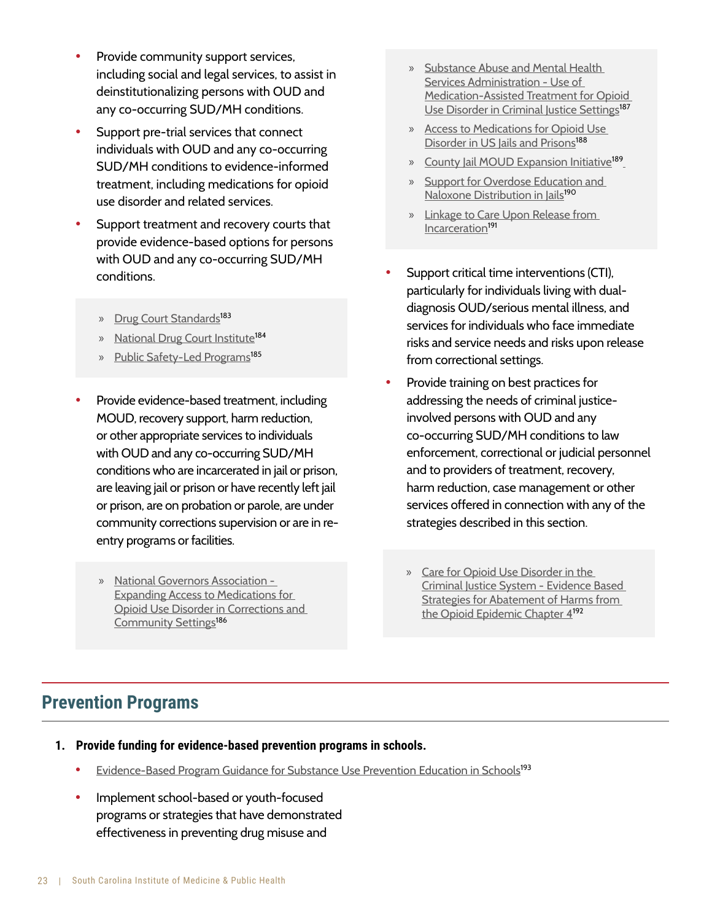- Provide community support services, including social and legal services, to assist in deinstitutionalizing persons with OUD and any co-occurring SUD/MH conditions.
- Support pre-trial services that connect individuals with OUD and any co-occurring SUD/MH conditions to evidence-informed treatment, including medications for opioid use disorder and related services.
- Support treatment and recovery courts that provide evidence-based options for persons with OUD and any co-occurring SUD/MH conditions.

  » Drug Court Standards[183]
  » National Drug Court Institute[184]
  » Public Safety-Led Programs[185]

- Provide evidence-based treatment, including MOUD, recovery support, harm reduction, or other appropriate services to individuals with OUD and any co-occurring SUD/MH conditions who are incarcerated in jail or prison, are leaving jail or prison or have recently left jail or prison, are on probation or parole, are under community corrections supervision or are in re-entry programs or facilities.

  » National Governors Association - Expanding Access to Medications for Opioid Use Disorder in Corrections and Community Settings[186]
  » Substance Abuse and Mental Health Services Administration - Use of Medication-Assisted Treatment for Opioid Use Disorder in Criminal Justice Settings[187]
  » Access to Medications for Opioid Use Disorder in US Jails and Prisons[188]
  » County Jail MOUD Expansion Initiative[189]
  » Support for Overdose Education and Naloxone Distribution in Jails[190]
  » Linkage to Care Upon Release from Incarceration[191]

- Support critical time interventions (CTI), particularly for individuals living with dual-diagnosis OUD/serious mental illness, and services for individuals who face immediate risks and service needs and risks upon release from correctional settings.
- Provide training on best practices for addressing the needs of criminal justice-involved persons with OUD and any co-occurring SUD/MH conditions to law enforcement, correctional or judicial personnel and to providers of treatment, recovery, harm reduction, case management or other services offered in connection with any of the strategies described in this section.

  » Care for Opioid Use Disorder in the Criminal Justice System - Evidence Based Strategies for Abatement of Harms from the Opioid Epidemic Chapter 4[192]

## Prevention Programs

1. **Provide funding for evidence-based prevention programs in schools.**
   - Evidence-Based Program Guidance for Substance Use Prevention Education in Schools[193]
   - Implement school-based or youth-focused programs or strategies that have demonstrated effectiveness in preventing drug misuse and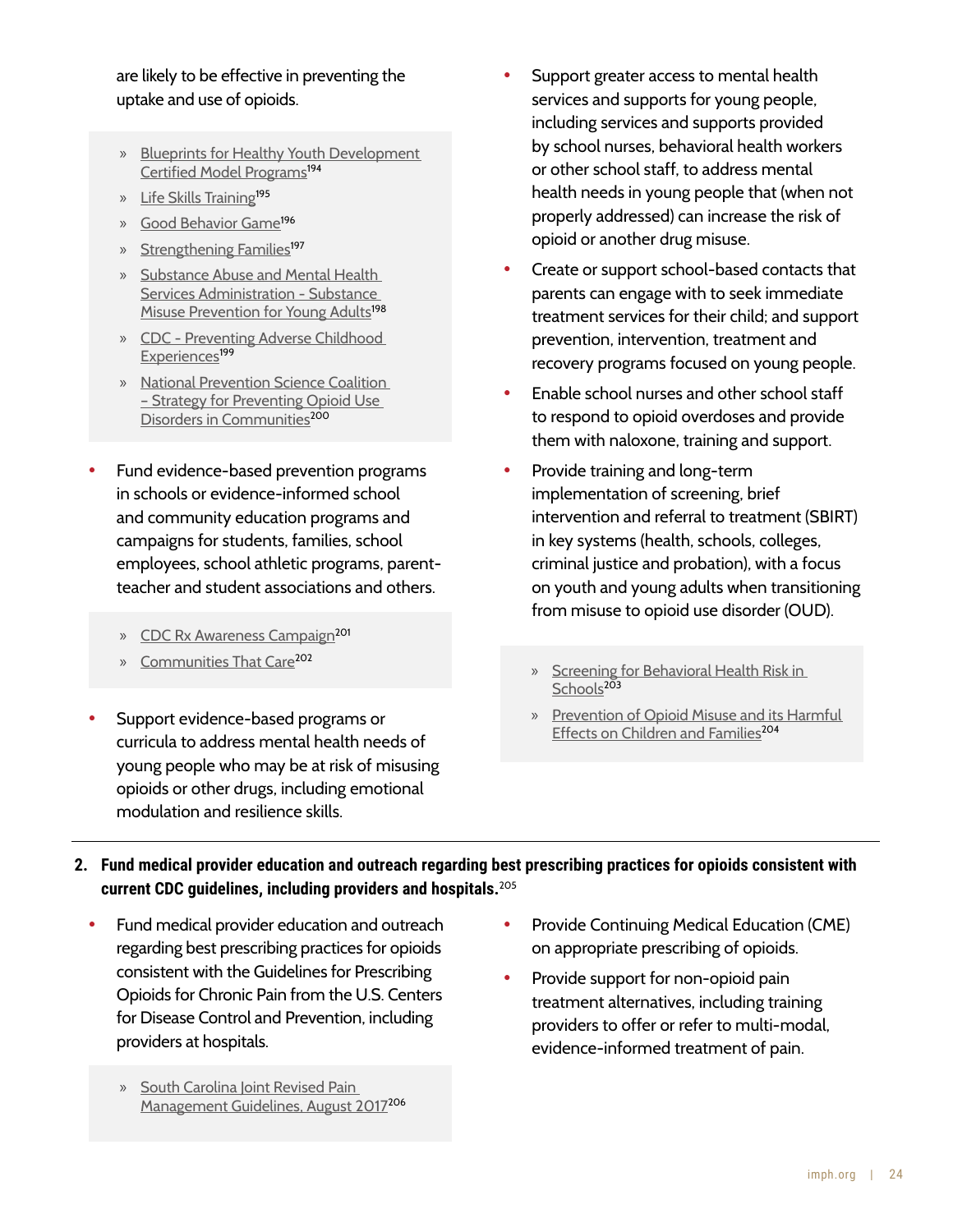are likely to be effective in preventing the uptake and use of opioids.

- » Blueprints for Healthy Youth Development Certified Model Programs[194]
- » Life Skills Training[195]
- » Good Behavior Game[196]
- » Strengthening Families[197]
- » Substance Abuse and Mental Health Services Administration - Substance Misuse Prevention for Young Adults[198]
- » CDC - Preventing Adverse Childhood Experiences[199]
- » National Prevention Science Coalition – Strategy for Preventing Opioid Use Disorders in Communities[200]

- Fund evidence-based prevention programs in schools or evidence-informed school and community education programs and campaigns for students, families, school employees, school athletic programs, parent-teacher and student associations and others.

  - » CDC Rx Awareness Campaign[201]
  - » Communities That Care[202]

- Support evidence-based programs or curricula to address mental health needs of young people who may be at risk of misusing opioids or other drugs, including emotional modulation and resilience skills.
- Support greater access to mental health services and supports for young people, including services and supports provided by school nurses, behavioral health workers or other school staff, to address mental health needs in young people that (when not properly addressed) can increase the risk of opioid or another drug misuse.
- Create or support school-based contacts that parents can engage with to seek immediate treatment services for their child; and support prevention, intervention, treatment and recovery programs focused on young people.
- Enable school nurses and other school staff to respond to opioid overdoses and provide them with naloxone, training and support.
- Provide training and long-term implementation of screening, brief intervention and referral to treatment (SBIRT) in key systems (health, schools, colleges, criminal justice and probation), with a focus on youth and young adults when transitioning from misuse to opioid use disorder (OUD).

  - » Screening for Behavioral Health Risk in Schools[203]
  - » Prevention of Opioid Misuse and its Harmful Effects on Children and Families[204]

**2. Fund medical provider education and outreach regarding best prescribing practices for opioids consistent with current CDC guidelines, including providers and hospitals.**[205]

- Fund medical provider education and outreach regarding best prescribing practices for opioids consistent with the Guidelines for Prescribing Opioids for Chronic Pain from the U.S. Centers for Disease Control and Prevention, including providers at hospitals.

  - » South Carolina Joint Revised Pain Management Guidelines, August 2017[206]

- Provide Continuing Medical Education (CME) on appropriate prescribing of opioids.
- Provide support for non-opioid pain treatment alternatives, including training providers to offer or refer to multi-modal, evidence-informed treatment of pain.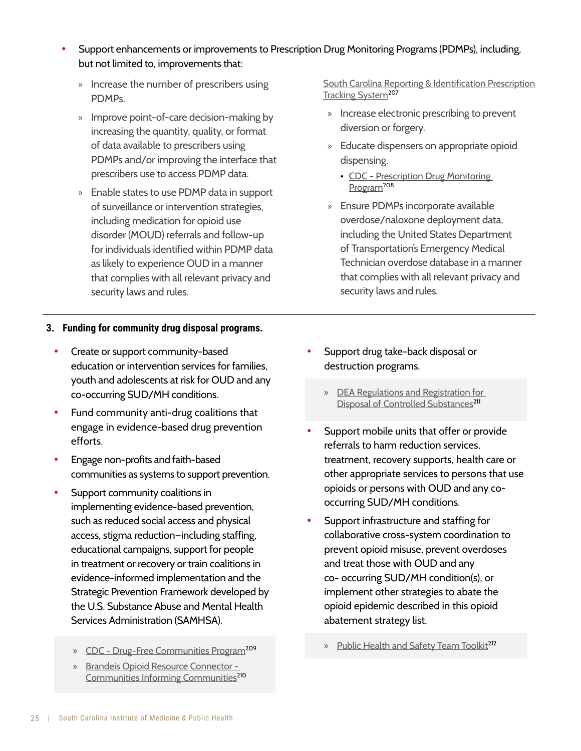- Support enhancements or improvements to Prescription Drug Monitoring Programs (PDMPs), including, but not limited to, improvements that:
  - Increase the number of prescribers using PDMPs.
  - Improve point-of-care decision-making by increasing the quantity, quality, or format of data available to prescribers using PDMPs and/or improving the interface that prescribers use to access PDMP data.
  - Enable states to use PDMP data in support of surveillance or intervention strategies, including medication for opioid use disorder (MOUD) referrals and follow-up for individuals identified within PDMP data as likely to experience OUD in a manner that complies with all relevant privacy and security laws and rules.

  South Carolina Reporting & Identification Prescription Tracking System[207]

  - Increase electronic prescribing to prevent diversion or forgery.
  - Educate dispensers on appropriate opioid dispensing.
    - CDC - Prescription Drug Monitoring Program[208]
  - Ensure PDMPs incorporate available overdose/naloxone deployment data, including the United States Department of Transportation's Emergency Medical Technician overdose database in a manner that complies with all relevant privacy and security laws and rules.

---

**3. Funding for community drug disposal programs.**

- Create or support community-based education or intervention services for families, youth and adolescents at risk for OUD and any co-occurring SUD/MH conditions.
- Fund community anti-drug coalitions that engage in evidence-based drug prevention efforts.
- Engage non-profits and faith-based communities as systems to support prevention.
- Support community coalitions in implementing evidence-based prevention, such as reduced social access and physical access, stigma reduction–including staffing, educational campaigns, support for people in treatment or recovery or train coalitions in evidence-informed implementation and the Strategic Prevention Framework developed by the U.S. Substance Abuse and Mental Health Services Administration (SAMHSA).

  - CDC - Drug-Free Communities Program[209]
  - Brandeis Opioid Resource Connector - Communities Informing Communities[210]

- Support drug take-back disposal or destruction programs.

  - DEA Regulations and Registration for Disposal of Controlled Substances[211]

- Support mobile units that offer or provide referrals to harm reduction services, treatment, recovery supports, health care or other appropriate services to persons that use opioids or persons with OUD and any co-occurring SUD/MH conditions.
- Support infrastructure and staffing for collaborative cross-system coordination to prevent opioid misuse, prevent overdoses and treat those with OUD and any co- occurring SUD/MH condition(s), or implement other strategies to abate the opioid epidemic described in this opioid abatement strategy list.

  - Public Health and Safety Team Toolkit[212]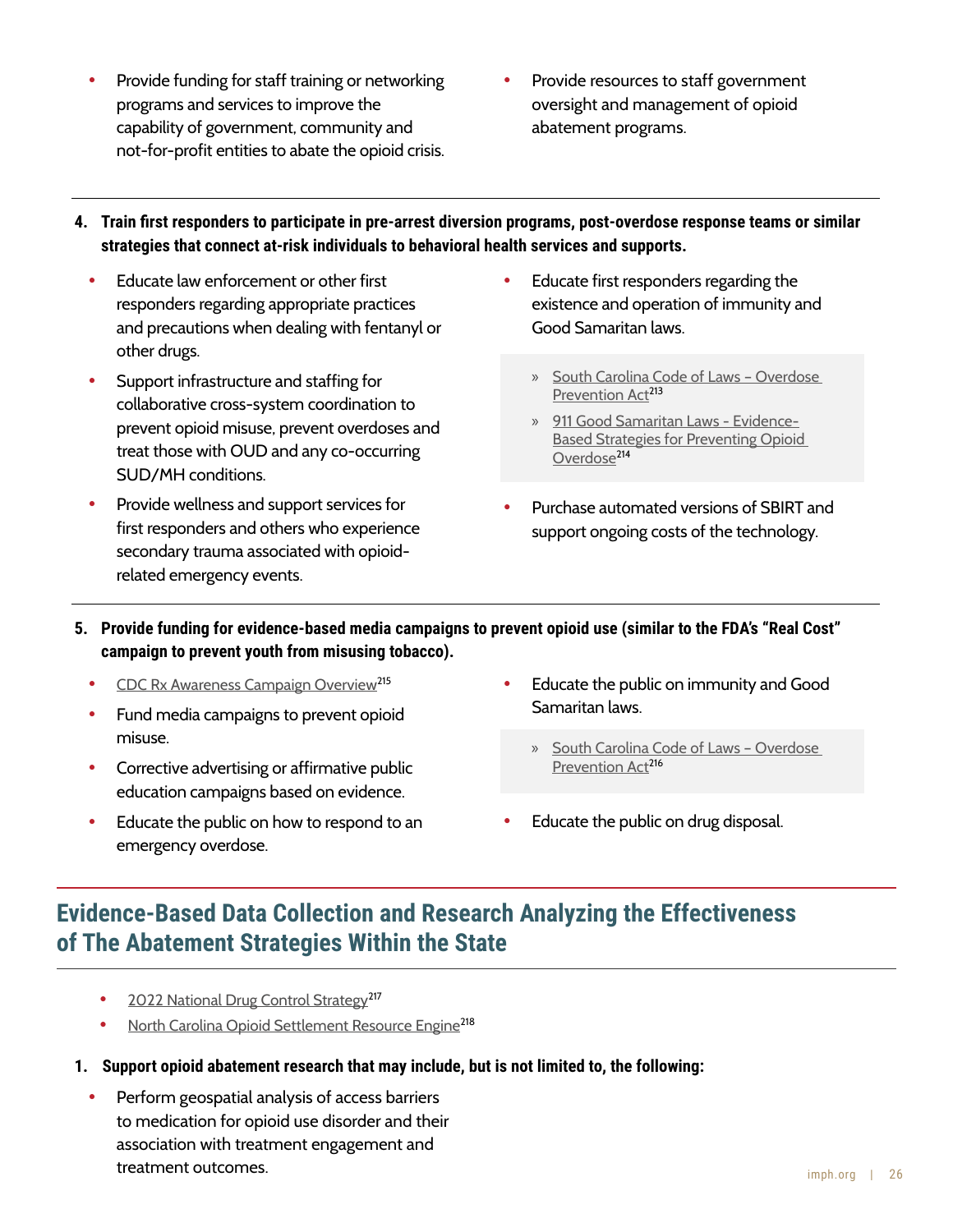- Provide funding for staff training or networking programs and services to improve the capability of government, community and not-for-profit entities to abate the opioid crisis.
- Provide resources to staff government oversight and management of opioid abatement programs.

4. **Train first responders to participate in pre-arrest diversion programs, post-overdose response teams or similar strategies that connect at-risk individuals to behavioral health services and supports.**

- Educate law enforcement or other first responders regarding appropriate practices and precautions when dealing with fentanyl or other drugs.
- Support infrastructure and staffing for collaborative cross-system coordination to prevent opioid misuse, prevent overdoses and treat those with OUD and any co-occurring SUD/MH conditions.
- Provide wellness and support services for first responders and others who experience secondary trauma associated with opioid-related emergency events.
- Educate first responders regarding the existence and operation of immunity and Good Samaritan laws.
  - South Carolina Code of Laws – Overdose Prevention Act[213]
  - 911 Good Samaritan Laws - Evidence-Based Strategies for Preventing Opioid Overdose[214]
- Purchase automated versions of SBIRT and support ongoing costs of the technology.

5. **Provide funding for evidence-based media campaigns to prevent opioid use (similar to the FDA's "Real Cost" campaign to prevent youth from misusing tobacco).**

- CDC Rx Awareness Campaign Overview[215]
- Fund media campaigns to prevent opioid misuse.
- Corrective advertising or affirmative public education campaigns based on evidence.
- Educate the public on how to respond to an emergency overdose.
- Educate the public on immunity and Good Samaritan laws.
  - South Carolina Code of Laws – Overdose Prevention Act[216]
- Educate the public on drug disposal.

## Evidence-Based Data Collection and Research Analyzing the Effectiveness of The Abatement Strategies Within the State

- 2022 National Drug Control Strategy[217]
- North Carolina Opioid Settlement Resource Engine[218]

1. **Support opioid abatement research that may include, but is not limited to, the following:**

- Perform geospatial analysis of access barriers to medication for opioid use disorder and their association with treatment engagement and treatment outcomes.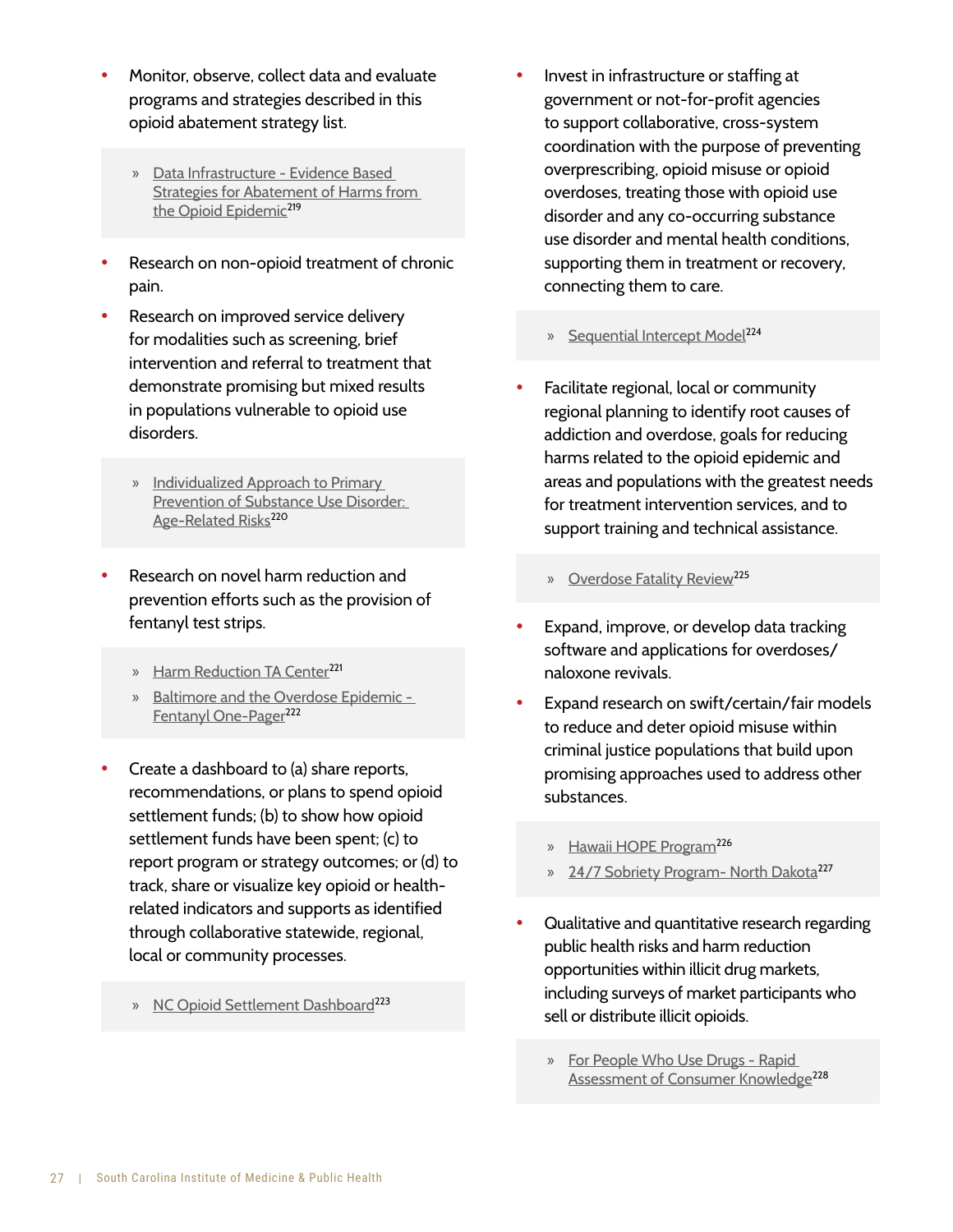- Monitor, observe, collect data and evaluate programs and strategies described in this opioid abatement strategy list.

  » Data Infrastructure - Evidence Based Strategies for Abatement of Harms from the Opioid Epidemic[219]

- Research on non-opioid treatment of chronic pain.
- Research on improved service delivery for modalities such as screening, brief intervention and referral to treatment that demonstrate promising but mixed results in populations vulnerable to opioid use disorders.

  » Individualized Approach to Primary Prevention of Substance Use Disorder: Age-Related Risks[220]

- Research on novel harm reduction and prevention efforts such as the provision of fentanyl test strips.

  » Harm Reduction TA Center[221]
  » Baltimore and the Overdose Epidemic - Fentanyl One-Pager[222]

- Create a dashboard to (a) share reports, recommendations, or plans to spend opioid settlement funds; (b) to show how opioid settlement funds have been spent; (c) to report program or strategy outcomes; or (d) to track, share or visualize key opioid or health-related indicators and supports as identified through collaborative statewide, regional, local or community processes.

  » NC Opioid Settlement Dashboard[223]

- Invest in infrastructure or staffing at government or not-for-profit agencies to support collaborative, cross-system coordination with the purpose of preventing overprescribing, opioid misuse or opioid overdoses, treating those with opioid use disorder and any co-occurring substance use disorder and mental health conditions, supporting them in treatment or recovery, connecting them to care.

  » Sequential Intercept Model[224]

- Facilitate regional, local or community regional planning to identify root causes of addiction and overdose, goals for reducing harms related to the opioid epidemic and areas and populations with the greatest needs for treatment intervention services, and to support training and technical assistance.

  » Overdose Fatality Review[225]

- Expand, improve, or develop data tracking software and applications for overdoses/ naloxone revivals.
- Expand research on swift/certain/fair models to reduce and deter opioid misuse within criminal justice populations that build upon promising approaches used to address other substances.

  » Hawaii HOPE Program[226]
  » 24/7 Sobriety Program- North Dakota[227]

- Qualitative and quantitative research regarding public health risks and harm reduction opportunities within illicit drug markets, including surveys of market participants who sell or distribute illicit opioids.

  » For People Who Use Drugs - Rapid Assessment of Consumer Knowledge[228]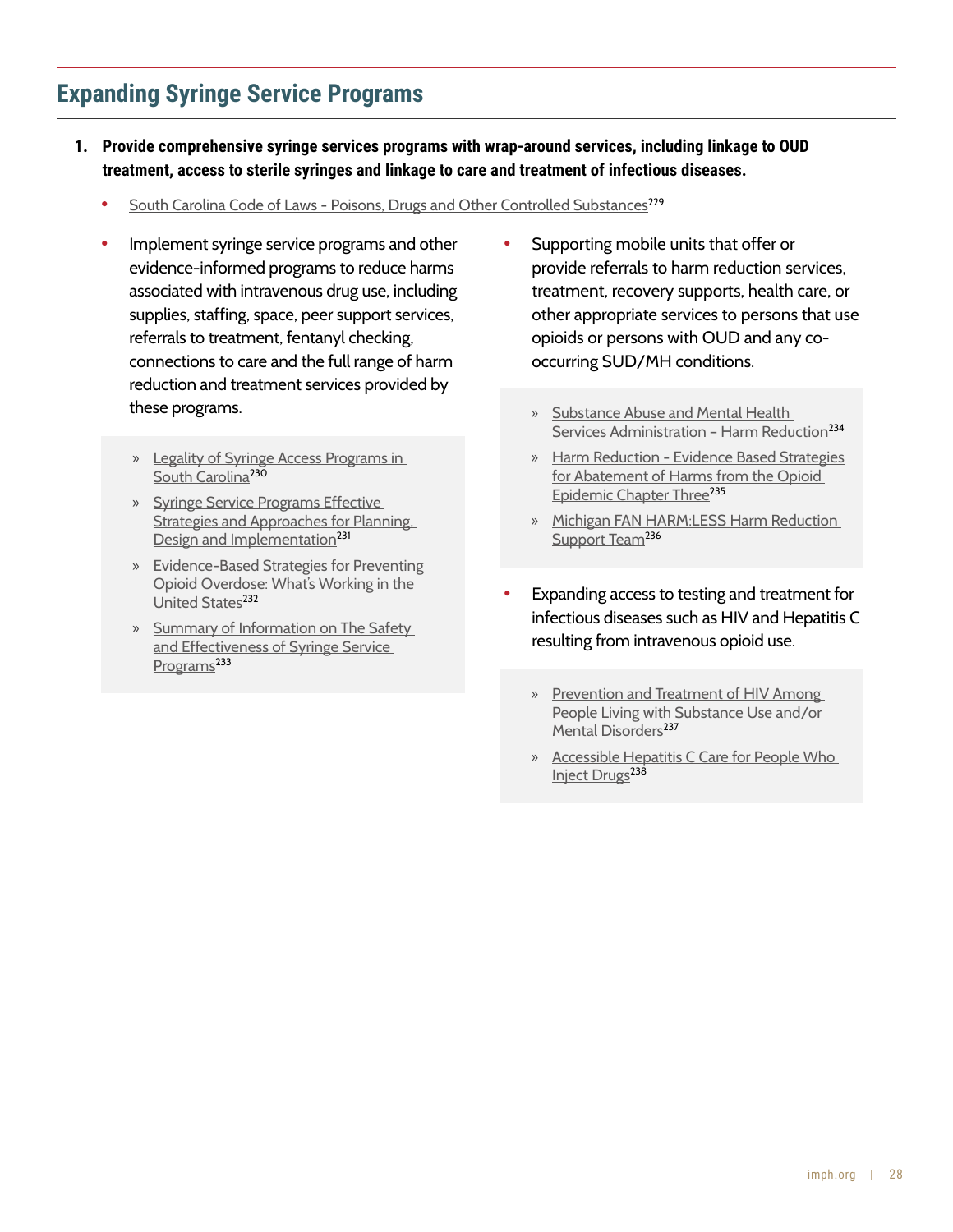## Expanding Syringe Service Programs

1. **Provide comprehensive syringe services programs with wrap-around services, including linkage to OUD treatment, access to sterile syringes and linkage to care and treatment of infectious diseases.**

- South Carolina Code of Laws - Poisons, Drugs and Other Controlled Substances[229]

- Implement syringe service programs and other evidence-informed programs to reduce harms associated with intravenous drug use, including supplies, staffing, space, peer support services, referrals to treatment, fentanyl checking, connections to care and the full range of harm reduction and treatment services provided by these programs.

  - Legality of Syringe Access Programs in South Carolina[230]
  - Syringe Service Programs Effective Strategies and Approaches for Planning, Design and Implementation[231]
  - Evidence-Based Strategies for Preventing Opioid Overdose: What's Working in the United States[232]
  - Summary of Information on The Safety and Effectiveness of Syringe Service Programs[233]

- Supporting mobile units that offer or provide referrals to harm reduction services, treatment, recovery supports, health care, or other appropriate services to persons that use opioids or persons with OUD and any co-occurring SUD/MH conditions.

  - Substance Abuse and Mental Health Services Administration – Harm Reduction[234]
  - Harm Reduction - Evidence Based Strategies for Abatement of Harms from the Opioid Epidemic Chapter Three[235]
  - Michigan FAN HARM:LESS Harm Reduction Support Team[236]

- Expanding access to testing and treatment for infectious diseases such as HIV and Hepatitis C resulting from intravenous opioid use.

  - Prevention and Treatment of HIV Among People Living with Substance Use and/or Mental Disorders[237]
  - Accessible Hepatitis C Care for People Who Inject Drugs[238]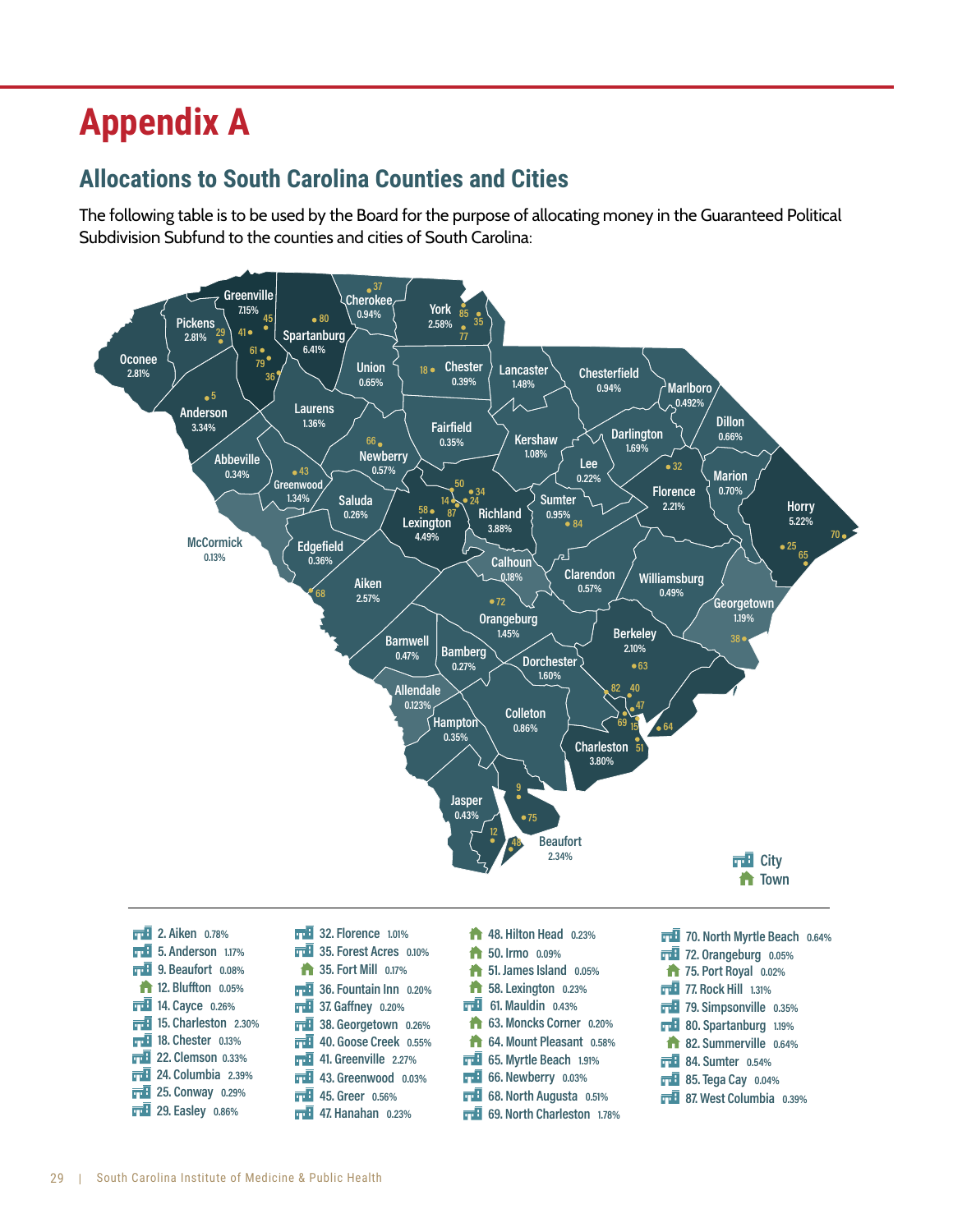# Appendix A

## Allocations to South Carolina Counties and Cities

The following table is to be used by the Board for the purpose of allocating money in the Guaranteed Political Subdivision Subfund to the counties and cities of South Carolina:

| County | Allocation |
|---|---|
| Abbeville | 0.34% |
| Aiken | 2.57% |
| Allendale | 0.123% |
| Anderson | 3.34% |
| Bamberg | 0.27% |
| Barnwell | 0.47% |
| Beaufort | 2.34% |
| Berkeley | 2.10% |
| Calhoun | 0.18% |
| Charleston | 3.80% |
| Cherokee | 0.94% |
| Chester | 0.39% |
| Chesterfield | 0.94% |
| Clarendon | 0.57% |
| Colleton | 0.86% |
| Darlington | 1.69% |
| Dillon | 0.66% |
| Dorchester | 1.60% |
| Edgefield | 0.36% |
| Fairfield | 0.35% |
| Florence | 2.21% |
| Georgetown | 1.19% |
| Greenville | 7.15% |
| Greenwood | 1.34% |
| Hampton | 0.35% |
| Horry | 5.22% |
| Jasper | 0.43% |
| Kershaw | 1.08% |
| Lancaster | 1.48% |
| Laurens | 1.36% |
| Lee | 0.22% |
| Lexington | 4.49% |
| Marion | 0.70% |
| Marlboro | 0.492% |
| McCormick | 0.13% |
| Newberry | 0.57% |
| Oconee | 2.81% |
| Orangeburg | 1.45% |
| Pickens | 2.81% |
| Richland | 3.88% |
| Saluda | 0.26% |
| Spartanburg | 6.41% |
| Sumter | 0.95% |
| Union | 0.65% |
| Williamsburg | 0.49% |
| York | 2.58% |

| No. | City/Town | Type | Allocation |
|---|---|---|---|
| 2 | Aiken | City | 0.78% |
| 5 | Anderson | City | 1.17% |
| 9 | Beaufort | City | 0.08% |
| 12 | Bluffton | Town | 0.05% |
| 14 | Cayce | City | 0.26% |
| 15 | Charleston | City | 2.30% |
| 18 | Chester | City | 0.13% |
| 22 | Clemson | City | 0.33% |
| 24 | Columbia | City | 2.39% |
| 25 | Conway | City | 0.29% |
| 29 | Easley | City | 0.86% |
| 32 | Florence | City | 1.01% |
| 35 | Forest Acres | City | 0.10% |
| 35 | Fort Mill | Town | 0.17% |
| 36 | Fountain Inn | City | 0.20% |
| 37 | Gaffney | City | 0.20% |
| 38 | Georgetown | City | 0.26% |
| 40 | Goose Creek | City | 0.55% |
| 41 | Greenville | City | 2.27% |
| 43 | Greenwood | City | 0.03% |
| 45 | Greer | City | 0.56% |
| 47 | Hanahan | City | 0.23% |
| 48 | Hilton Head | Town | 0.23% |
| 50 | Irmo | Town | 0.09% |
| 51 | James Island | Town | 0.05% |
| 58 | Lexington | Town | 0.23% |
| 61 | Mauldin | City | 0.43% |
| 63 | Moncks Corner | Town | 0.20% |
| 64 | Mount Pleasant | Town | 0.58% |
| 65 | Myrtle Beach | City | 1.91% |
| 66 | Newberry | City | 0.03% |
| 68 | North Augusta | City | 0.51% |
| 69 | North Charleston | City | 1.78% |
| 70 | North Myrtle Beach | City | 0.64% |
| 72 | Orangeburg | City | 0.05% |
| 75 | Port Royal | Town | 0.02% |
| 77 | Rock Hill | City | 1.31% |
| 79 | Simpsonville | City | 0.35% |
| 80 | Spartanburg | City | 1.19% |
| 82 | Summerville | Town | 0.64% |
| 84 | Sumter | City | 0.54% |
| 85 | Tega Cay | City | 0.04% |
| 87 | West Columbia | City | 0.39% |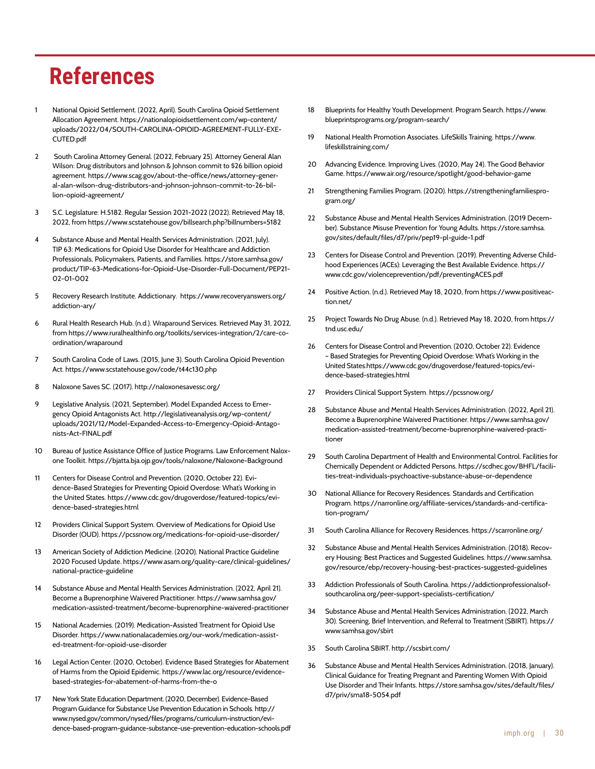# References

1. National Opioid Settlement. (2022, April). South Carolina Opioid Settlement Allocation Agreement. https://nationalopioidsettlement.com/wp-content/uploads/2022/04/SOUTH-CAROLINA-OPIOID-AGREEMENT-FULLY-EXECUTED.pdf

2. South Carolina Attorney General. (2022, February 25). Attorney General Alan Wilson: Drug distributors and Johnson & Johnson commit to $26 billion opioid agreement. https://www.scag.gov/about-the-office/news/attorney-general-alan-wilson-drug-distributors-and-johnson-johnson-commit-to-26-billion-opioid-agreement/

3. S.C. Legislature: H.5182. Regular Session 2021-2022 (2022). Retrieved May 18, 2022, from https://www.scstatehouse.gov/billsearch.php?billnumbers=5182

4. Substance Abuse and Mental Health Services Administration. (2021, July). TIP 63: Medications for Opioid Use Disorder for Healthcare and Addiction Professionals, Policymakers, Patients, and Families. https://store.samhsa.gov/product/TIP-63-Medications-for-Opioid-Use-Disorder-Full-Document/PEP21-02-01-002

5. Recovery Research Institute. Addictionary. https://www.recoveryanswers.org/addiction-ary/

6. Rural Health Research Hub. (n.d.). Wraparound Services. Retrieved May 31, 2022, from https://www.ruralhealthinfo.org/toolkits/services-integration/2/care-coordination/wraparound

7. South Carolina Code of Laws. (2015, June 3). South Carolina Opioid Prevention Act. https://www.scstatehouse.gov/code/t44c130.php

8. Naloxone Saves SC. (2017). http://naloxonesavessc.org/

9. Legislative Analysis. (2021, September). Model Expanded Access to Emergency Opioid Antagonists Act. http://legislativeanalysis.org/wp-content/uploads/2021/12/Model-Expanded-Access-to-Emergency-Opioid-Antagonists-Act-FINAL.pdf

10. Bureau of Justice Assistance Office of Justice Programs. Law Enforcement Naloxone Toolkit. https://bjatta.bja.ojp.gov/tools/naloxone/Naloxone-Background

11. Centers for Disease Control and Prevention. (2020, October 22). Evidence-Based Strategies for Preventing Opioid Overdose: What's Working in the United States. https://www.cdc.gov/drugoverdose/featured-topics/evidence-based-strategies.html

12. Providers Clinical Support System. Overview of Medications for Opioid Use Disorder (OUD). https://pcssnow.org/medications-for-opioid-use-disorder/

13. American Society of Addiction Medicine. (2020). National Practice Guideline 2020 Focused Update. https://www.asam.org/quality-care/clinical-guidelines/national-practice-guideline

14. Substance Abuse and Mental Health Services Administration. (2022, April 21). Become a Buprenorphine Waivered Practitioner. https://www.samhsa.gov/medication-assisted-treatment/become-buprenorphine-waivered-practitioner

15. National Academies. (2019). Medication-Assisted Treatment for Opioid Use Disorder. https://www.nationalacademies.org/our-work/medication-assisted-treatment-for-opioid-use-disorder

16. Legal Action Center. (2020, October). Evidence Based Strategies for Abatement of Harms from the Opioid Epidemic. https://www.lac.org/resource/evidence-based-strategies-for-abatement-of-harms-from-the-o

17. New York State Education Department. (2020, December). Evidence-Based Program Guidance for Substance Use Prevention Education in Schools. http://www.nysed.gov/common/nysed/files/programs/curriculum-instruction/evidence-based-program-guidance-substance-use-prevention-education-schools.pdf

18. Blueprints for Healthy Youth Development. Program Search. https://www.blueprintsprograms.org/program-search/

19. National Health Promotion Associates. LifeSkills Training. https://www.lifeskillstraining.com/

20. Advancing Evidence. Improving Lives. (2020, May 24). The Good Behavior Game. https://www.air.org/resource/spotlight/good-behavior-game

21. Strengthening Families Program. (2020). https://strengtheningfamiliesprogram.org/

22. Substance Abuse and Mental Health Services Administration. (2019 December). Substance Misuse Prevention for Young Adults. https://store.samhsa.gov/sites/default/files/d7/priv/pep19-pl-guide-1.pdf

23. Centers for Disease Control and Prevention. (2019). Preventing Adverse Childhood Experiences (ACEs): Leveraging the Best Available Evidence. https://www.cdc.gov/violenceprevention/pdf/preventingACES.pdf

24. Positive Action. (n.d.). Retrieved May 18, 2020, from https://www.positiveaction.net/

25. Project Towards No Drug Abuse. (n.d.). Retrieved May 18, 2020, from https://tnd.usc.edu/

26. Centers for Disease Control and Prevention. (2020, October 22). Evidence – Based Strategies for Preventing Opioid Overdose: What's Working in the United States.https://www.cdc.gov/drugoverdose/featured-topics/evidence-based-strategies.html

27. Providers Clinical Support System. https://pcssnow.org/

28. Substance Abuse and Mental Health Services Administration. (2022, April 21). Become a Buprenorphine Waivered Practitioner. https://www.samhsa.gov/medication-assisted-treatment/become-buprenorphine-waivered-practitioner

29. South Carolina Department of Health and Environmental Control. Facilities for Chemically Dependent or Addicted Persons. https://scdhec.gov/BHFL/facilities-treat-individuals-psychoactive-substance-abuse-or-dependence

30. National Alliance for Recovery Residences. Standards and Certification Program. https://narronline.org/affiliate-services/standards-and-certification-program/

31. South Carolina Alliance for Recovery Residences. https://scarronline.org/

32. Substance Abuse and Mental Health Services Administration. (2018). Recovery Housing: Best Practices and Suggested Guidelines. https://www.samhsa.gov/resource/ebp/recovery-housing-best-practices-suggested-guidelines

33. Addiction Professionals of South Carolina. https://addictionprofessionalsofsouthcarolina.org/peer-support-specialists-certification/

34. Substance Abuse and Mental Health Services Administration. (2022, March 30). Screening, Brief Intervention, and Referral to Treatment (SBIRT). https://www.samhsa.gov/sbirt

35. South Carolina SBIRT. http://scsbirt.com/

36. Substance Abuse and Mental Health Services Administration. (2018, January). Clinical Guidance for Treating Pregnant and Parenting Women With Opioid Use Disorder and Their Infants. https://store.samhsa.gov/sites/default/files/d7/priv/sma18-5054.pdf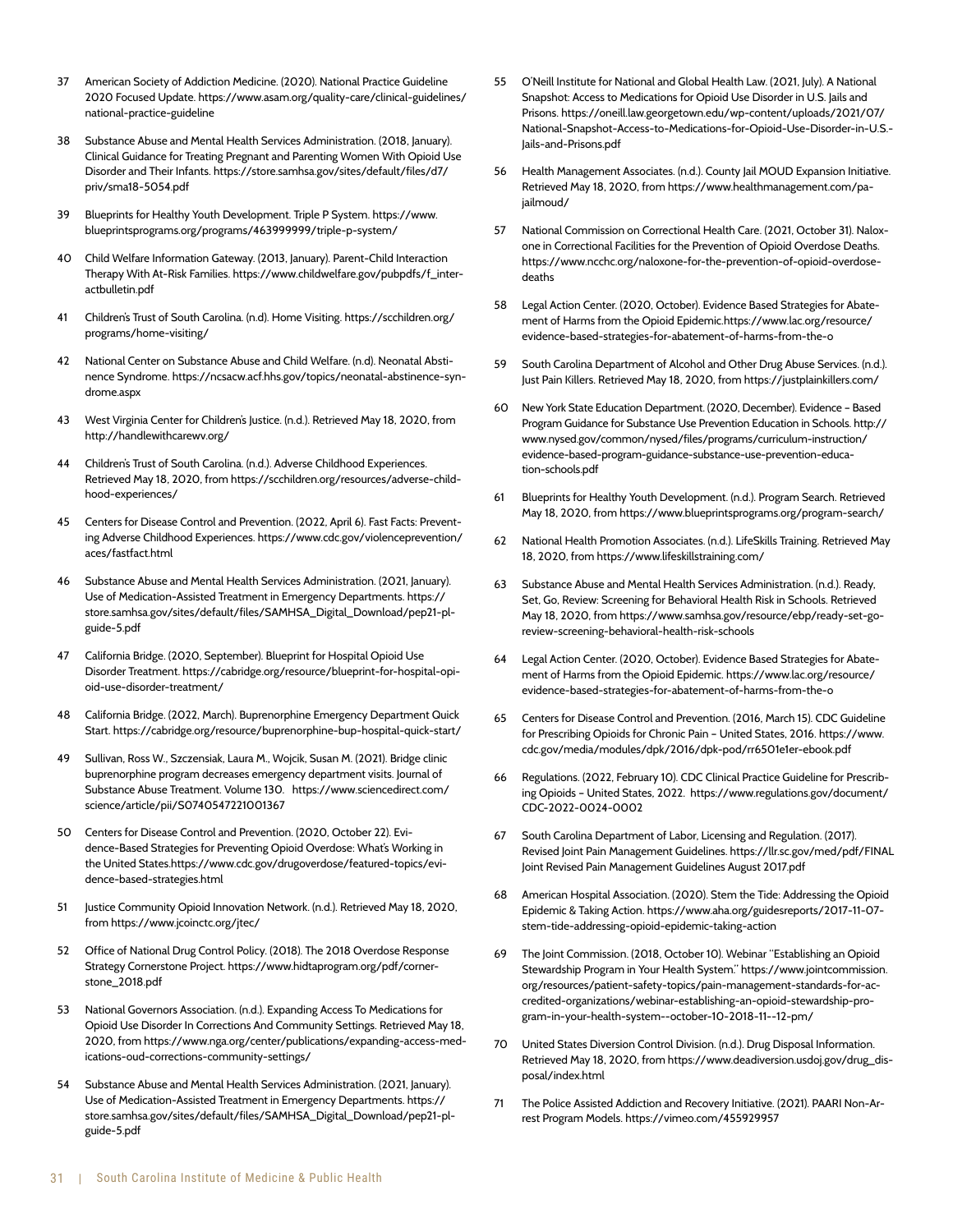37 American Society of Addiction Medicine. (2020). National Practice Guideline 2020 Focused Update. https://www.asam.org/quality-care/clinical-guidelines/national-practice-guideline

38 Substance Abuse and Mental Health Services Administration. (2018, January). Clinical Guidance for Treating Pregnant and Parenting Women With Opioid Use Disorder and Their Infants. https://store.samhsa.gov/sites/default/files/d7/priv/sma18-5054.pdf

39 Blueprints for Healthy Youth Development. Triple P System. https://www.blueprintsprograms.org/programs/463999999/triple-p-system/

40 Child Welfare Information Gateway. (2013, January). Parent-Child Interaction Therapy With At-Risk Families. https://www.childwelfare.gov/pubpdfs/f_interactbulletin.pdf

41 Children's Trust of South Carolina. (n.d). Home Visiting. https://scchildren.org/programs/home-visiting/

42 National Center on Substance Abuse and Child Welfare. (n.d). Neonatal Abstinence Syndrome. https://ncsacw.acf.hhs.gov/topics/neonatal-abstinence-syndrome.aspx

43 West Virginia Center for Children's Justice. (n.d.). Retrieved May 18, 2020, from http://handlewithcarewv.org/

44 Children's Trust of South Carolina. (n.d.). Adverse Childhood Experiences. Retrieved May 18, 2020, from https://scchildren.org/resources/adverse-childhood-experiences/

45 Centers for Disease Control and Prevention. (2022, April 6). Fast Facts: Preventing Adverse Childhood Experiences. https://www.cdc.gov/violenceprevention/aces/fastfact.html

46 Substance Abuse and Mental Health Services Administration. (2021, January). Use of Medication-Assisted Treatment in Emergency Departments. https://store.samhsa.gov/sites/default/files/SAMHSA_Digital_Download/pep21-pl-guide-5.pdf

47 California Bridge. (2020, September). Blueprint for Hospital Opioid Use Disorder Treatment. https://cabridge.org/resource/blueprint-for-hospital-opioid-use-disorder-treatment/

48 California Bridge. (2022, March). Buprenorphine Emergency Department Quick Start. https://cabridge.org/resource/buprenorphine-bup-hospital-quick-start/

49 Sullivan, Ross W., Szczensiak, Laura M., Wojcik, Susan M. (2021). Bridge clinic buprenorphine program decreases emergency department visits. Journal of Substance Abuse Treatment. Volume 130. https://www.sciencedirect.com/science/article/pii/S0740547221001367

50 Centers for Disease Control and Prevention. (2020, October 22). Evidence-Based Strategies for Preventing Opioid Overdose: What's Working in the United States.https://www.cdc.gov/drugoverdose/featured-topics/evidence-based-strategies.html

51 Justice Community Opioid Innovation Network. (n.d.). Retrieved May 18, 2020, from https://www.jcoinctc.org/jtec/

52 Office of National Drug Control Policy. (2018). The 2018 Overdose Response Strategy Cornerstone Project. https://www.hidtaprogram.org/pdf/cornerstone_2018.pdf

53 National Governors Association. (n.d.). Expanding Access To Medications for Opioid Use Disorder In Corrections And Community Settings. Retrieved May 18, 2020, from https://www.nga.org/center/publications/expanding-access-medications-oud-corrections-community-settings/

54 Substance Abuse and Mental Health Services Administration. (2021, January). Use of Medication-Assisted Treatment in Emergency Departments. https://store.samhsa.gov/sites/default/files/SAMHSA_Digital_Download/pep21-pl-guide-5.pdf

55 O'Neill Institute for National and Global Health Law. (2021, July). A National Snapshot: Access to Medications for Opioid Use Disorder in U.S. Jails and Prisons. https://oneill.law.georgetown.edu/wp-content/uploads/2021/07/National-Snapshot-Access-to-Medications-for-Opioid-Use-Disorder-in-U.S.-Jails-and-Prisons.pdf

56 Health Management Associates. (n.d.). County Jail MOUD Expansion Initiative. Retrieved May 18, 2020, from https://www.healthmanagement.com/pa-jailmoud/

57 National Commission on Correctional Health Care. (2021, October 31). Naloxone in Correctional Facilities for the Prevention of Opioid Overdose Deaths. https://www.ncchc.org/naloxone-for-the-prevention-of-opioid-overdose-deaths

58 Legal Action Center. (2020, October). Evidence Based Strategies for Abatement of Harms from the Opioid Epidemic.https://www.lac.org/resource/evidence-based-strategies-for-abatement-of-harms-from-the-o

59 South Carolina Department of Alcohol and Other Drug Abuse Services. (n.d.). Just Pain Killers. Retrieved May 18, 2020, from https://justplainkillers.com/

60 New York State Education Department. (2020, December). Evidence – Based Program Guidance for Substance Use Prevention Education in Schools. http://www.nysed.gov/common/nysed/files/programs/curriculum-instruction/evidence-based-program-guidance-substance-use-prevention-education-schools.pdf

61 Blueprints for Healthy Youth Development. (n.d.). Program Search. Retrieved May 18, 2020, from https://www.blueprintsprograms.org/program-search/

62 National Health Promotion Associates. (n.d.). LifeSkills Training. Retrieved May 18, 2020, from https://www.lifeskillstraining.com/

63 Substance Abuse and Mental Health Services Administration. (n.d.). Ready, Set, Go, Review: Screening for Behavioral Health Risk in Schools. Retrieved May 18, 2020, from https://www.samhsa.gov/resource/ebp/ready-set-go-review-screening-behavioral-health-risk-schools

64 Legal Action Center. (2020, October). Evidence Based Strategies for Abatement of Harms from the Opioid Epidemic. https://www.lac.org/resource/evidence-based-strategies-for-abatement-of-harms-from-the-o

65 Centers for Disease Control and Prevention. (2016, March 15). CDC Guideline for Prescribing Opioids for Chronic Pain – United States, 2016. https://www.cdc.gov/media/modules/dpk/2016/dpk-pod/rr6501e1er-ebook.pdf

66 Regulations. (2022, February 10). CDC Clinical Practice Guideline for Prescribing Opioids – United States, 2022. https://www.regulations.gov/document/CDC-2022-0024-0002

67 South Carolina Department of Labor, Licensing and Regulation. (2017). Revised Joint Pain Management Guidelines. https://llr.sc.gov/med/pdf/FINAL Joint Revised Pain Management Guidelines August 2017.pdf

68 American Hospital Association. (2020). Stem the Tide: Addressing the Opioid Epidemic & Taking Action. https://www.aha.org/guidesreports/2017-11-07-stem-tide-addressing-opioid-epidemic-taking-action

69 The Joint Commission. (2018, October 10). Webinar "Establishing an Opioid Stewardship Program in Your Health System." https://www.jointcommission.org/resources/patient-safety-topics/pain-management-standards-for-accredited-organizations/webinar-establishing-an-opioid-stewardship-program-in-your-health-system--october-10-2018-11--12-pm/

70 United States Diversion Control Division. (n.d.). Drug Disposal Information. Retrieved May 18, 2020, from https://www.deadiversion.usdoj.gov/drug_disposal/index.html

71 The Police Assisted Addiction and Recovery Initiative. (2021). PAARI Non-Arrest Program Models. https://vimeo.com/455929957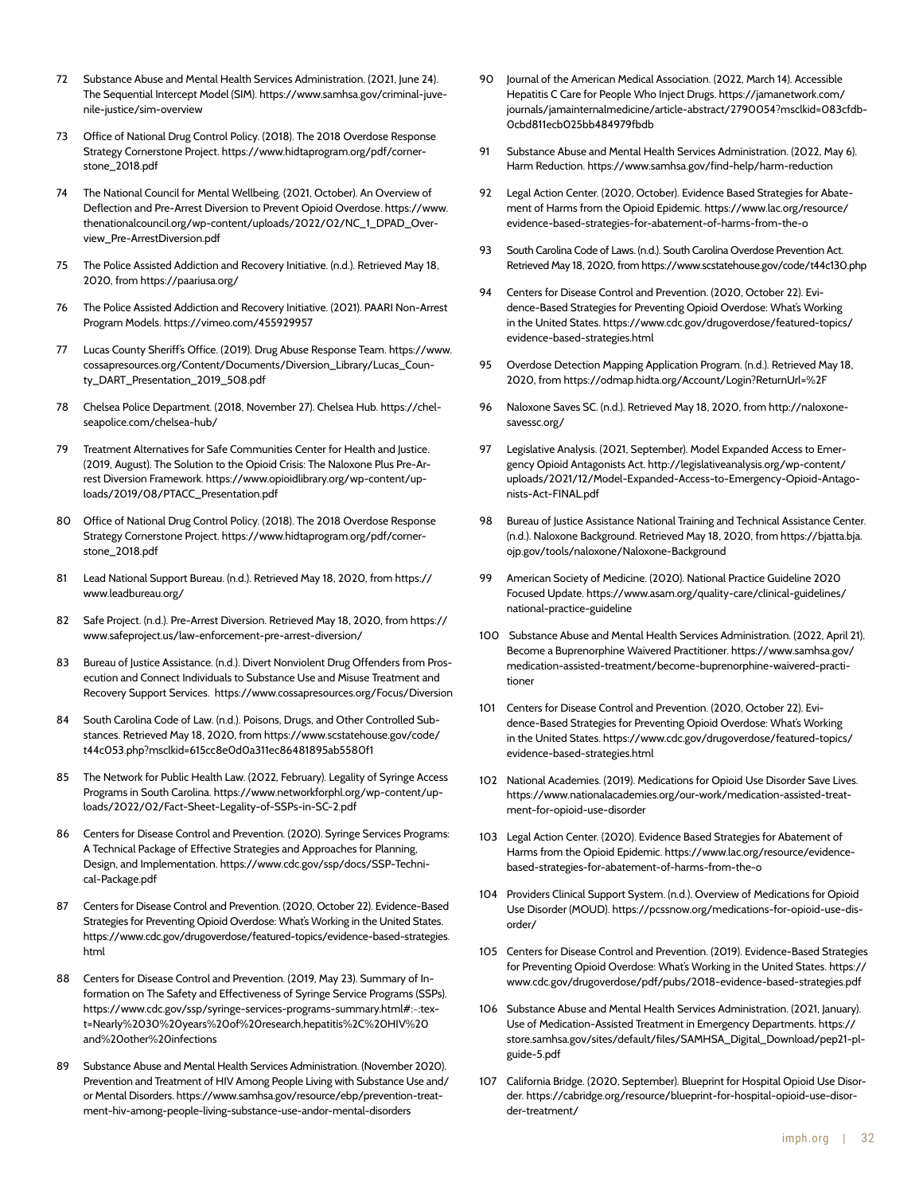72 Substance Abuse and Mental Health Services Administration. (2021, June 24). The Sequential Intercept Model (SIM). https://www.samhsa.gov/criminal-juvenile-justice/sim-overview

73 Office of National Drug Control Policy. (2018). The 2018 Overdose Response Strategy Cornerstone Project. https://www.hidtaprogram.org/pdf/cornerstone_2018.pdf

74 The National Council for Mental Wellbeing. (2021, October). An Overview of Deflection and Pre-Arrest Diversion to Prevent Opioid Overdose. https://www.thenationalcouncil.org/wp-content/uploads/2022/02/NC_1_DPAD_Overview_Pre-ArrestDiversion.pdf

75 The Police Assisted Addiction and Recovery Initiative. (n.d.). Retrieved May 18, 2020, from https://paariusa.org/

76 The Police Assisted Addiction and Recovery Initiative. (2021). PAARI Non-Arrest Program Models. https://vimeo.com/455929957

77 Lucas County Sheriff's Office. (2019). Drug Abuse Response Team. https://www.cossapresources.org/Content/Documents/Diversion_Library/Lucas_County_DART_Presentation_2019_508.pdf

78 Chelsea Police Department. (2018, November 27). Chelsea Hub. https://chelseapolice.com/chelsea-hub/

79 Treatment Alternatives for Safe Communities Center for Health and Justice. (2019, August). The Solution to the Opioid Crisis: The Naloxone Plus Pre-Arrest Diversion Framework. https://www.opioidlibrary.org/wp-content/uploads/2019/08/PTACC_Presentation.pdf

80 Office of National Drug Control Policy. (2018). The 2018 Overdose Response Strategy Cornerstone Project. https://www.hidtaprogram.org/pdf/cornerstone_2018.pdf

81 Lead National Support Bureau. (n.d.). Retrieved May 18, 2020, from https://www.leadbureau.org/

82 Safe Project. (n.d.). Pre-Arrest Diversion. Retrieved May 18, 2020, from https://www.safeproject.us/law-enforcement-pre-arrest-diversion/

83 Bureau of Justice Assistance. (n.d.). Divert Nonviolent Drug Offenders from Prosecution and Connect Individuals to Substance Use and Misuse Treatment and Recovery Support Services. https://www.cossapresources.org/Focus/Diversion

84 South Carolina Code of Law. (n.d.). Poisons, Drugs, and Other Controlled Substances. Retrieved May 18, 2020, from https://www.scstatehouse.gov/code/t44c053.php?msclkid=615cc8e0d0a311ec86481895ab5580f1

85 The Network for Public Health Law. (2022, February). Legality of Syringe Access Programs in South Carolina. https://www.networkforphl.org/wp-content/uploads/2022/02/Fact-Sheet-Legality-of-SSPs-in-SC-2.pdf

86 Centers for Disease Control and Prevention. (2020). Syringe Services Programs: A Technical Package of Effective Strategies and Approaches for Planning, Design, and Implementation. https://www.cdc.gov/ssp/docs/SSP-Technical-Package.pdf

87 Centers for Disease Control and Prevention. (2020, October 22). Evidence-Based Strategies for Preventing Opioid Overdose: What's Working in the United States. https://www.cdc.gov/drugoverdose/featured-topics/evidence-based-strategies.html

88 Centers for Disease Control and Prevention. (2019, May 23). Summary of Information on The Safety and Effectiveness of Syringe Service Programs (SSPs). https://www.cdc.gov/ssp/syringe-services-programs-summary.html#:~:text=Nearly%2030%20years%20of%20research,hepatitis%2C%20HIV%20and%20other%20infections

89 Substance Abuse and Mental Health Services Administration. (November 2020). Prevention and Treatment of HIV Among People Living with Substance Use and/or Mental Disorders. https://www.samhsa.gov/resource/ebp/prevention-treatment-hiv-among-people-living-substance-use-andor-mental-disorders

90 Journal of the American Medical Association. (2022, March 14). Accessible Hepatitis C Care for People Who Inject Drugs. https://jamanetwork.com/journals/jamainternalmedicine/article-abstract/2790054?msclkid=083cfdb0cbd811ecb025bb484979fbdb

91 Substance Abuse and Mental Health Services Administration. (2022, May 6). Harm Reduction. https://www.samhsa.gov/find-help/harm-reduction

92 Legal Action Center. (2020, October). Evidence Based Strategies for Abatement of Harms from the Opioid Epidemic. https://www.lac.org/resource/evidence-based-strategies-for-abatement-of-harms-from-the-o

93 South Carolina Code of Laws. (n.d.). South Carolina Overdose Prevention Act. Retrieved May 18, 2020, from https://www.scstatehouse.gov/code/t44c130.php

94 Centers for Disease Control and Prevention. (2020, October 22). Evidence-Based Strategies for Preventing Opioid Overdose: What's Working in the United States. https://www.cdc.gov/drugoverdose/featured-topics/evidence-based-strategies.html

95 Overdose Detection Mapping Application Program. (n.d.). Retrieved May 18, 2020, from https://odmap.hidta.org/Account/Login?ReturnUrl=%2F

96 Naloxone Saves SC. (n.d.). Retrieved May 18, 2020, from http://naloxonesavessc.org/

97 Legislative Analysis. (2021, September). Model Expanded Access to Emergency Opioid Antagonists Act. http://legislativeanalysis.org/wp-content/uploads/2021/12/Model-Expanded-Access-to-Emergency-Opioid-Antagonists-Act-FINAL.pdf

98 Bureau of Justice Assistance National Training and Technical Assistance Center. (n.d.). Naloxone Background. Retrieved May 18, 2020, from https://bjatta.bja.ojp.gov/tools/naloxone/Naloxone-Background

99 American Society of Medicine. (2020). National Practice Guideline 2020 Focused Update. https://www.asam.org/quality-care/clinical-guidelines/national-practice-guideline

100 Substance Abuse and Mental Health Services Administration. (2022, April 21). Become a Buprenorphine Waivered Practitioner. https://www.samhsa.gov/medication-assisted-treatment/become-buprenorphine-waivered-practitioner

101 Centers for Disease Control and Prevention. (2020, October 22). Evidence-Based Strategies for Preventing Opioid Overdose: What's Working in the United States. https://www.cdc.gov/drugoverdose/featured-topics/evidence-based-strategies.html

102 National Academies. (2019). Medications for Opioid Use Disorder Save Lives. https://www.nationalacademies.org/our-work/medication-assisted-treatment-for-opioid-use-disorder

103 Legal Action Center. (2020). Evidence Based Strategies for Abatement of Harms from the Opioid Epidemic. https://www.lac.org/resource/evidence-based-strategies-for-abatement-of-harms-from-the-o

104 Providers Clinical Support System. (n.d.). Overview of Medications for Opioid Use Disorder (MOUD). https://pcssnow.org/medications-for-opioid-use-disorder/

105 Centers for Disease Control and Prevention. (2019). Evidence-Based Strategies for Preventing Opioid Overdose: What's Working in the United States. https://www.cdc.gov/drugoverdose/pdf/pubs/2018-evidence-based-strategies.pdf

106 Substance Abuse and Mental Health Services Administration. (2021, January). Use of Medication-Assisted Treatment in Emergency Departments. https://store.samhsa.gov/sites/default/files/SAMHSA_Digital_Download/pep21-pl-guide-5.pdf

107 California Bridge. (2020, September). Blueprint for Hospital Opioid Use Disorder. https://cabridge.org/resource/blueprint-for-hospital-opioid-use-disorder-treatment/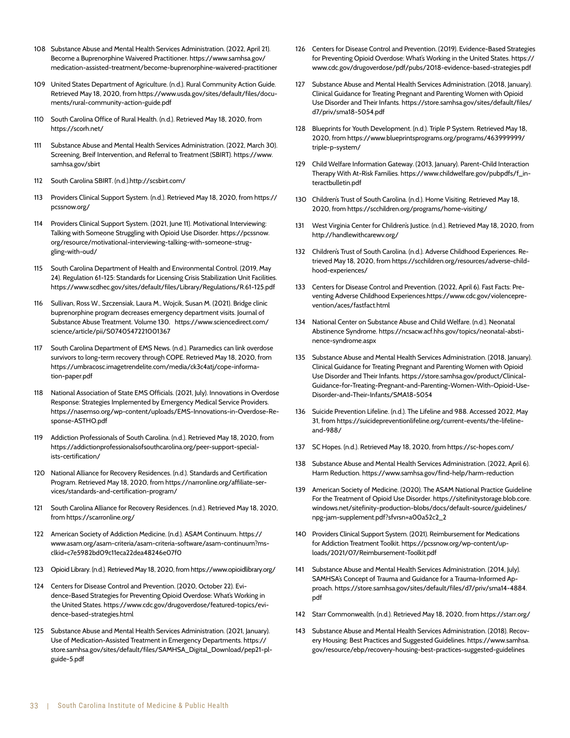108 Substance Abuse and Mental Health Services Administration. (2022, April 21). Become a Buprenorphine Waivered Practitioner. https://www.samhsa.gov/medication-assisted-treatment/become-buprenorphine-waivered-practitioner

109 United States Department of Agriculture. (n.d.). Rural Community Action Guide. Retrieved May 18, 2020, from https://www.usda.gov/sites/default/files/documents/rural-community-action-guide.pdf

110 South Carolina Office of Rural Health. (n.d.). Retrieved May 18, 2020, from https://scorh.net/

111 Substance Abuse and Mental Health Services Administration. (2022, March 30). Screening, Breif Intervention, and Referral to Treatment (SBIRT). https://www.samhsa.gov/sbirt

112 South Carolina SBIRT. (n.d.).http://scsbirt.com/

113 Providers Clinical Support System. (n.d.). Retrieved May 18, 2020, from https://pcssnow.org/

114 Providers Clinical Support System. (2021, June 11). Motivational Interviewing: Talking with Someone Struggling with Opioid Use Disorder. https://pcssnow.org/resource/motivational-interviewing-talking-with-someone-struggling-with-oud/

115 South Carolina Department of Health and Environmental Control. (2019, May 24). Regulation 61-125: Standards for Licensing Crisis Stabilization Unit Facilities. https://www.scdhec.gov/sites/default/files/Library/Regulations/R.61-125.pdf

116 Sullivan, Ross W., Szczensiak, Laura M., Wojcik, Susan M. (2021). Bridge clinic buprenorphine program decreases emergency department visits. Journal of Substance Abuse Treatment. Volume 130. https://www.sciencedirect.com/science/article/pii/S0740547221001367

117 South Carolina Department of EMS News. (n.d.). Paramedics can link overdose survivors to long-term recovery through COPE. Retrieved May 18, 2020, from https://umbracosc.imagetrendelite.com/media/ck3c4atj/cope-information-paper.pdf

118 National Association of State EMS Officials. (2021, July). Innovations in Overdose Response: Strategies Implemented by Emergency Medical Service Providers. https://nasemso.org/wp-content/uploads/EMS-Innovations-in-Overdose-Response-ASTHO.pdf

119 Addiction Professionals of South Carolina. (n.d.). Retrieved May 18, 2020, from https://addictionprofessionalsofsouthcarolina.org/peer-support-specialists-certification/

120 National Alliance for Recovery Residences. (n.d.). Standards and Certification Program. Retrieved May 18, 2020, from https://narronline.org/affiliate-services/standards-and-certification-program/

121 South Carolina Alliance for Recovery Residences. (n.d.). Retrieved May 18, 2020, from https://scarronline.org/

122 American Society of Addiction Medicine. (n.d.). ASAM Continuum. https://www.asam.org/asam-criteria/asam-criteria-software/asam-continuum?msclkid=c7e5982bd09c11eca22dea48246e07f0

123 Opioid Library. (n.d.). Retrieved May 18, 2020, from https://www.opioidlibrary.org/

124 Centers for Disease Control and Prevention. (2020, October 22). Evidence-Based Strategies for Preventing Opioid Overdose: What's Working in the United States. https://www.cdc.gov/drugoverdose/featured-topics/evidence-based-strategies.html

125 Substance Abuse and Mental Health Services Administration. (2021, January). Use of Medication-Assisted Treatment in Emergency Departments. https://store.samhsa.gov/sites/default/files/SAMHSA_Digital_Download/pep21-pl-guide-5.pdf

126 Centers for Disease Control and Prevention. (2019). Evidence-Based Strategies for Preventing Opioid Overdose: What's Working in the United States. https://www.cdc.gov/drugoverdose/pdf/pubs/2018-evidence-based-strategies.pdf

127 Substance Abuse and Mental Health Services Administration. (2018, January). Clinical Guidance for Treating Pregnant and Parenting Women with Opioid Use Disorder and Their Infants. https://store.samhsa.gov/sites/default/files/d7/priv/sma18-5054.pdf

128 Blueprints for Youth Development. (n.d.). Triple P System. Retrieved May 18, 2020, from https://www.blueprintsprograms.org/programs/463999999/triple-p-system/

129 Child Welfare Information Gateway. (2013, January). Parent-Child Interaction Therapy With At-Risk Families. https://www.childwelfare.gov/pubpdfs/f_interactbulletin.pdf

130 Children's Trust of South Carolina. (n.d.). Home Visiting. Retrieved May 18, 2020, from https://scchildren.org/programs/home-visiting/

131 West Virginia Center for Children's Justice. (n.d.). Retrieved May 18, 2020, from http://handlewithcarewv.org/

132 Children's Trust of South Carolina. (n.d.). Adverse Childhood Experiences. Retrieved May 18, 2020, from https://scchildren.org/resources/adverse-childhood-experiences/

133 Centers for Disease Control and Prevention. (2022, April 6). Fast Facts: Preventing Adverse Childhood Experiences.https://www.cdc.gov/violenceprevention/aces/fastfact.html

134 National Center on Substance Abuse and Child Welfare. (n.d.). Neonatal Abstinence Syndrome. https://ncsacw.acf.hhs.gov/topics/neonatal-abstinence-syndrome.aspx

135 Substance Abuse and Mental Health Services Administration. (2018, January). Clinical Guidance for Treating Pregnant and Parenting Women with Opioid Use Disorder and Their Infants. https://store.samhsa.gov/product/Clinical-Guidance-for-Treating-Pregnant-and-Parenting-Women-With-Opioid-Use-Disorder-and-Their-Infants/SMA18-5054

136 Suicide Prevention Lifeline. (n.d.). The Lifeline and 988. Accessed 2022, May 31, from https://suicidepreventionlifeline.org/current-events/the-lifeline-and-988/

137 SC Hopes. (n.d.). Retrieved May 18, 2020, from https://sc-hopes.com/

138 Substance Abuse and Mental Health Services Administration. (2022, April 6). Harm Reduction. https://www.samhsa.gov/find-help/harm-reduction

139 American Society of Medicine. (2020). The ASAM National Practice Guideline For the Treatment of Opioid Use Disorder. https://sitefinitystorage.blob.core.windows.net/sitefinity-production-blobs/docs/default-source/guidelines/npg-jam-supplement.pdf?sfvrsn=a00a52c2_2

140 Providers Clinical Support System. (2021). Reimbursement for Medications for Addiction Treatment Toolkit. https://pcssnow.org/wp-content/uploads/2021/07/Reimbursement-Toolkit.pdf

141 Substance Abuse and Mental Health Services Administration. (2014, July). SAMHSA's Concept of Trauma and Guidance for a Trauma-Informed Approach. https://store.samhsa.gov/sites/default/files/d7/priv/sma14-4884.pdf

142 Starr Commonwealth. (n.d.). Retrieved May 18, 2020, from https://starr.org/

143 Substance Abuse and Mental Health Services Administration. (2018). Recovery Housing: Best Practices and Suggested Guidelines. https://www.samhsa.gov/resource/ebp/recovery-housing-best-practices-suggested-guidelines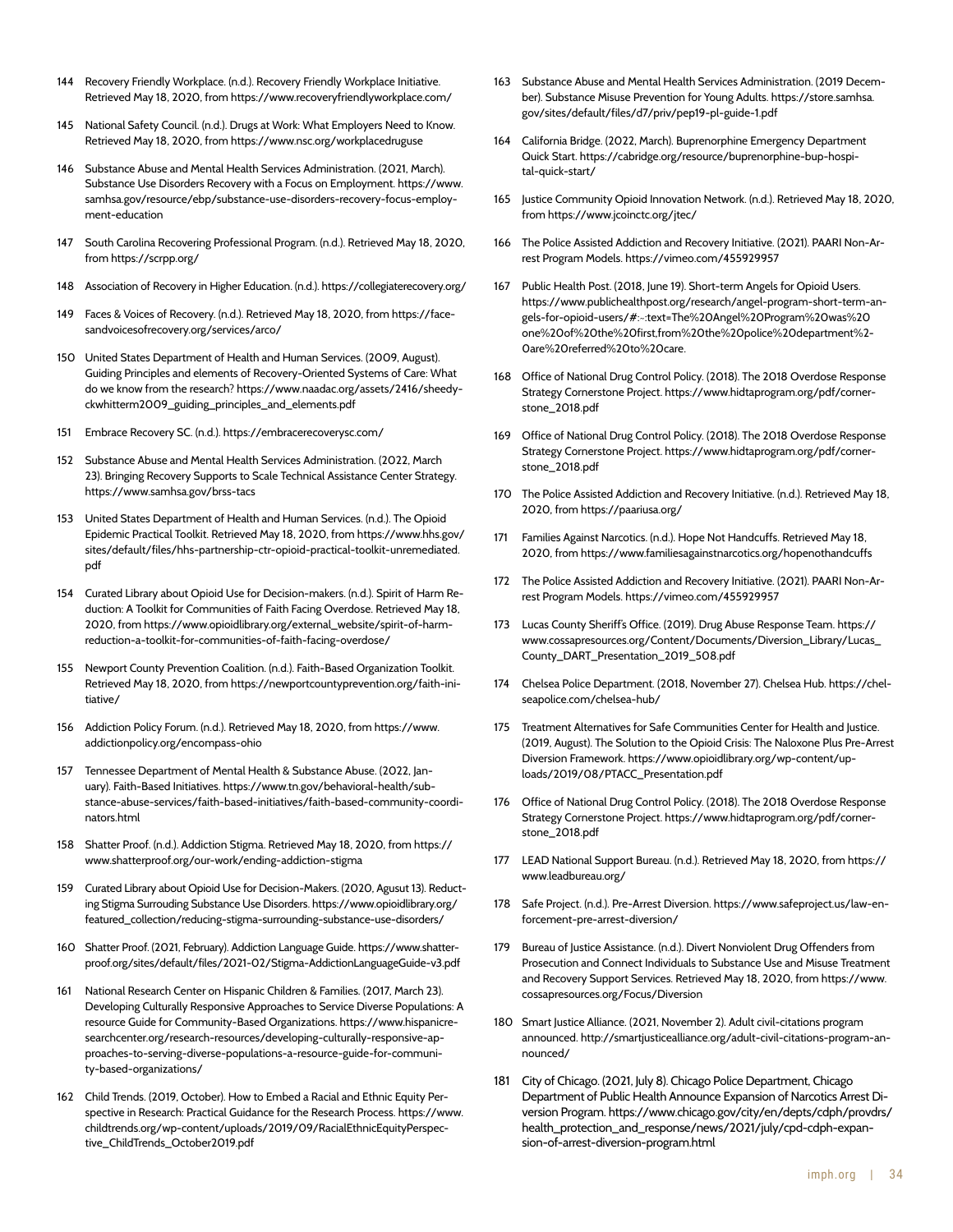144 Recovery Friendly Workplace. (n.d.). Recovery Friendly Workplace Initiative. Retrieved May 18, 2020, from https://www.recoveryfriendlyworkplace.com/

145 National Safety Council. (n.d.). Drugs at Work: What Employers Need to Know. Retrieved May 18, 2020, from https://www.nsc.org/workplacedruguse

146 Substance Abuse and Mental Health Services Administration. (2021, March). Substance Use Disorders Recovery with a Focus on Employment. https://www.samhsa.gov/resource/ebp/substance-use-disorders-recovery-focus-employment-education

147 South Carolina Recovering Professional Program. (n.d.). Retrieved May 18, 2020, from https://scrpp.org/

148 Association of Recovery in Higher Education. (n.d.). https://collegiaterecovery.org/

149 Faces & Voices of Recovery. (n.d.). Retrieved May 18, 2020, from https://facesandvoicesofrecovery.org/services/arco/

150 United States Department of Health and Human Services. (2009, August). Guiding Principles and elements of Recovery-Oriented Systems of Care: What do we know from the research? https://www.naadac.org/assets/2416/sheedyckwhitterm2009_guiding_principles_and_elements.pdf

151 Embrace Recovery SC. (n.d.). https://embracerecoverysc.com/

152 Substance Abuse and Mental Health Services Administration. (2022, March 23). Bringing Recovery Supports to Scale Technical Assistance Center Strategy. https://www.samhsa.gov/brss-tacs

153 United States Department of Health and Human Services. (n.d.). The Opioid Epidemic Practical Toolkit. Retrieved May 18, 2020, from https://www.hhs.gov/sites/default/files/hhs-partnership-ctr-opioid-practical-toolkit-unremediated.pdf

154 Curated Library about Opioid Use for Decision-makers. (n.d.). Spirit of Harm Reduction: A Toolkit for Communities of Faith Facing Overdose. Retrieved May 18, 2020, from https://www.opioidlibrary.org/external_website/spirit-of-harm-reduction-a-toolkit-for-communities-of-faith-facing-overdose/

155 Newport County Prevention Coalition. (n.d.). Faith-Based Organization Toolkit. Retrieved May 18, 2020, from https://newportcountyprevention.org/faith-initiative/

156 Addiction Policy Forum. (n.d.). Retrieved May 18, 2020, from https://www.addictionpolicy.org/encompass-ohio

157 Tennessee Department of Mental Health & Substance Abuse. (2022, January). Faith-Based Initiatives. https://www.tn.gov/behavioral-health/substance-abuse-services/faith-based-initiatives/faith-based-community-coordinators.html

158 Shatter Proof. (n.d.). Addiction Stigma. Retrieved May 18, 2020, from https://www.shatterproof.org/our-work/ending-addiction-stigma

159 Curated Library about Opioid Use for Decision-Makers. (2020, Agusut 13). Reducting Stigma Surrouding Substance Use Disorders. https://www.opioidlibrary.org/featured_collection/reducing-stigma-surrounding-substance-use-disorders/

160 Shatter Proof. (2021, February). Addiction Language Guide. https://www.shatterproof.org/sites/default/files/2021-02/Stigma-AddictionLanguageGuide-v3.pdf

161 National Research Center on Hispanic Children & Families. (2017, March 23). Developing Culturally Responsive Approaches to Service Diverse Populations: A resource Guide for Community-Based Organizations. https://www.hispanicresearchcenter.org/research-resources/developing-culturally-responsive-approaches-to-serving-diverse-populations-a-resource-guide-for-community-based-organizations/

162 Child Trends. (2019, October). How to Embed a Racial and Ethnic Equity Perspective in Research: Practical Guidance for the Research Process. https://www.childtrends.org/wp-content/uploads/2019/09/RacialEthnicEquityPerspective_ChildTrends_October2019.pdf

163 Substance Abuse and Mental Health Services Administration. (2019 December). Substance Misuse Prevention for Young Adults. https://store.samhsa.gov/sites/default/files/d7/priv/pep19-pl-guide-1.pdf

164 California Bridge. (2022, March). Buprenorphine Emergency Department Quick Start. https://cabridge.org/resource/buprenorphine-bup-hospital-quick-start/

165 Justice Community Opioid Innovation Network. (n.d.). Retrieved May 18, 2020, from https://www.jcoinctc.org/jtec/

166 The Police Assisted Addiction and Recovery Initiative. (2021). PAARI Non-Arrest Program Models. https://vimeo.com/455929957

167 Public Health Post. (2018, June 19). Short-term Angels for Opioid Users. https://www.publichealthpost.org/research/angel-program-short-term-angels-for-opioid-users/#:~:text=The%20Angel%20Program%20was%20one%20of%20the%20first,from%20the%20police%20department%20are%20referred%20to%20care.

168 Office of National Drug Control Policy. (2018). The 2018 Overdose Response Strategy Cornerstone Project. https://www.hidtaprogram.org/pdf/cornerstone_2018.pdf

169 Office of National Drug Control Policy. (2018). The 2018 Overdose Response Strategy Cornerstone Project. https://www.hidtaprogram.org/pdf/cornerstone_2018.pdf

170 The Police Assisted Addiction and Recovery Initiative. (n.d.). Retrieved May 18, 2020, from https://paariusa.org/

171 Families Against Narcotics. (n.d.). Hope Not Handcuffs. Retrieved May 18, 2020, from https://www.familiesagainstnarcotics.org/hopenothandcuffs

172 The Police Assisted Addiction and Recovery Initiative. (2021). PAARI Non-Arrest Program Models. https://vimeo.com/455929957

173 Lucas County Sheriff's Office. (2019). Drug Abuse Response Team. https://www.cossapresources.org/Content/Documents/Diversion_Library/Lucas_County_DART_Presentation_2019_508.pdf

174 Chelsea Police Department. (2018, November 27). Chelsea Hub. https://chelseapolice.com/chelsea-hub/

175 Treatment Alternatives for Safe Communities Center for Health and Justice. (2019, August). The Solution to the Opioid Crisis: The Naloxone Plus Pre-Arrest Diversion Framework. https://www.opioidlibrary.org/wp-content/uploads/2019/08/PTACC_Presentation.pdf

176 Office of National Drug Control Policy. (2018). The 2018 Overdose Response Strategy Cornerstone Project. https://www.hidtaprogram.org/pdf/cornerstone_2018.pdf

177 LEAD National Support Bureau. (n.d.). Retrieved May 18, 2020, from https://www.leadbureau.org/

178 Safe Project. (n.d.). Pre-Arrest Diversion. https://www.safeproject.us/law-enforcement-pre-arrest-diversion/

179 Bureau of Justice Assistance. (n.d.). Divert Nonviolent Drug Offenders from Prosecution and Connect Individuals to Substance Use and Misuse Treatment and Recovery Support Services. Retrieved May 18, 2020, from https://www.cossapresources.org/Focus/Diversion

180 Smart Justice Alliance. (2021, November 2). Adult civil-citations program announced. http://smartjusticealliance.org/adult-civil-citations-program-announced/

181 City of Chicago. (2021, July 8). Chicago Police Department, Chicago Department of Public Health Announce Expansion of Narcotics Arrest Diversion Program. https://www.chicago.gov/city/en/depts/cdph/provdrs/health_protection_and_response/news/2021/july/cpd-cdph-expansion-of-arrest-diversion-program.html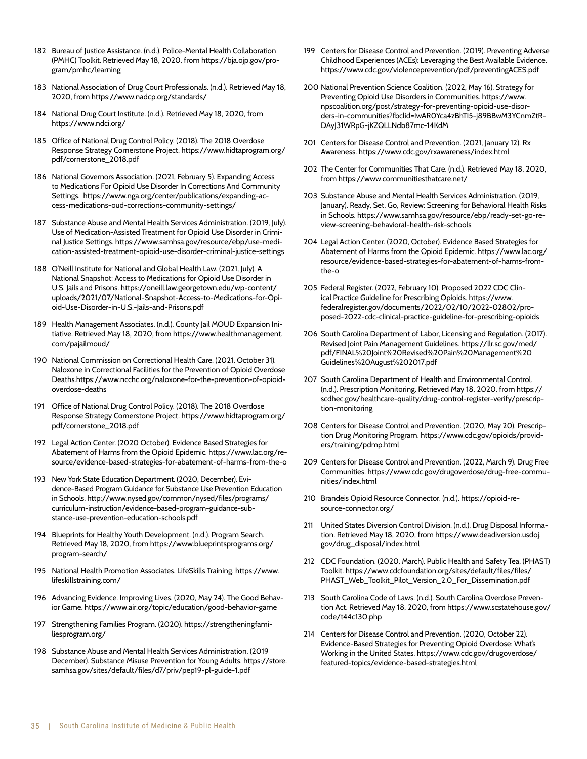182 Bureau of Justice Assistance. (n.d.). Police-Mental Health Collaboration (PMHC) Toolkit. Retrieved May 18, 2020, from https://bja.ojp.gov/program/pmhc/learning

183 National Association of Drug Court Professionals. (n.d.). Retrieved May 18, 2020, from https://www.nadcp.org/standards/

184 National Drug Court Institute. (n.d.). Retrieved May 18, 2020, from https://www.ndci.org/

185 Office of National Drug Control Policy. (2018). The 2018 Overdose Response Strategy Cornerstone Project. https://www.hidtaprogram.org/pdf/cornerstone_2018.pdf

186 National Governors Association. (2021, February 5). Expanding Access to Medications For Opioid Use Disorder In Corrections And Community Settings. https://www.nga.org/center/publications/expanding-access-medications-oud-corrections-community-settings/

187 Substance Abuse and Mental Health Services Administration. (2019, July). Use of Medication-Assisted Treatment for Opioid Use Disorder in Criminal Justice Settings. https://www.samhsa.gov/resource/ebp/use-medication-assisted-treatment-opioid-use-disorder-criminal-justice-settings

188 O'Neill Institute for National and Global Health Law. (2021, July). A National Snapshot: Access to Medications for Opioid Use Disorder in U.S. Jails and Prisons. https://oneill.law.georgetown.edu/wp-content/uploads/2021/07/National-Snapshot-Access-to-Medications-for-Opioid-Use-Disorder-in-U.S.-Jails-and-Prisons.pdf

189 Health Management Associates. (n.d.). County Jail MOUD Expansion Initiative. Retrieved May 18, 2020, from https://www.healthmanagement.com/pajailmoud/

190 National Commission on Correctional Health Care. (2021, October 31). Naloxone in Correctional Facilities for the Prevention of Opioid Overdose Deaths.https://www.ncchc.org/naloxone-for-the-prevention-of-opioid-overdose-deaths

191 Office of National Drug Control Policy. (2018). The 2018 Overdose Response Strategy Cornerstone Project. https://www.hidtaprogram.org/pdf/cornerstone_2018.pdf

192 Legal Action Center. (2020 October). Evidence Based Strategies for Abatement of Harms from the Opioid Epidemic. https://www.lac.org/resource/evidence-based-strategies-for-abatement-of-harms-from-the-o

193 New York State Education Department. (2020, December). Evidence-Based Program Guidance for Substance Use Prevention Education in Schools. http://www.nysed.gov/common/nysed/files/programs/curriculum-instruction/evidence-based-program-guidance-substance-use-prevention-education-schools.pdf

194 Blueprints for Healthy Youth Development. (n.d.). Program Search. Retrieved May 18, 2020, from https://www.blueprintsprograms.org/program-search/

195 National Health Promotion Associates. LifeSkills Training. https://www.lifeskillstraining.com/

196 Advancing Evidence. Improving Lives. (2020, May 24). The Good Behavior Game. https://www.air.org/topic/education/good-behavior-game

197 Strengthening Families Program. (2020). https://strengtheningfamiliesprogram.org/

198 Substance Abuse and Mental Health Services Administration. (2019 December). Substance Misuse Prevention for Young Adults. https://store.samhsa.gov/sites/default/files/d7/priv/pep19-pl-guide-1.pdf

199 Centers for Disease Control and Prevention. (2019). Preventing Adverse Childhood Experiences (ACEs): Leveraging the Best Available Evidence. https://www.cdc.gov/violenceprevention/pdf/preventingACES.pdf

200 National Prevention Science Coalition. (2022, May 16). Strategy for Preventing Opioid Use Disorders in Communities. https://www.npscoalition.org/post/strategy-for-preventing-opioid-use-disorders-in-communities?fbclid=IwAR0Yca4zBhTI5-j89BBwM3YCnmZtR-DAyJ31WRpG-jKZQLLNdb87mc-14KdM

201 Centers for Disease Control and Prevention. (2021, January 12). Rx Awareness. https://www.cdc.gov/rxawareness/index.html

202 The Center for Communities That Care. (n.d.). Retrieved May 18, 2020, from https://www.communitiesthatcare.net/

203 Substance Abuse and Mental Health Services Administration. (2019, January). Ready, Set, Go, Review: Screening for Behavioral Health Risks in Schools. https://www.samhsa.gov/resource/ebp/ready-set-go-review-screening-behavioral-health-risk-schools

204 Legal Action Center. (2020, October). Evidence Based Strategies for Abatement of Harms from the Opioid Epidemic. https://www.lac.org/resource/evidence-based-strategies-for-abatement-of-harms-from-the-o

205 Federal Register. (2022, February 10). Proposed 2022 CDC Clinical Practice Guideline for Prescribing Opioids. https://www.federalregister.gov/documents/2022/02/10/2022-02802/proposed-2022-cdc-clinical-practice-guideline-for-prescribing-opioids

206 South Carolina Department of Labor, Licensing and Regulation. (2017). Revised Joint Pain Management Guidelines. https://llr.sc.gov/med/pdf/FINAL%20Joint%20Revised%20Pain%20Management%20Guidelines%20August%202017.pdf

207 South Carolina Department of Health and Environmental Control. (n.d.). Prescription Monitoring. Retrieved May 18, 2020, from https://scdhec.gov/healthcare-quality/drug-control-register-verify/prescription-monitoring

208 Centers for Disease Control and Prevention. (2020, May 20). Prescription Drug Monitoring Program. https://www.cdc.gov/opioids/providers/training/pdmp.html

209 Centers for Disease Control and Prevention. (2022, March 9). Drug Free Communities. https://www.cdc.gov/drugoverdose/drug-free-communities/index.html

210 Brandeis Opioid Resource Connector. (n.d.). https://opioid-resource-connector.org/

211 United States Diversion Control Division. (n.d.). Drug Disposal Information. Retrieved May 18, 2020, from https://www.deadiversion.usdoj.gov/drug_disposal/index.html

212 CDC Foundation. (2020, March). Public Health and Safety Tea, (PHAST) Toolkit. https://www.cdcfoundation.org/sites/default/files/files/PHAST_Web_Toolkit_Pilot_Version_2.0_For_Dissemination.pdf

213 South Carolina Code of Laws. (n.d.). South Carolina Overdose Prevention Act. Retrieved May 18, 2020, from https://www.scstatehouse.gov/code/t44c130.php

214 Centers for Disease Control and Prevention. (2020, October 22). Evidence-Based Strategies for Preventing Opioid Overdose: What's Working in the United States. https://www.cdc.gov/drugoverdose/featured-topics/evidence-based-strategies.html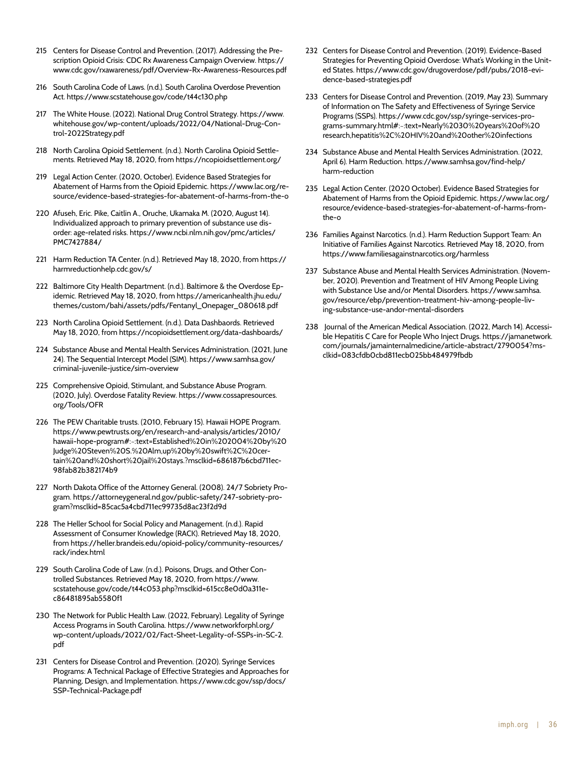215 Centers for Disease Control and Prevention. (2017). Addressing the Prescription Opioid Crisis: CDC Rx Awareness Campaign Overview. https://www.cdc.gov/rxawareness/pdf/Overview-Rx-Awareness-Resources.pdf

216 South Carolina Code of Laws. (n.d.). South Carolina Overdose Prevention Act. https://www.scstatehouse.gov/code/t44c130.php

217 The White House. (2022). National Drug Control Strategy. https://www.whitehouse.gov/wp-content/uploads/2022/04/National-Drug-Control-2022Strategy.pdf

218 North Carolina Opioid Settlement. (n.d.). North Carolina Opioid Settlements. Retrieved May 18, 2020, from https://ncopioidsettlement.org/

219 Legal Action Center. (2020, October). Evidence Based Strategies for Abatement of Harms from the Opioid Epidemic. https://www.lac.org/resource/evidence-based-strategies-for-abatement-of-harms-from-the-o

220 Afuseh, Eric. Pike, Caitlin A., Oruche, Ukamaka M. (2020, August 14). Individualized approach to primary prevention of substance use disorder: age-related risks. https://www.ncbi.nlm.nih.gov/pmc/articles/PMC7427884/

221 Harm Reduction TA Center. (n.d.). Retrieved May 18, 2020, from https://harmreductionhelp.cdc.gov/s/

222 Baltimore City Health Department. (n.d.). Baltimore & the Overdose Epidemic. Retrieved May 18, 2020, from https://americanhealth.jhu.edu/themes/custom/bahi/assets/pdfs/Fentanyl_Onepager_080618.pdf

223 North Carolina Opioid Settlement. (n.d.). Data Dashbaords. Retrieved May 18, 2020, from https://ncopioidsettlement.org/data-dashboards/

224 Substance Abuse and Mental Health Services Administration. (2021, June 24). The Sequential Intercept Model (SIM). https://www.samhsa.gov/criminal-juvenile-justice/sim-overview

225 Comprehensive Opioid, Stimulant, and Substance Abuse Program. (2020, July). Overdose Fatality Review. https://www.cossapresources.org/Tools/OFR

226 The PEW Charitable trusts. (2010, February 15). Hawaii HOPE Program. https://www.pewtrusts.org/en/research-and-analysis/articles/2010/hawaii-hope-program#:~:text=Established%20in%202004%20by%20Judge%20Steven%20S.%20Alm,up%20by%20swift%2C%20certain%20and%20short%20jail%20stays.?msclkid=686187b6cbd711ec98fab82b382174b9

227 North Dakota Office of the Attorney General. (2008). 24/7 Sobriety Program. https://attorneygeneral.nd.gov/public-safety/247-sobriety-program?msclkid=85cac5a4cbd711ec99735d8ac23f2d9d

228 The Heller School for Social Policy and Management. (n.d.). Rapid Assessment of Consumer Knowledge (RACK). Retrieved May 18, 2020, from https://heller.brandeis.edu/opioid-policy/community-resources/rack/index.html

229 South Carolina Code of Law. (n.d.). Poisons, Drugs, and Other Controlled Substances. Retrieved May 18, 2020, from https://www.scstatehouse.gov/code/t44c053.php?msclkid=615cc8e0d0a311ec86481895ab5580f1

230 The Network for Public Health Law. (2022, February). Legality of Syringe Access Programs in South Carolina. https://www.networkforphl.org/wp-content/uploads/2022/02/Fact-Sheet-Legality-of-SSPs-in-SC-2.pdf

231 Centers for Disease Control and Prevention. (2020). Syringe Services Programs: A Technical Package of Effective Strategies and Approaches for Planning, Design, and Implementation. https://www.cdc.gov/ssp/docs/SSP-Technical-Package.pdf

232 Centers for Disease Control and Prevention. (2019). Evidence-Based Strategies for Preventing Opioid Overdose: What's Working in the United States. https://www.cdc.gov/drugoverdose/pdf/pubs/2018-evidence-based-strategies.pdf

233 Centers for Disease Control and Prevention. (2019, May 23). Summary of Information on The Safety and Effectiveness of Syringe Service Programs (SSPs). https://www.cdc.gov/ssp/syringe-services-programs-summary.html#:~:text=Nearly%2030%20years%20of%20research,hepatitis%2C%20HIV%20and%20other%20infections

234 Substance Abuse and Mental Health Services Administration. (2022, April 6). Harm Reduction. https://www.samhsa.gov/find-help/harm-reduction

235 Legal Action Center. (2020 October). Evidence Based Strategies for Abatement of Harms from the Opioid Epidemic. https://www.lac.org/resource/evidence-based-strategies-for-abatement-of-harms-from-the-o

236 Families Against Narcotics. (n.d.). Harm Reduction Support Team: An Initiative of Families Against Narcotics. Retrieved May 18, 2020, from https://www.familiesagainstnarcotics.org/harmless

237 Substance Abuse and Mental Health Services Administration. (November, 2020). Prevention and Treatment of HIV Among People Living with Substance Use and/or Mental Disorders. https://www.samhsa.gov/resource/ebp/prevention-treatment-hiv-among-people-living-substance-use-andor-mental-disorders

238 Journal of the American Medical Association. (2022, March 14). Accessible Hepatitis C Care for People Who Inject Drugs. https://jamanetwork.com/journals/jamainternalmedicine/article-abstract/2790054?msclkid=083cfdb0cbd811ecb025bb484979fbdb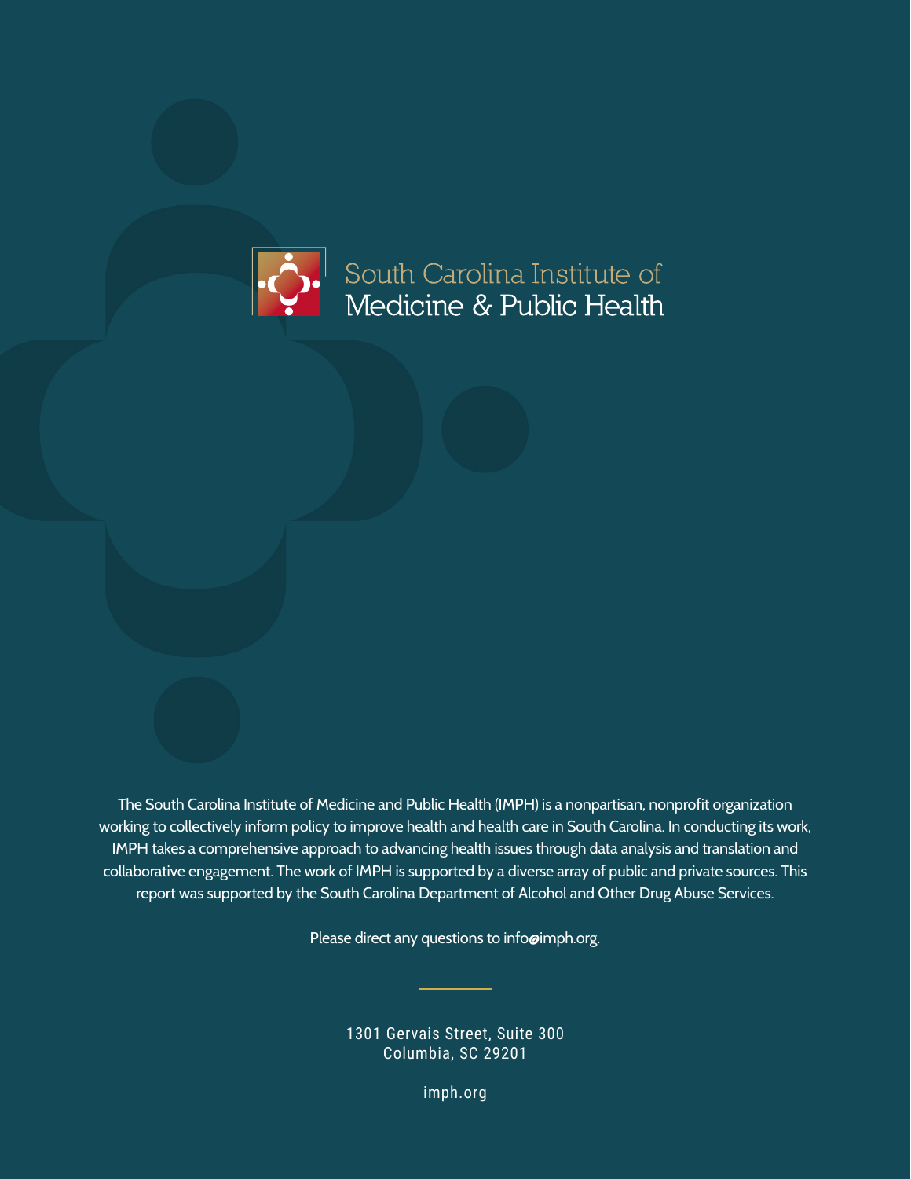South Carolina Institute of
Medicine & Public Health

The South Carolina Institute of Medicine and Public Health (IMPH) is a nonpartisan, nonprofit organization working to collectively inform policy to improve health and health care in South Carolina. In conducting its work, IMPH takes a comprehensive approach to advancing health issues through data analysis and translation and collaborative engagement. The work of IMPH is supported by a diverse array of public and private sources. This report was supported by the South Carolina Department of Alcohol and Other Drug Abuse Services.

Please direct any questions to info@imph.org.

1301 Gervais Street, Suite 300
Columbia, SC 29201

imph.org